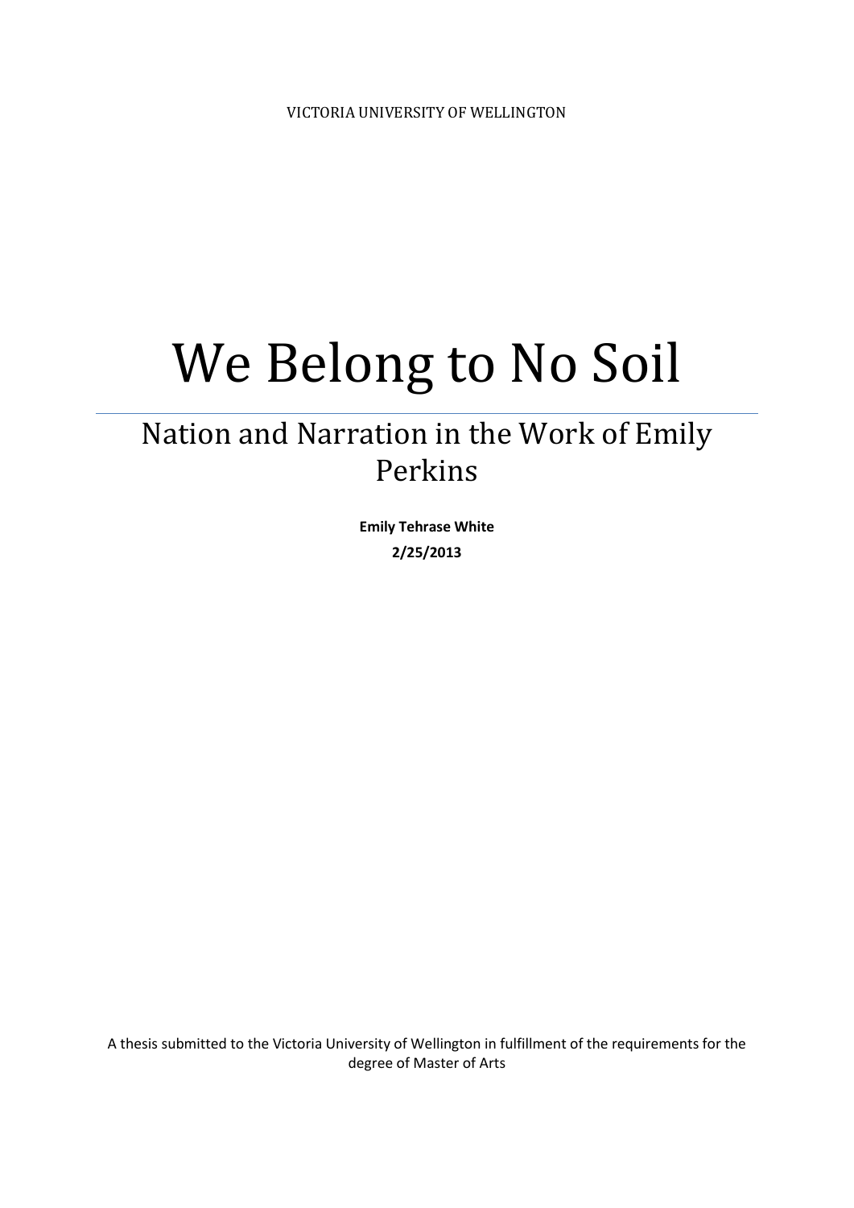VICTORIA UNIVERSITY OF WELLINGTON

# We Belong to No Soil

## Nation and Narration in the Work of Emily Perkins

**Emily Tehrase White**

**2/25/2013**

A thesis submitted to the Victoria University of Wellington in fulfillment of the requirements for the degree of Master of Arts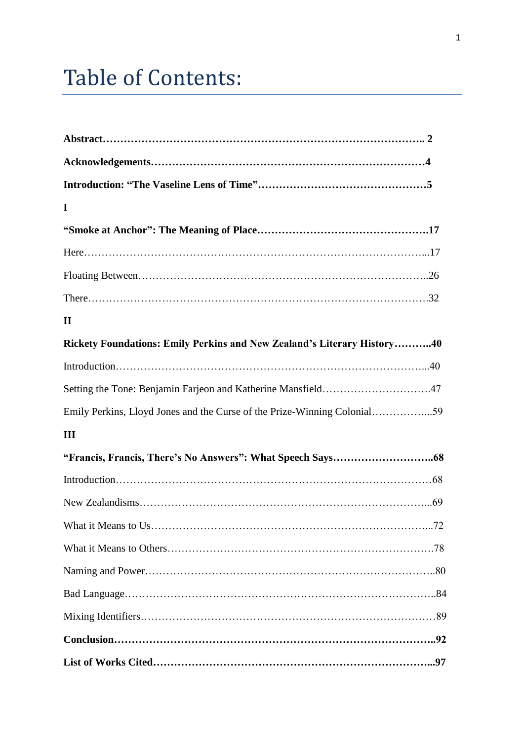# Table of Contents:

**Abstract………………………………………………………………………………….. 2**

**Acknowledgements…………………………………………………………………4**

**Introduction: "The Vaseline Lens of Time"…………………………………………5**

**I**

**"Smoke at Anchor": The Meaning of Place………………………………………….17**

Here……………………………………………………………………………………...17

Floating Between………………………………………………………………………..26

There…………………………………………………………………………………….32

**II**

**Rickety Foundations: Emily Perkins and New Zealand's Literary History………..40**

Introduction……………………………………………………………………………...40

Setting the Tone: Benjamin Farjeon and Katherine Mansfield………………………….47

Emily Perkins, Lloyd Jones and the Curse of the Prize-Winning Colonial……………...59

**III**

**"Francis, Francis, There's No Answers": What Speech Says………………………..68**

Introduction………………………………………………………………………………68

New Zealandisms………………………………………………………………………...69

What it Means to Us……………………………………………………………………...72

What it Means to Others………………………………………………………………….78

Naming and Power………………………………………………………………………..80

Bad Language……………………………………………………………………………..84

Mixing Identifiers…………………………………………………………………………89

**Conclusion………………………………………………………………………………..92**

**List of Works Cited………………………………………………………………………...97**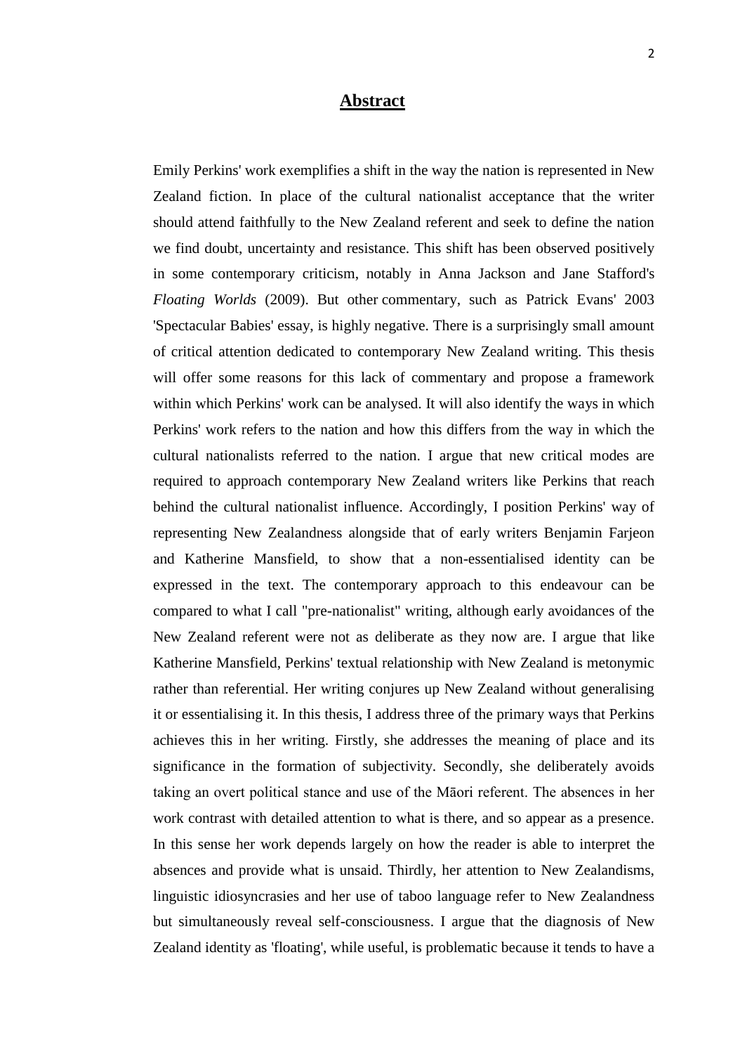# Abstract

Emily Perkins' work exemplifies a shift in the way the nation is represented in New Zealand fiction. In place of the cultural nationalist acceptance that the writer should attend faithfully to the New Zealand referent and seek to define the nation we find doubt, uncertainty and resistance. This shift has been observed positively in some contemporary criticism, notably in Anna Jackson and Jane Stafford's *Floating Worlds* (2009). But other commentary, such as Patrick Evans' 2003 'Spectacular Babies' essay, is highly negative. There is a surprisingly small amount of critical attention dedicated to contemporary New Zealand writing. This thesis will offer some reasons for this lack of commentary and propose a framework within which Perkins' work can be analysed. It will also identify the ways in which Perkins' work refers to the nation and how this differs from the way in which the cultural nationalists referred to the nation. I argue that new critical modes are required to approach contemporary New Zealand writers like Perkins that reach behind the cultural nationalist influence. Accordingly, I position Perkins' way of representing New Zealandness alongside that of early writers Benjamin Farjeon and Katherine Mansfield, to show that a non-essentialised identity can be expressed in the text. The contemporary approach to this endeavour can be compared to what I call "pre-nationalist" writing, although early avoidances of the New Zealand referent were not as deliberate as they now are. I argue that like Katherine Mansfield, Perkins' textual relationship with New Zealand is metonymic rather than referential. Her writing conjures up New Zealand without generalising it or essentialising it. In this thesis, I address three of the primary ways that Perkins achieves this in her writing. Firstly, she addresses the meaning of place and its significance in the formation of subjectivity. Secondly, she deliberately avoids taking an overt political stance and use of the Māori referent. The absences in her work contrast with detailed attention to what is there, and so appear as a presence. In this sense her work depends largely on how the reader is able to interpret the absences and provide what is unsaid. Thirdly, her attention to New Zealandisms, linguistic idiosyncrasies and her use of taboo language refer to New Zealandness but simultaneously reveal self-consciousness. I argue that the diagnosis of New Zealand identity as 'floating', while useful, is problematic because it tends to have a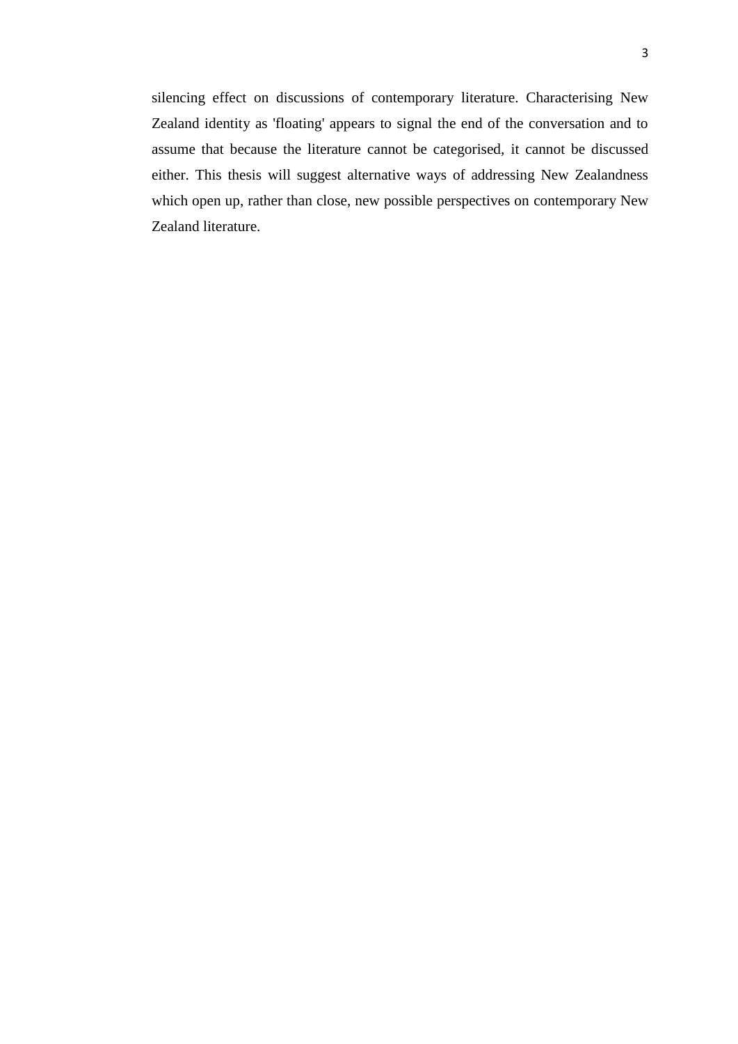silencing effect on discussions of contemporary literature. Characterising New Zealand identity as 'floating' appears to signal the end of the conversation and to assume that because the literature cannot be categorised, it cannot be discussed either. This thesis will suggest alternative ways of addressing New Zealandness which open up, rather than close, new possible perspectives on contemporary New Zealand literature.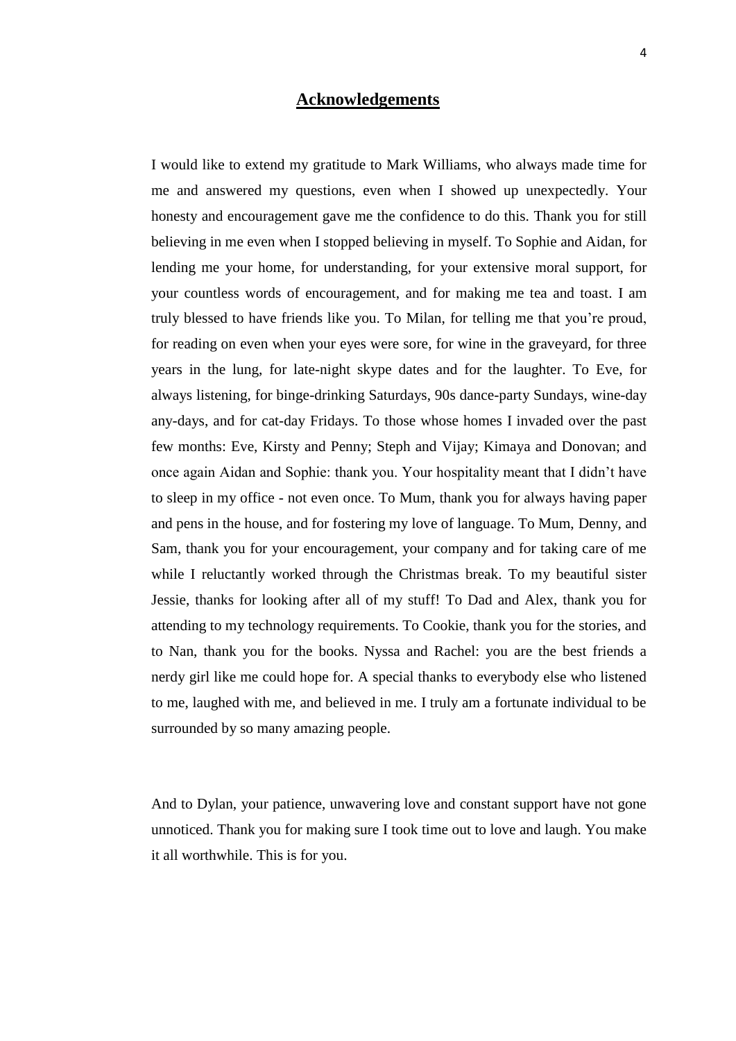# Acknowledgements

I would like to extend my gratitude to Mark Williams, who always made time for me and answered my questions, even when I showed up unexpectedly. Your honesty and encouragement gave me the confidence to do this. Thank you for still believing in me even when I stopped believing in myself. To Sophie and Aidan, for lending me your home, for understanding, for your extensive moral support, for your countless words of encouragement, and for making me tea and toast. I am truly blessed to have friends like you. To Milan, for telling me that you're proud, for reading on even when your eyes were sore, for wine in the graveyard, for three years in the lung, for late-night skype dates and for the laughter. To Eve, for always listening, for binge-drinking Saturdays, 90s dance-party Sundays, wine-day any-days, and for cat-day Fridays. To those whose homes I invaded over the past few months: Eve, Kirsty and Penny; Steph and Vijay; Kimaya and Donovan; and once again Aidan and Sophie: thank you. Your hospitality meant that I didn't have to sleep in my office - not even once. To Mum, thank you for always having paper and pens in the house, and for fostering my love of language. To Mum, Denny, and Sam, thank you for your encouragement, your company and for taking care of me while I reluctantly worked through the Christmas break. To my beautiful sister Jessie, thanks for looking after all of my stuff! To Dad and Alex, thank you for attending to my technology requirements. To Cookie, thank you for the stories, and to Nan, thank you for the books. Nyssa and Rachel: you are the best friends a nerdy girl like me could hope for. A special thanks to everybody else who listened to me, laughed with me, and believed in me. I truly am a fortunate individual to be surrounded by so many amazing people.

And to Dylan, your patience, unwavering love and constant support have not gone unnoticed. Thank you for making sure I took time out to love and laugh. You make it all worthwhile. This is for you.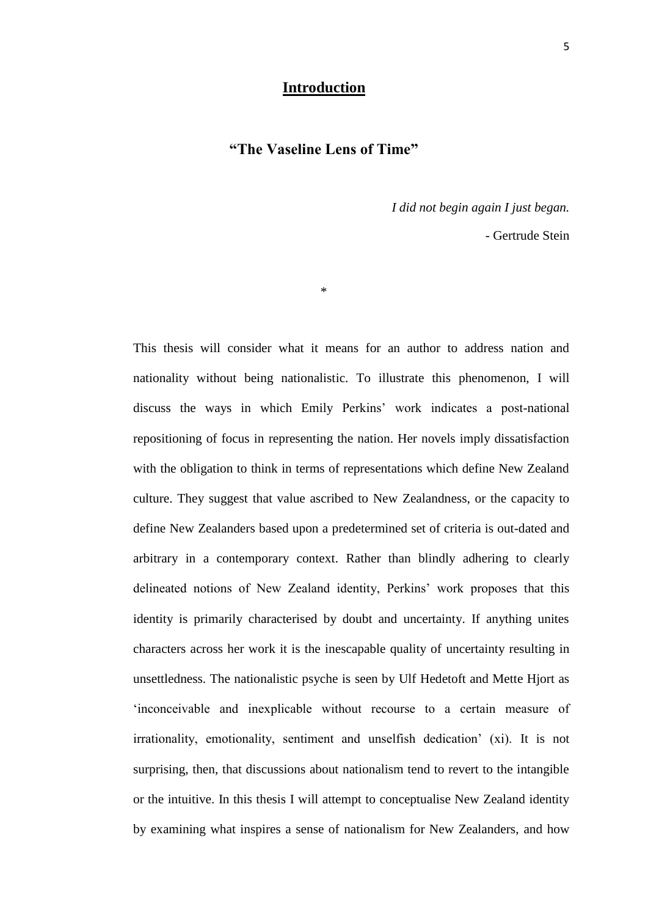# Introduction

## "The Vaseline Lens of Time"

*I did not begin again I just began.*

- Gertrude Stein

*

This thesis will consider what it means for an author to address nation and nationality without being nationalistic. To illustrate this phenomenon, I will discuss the ways in which Emily Perkins' work indicates a post-national repositioning of focus in representing the nation. Her novels imply dissatisfaction with the obligation to think in terms of representations which define New Zealand culture. They suggest that value ascribed to New Zealandness, or the capacity to define New Zealanders based upon a predetermined set of criteria is out-dated and arbitrary in a contemporary context. Rather than blindly adhering to clearly delineated notions of New Zealand identity, Perkins' work proposes that this identity is primarily characterised by doubt and uncertainty. If anything unites characters across her work it is the inescapable quality of uncertainty resulting in unsettledness. The nationalistic psyche is seen by Ulf Hedetoft and Mette Hjort as 'inconceivable and inexplicable without recourse to a certain measure of irrationality, emotionality, sentiment and unselfish dedication' (xi). It is not surprising, then, that discussions about nationalism tend to revert to the intangible or the intuitive. In this thesis I will attempt to conceptualise New Zealand identity by examining what inspires a sense of nationalism for New Zealanders, and how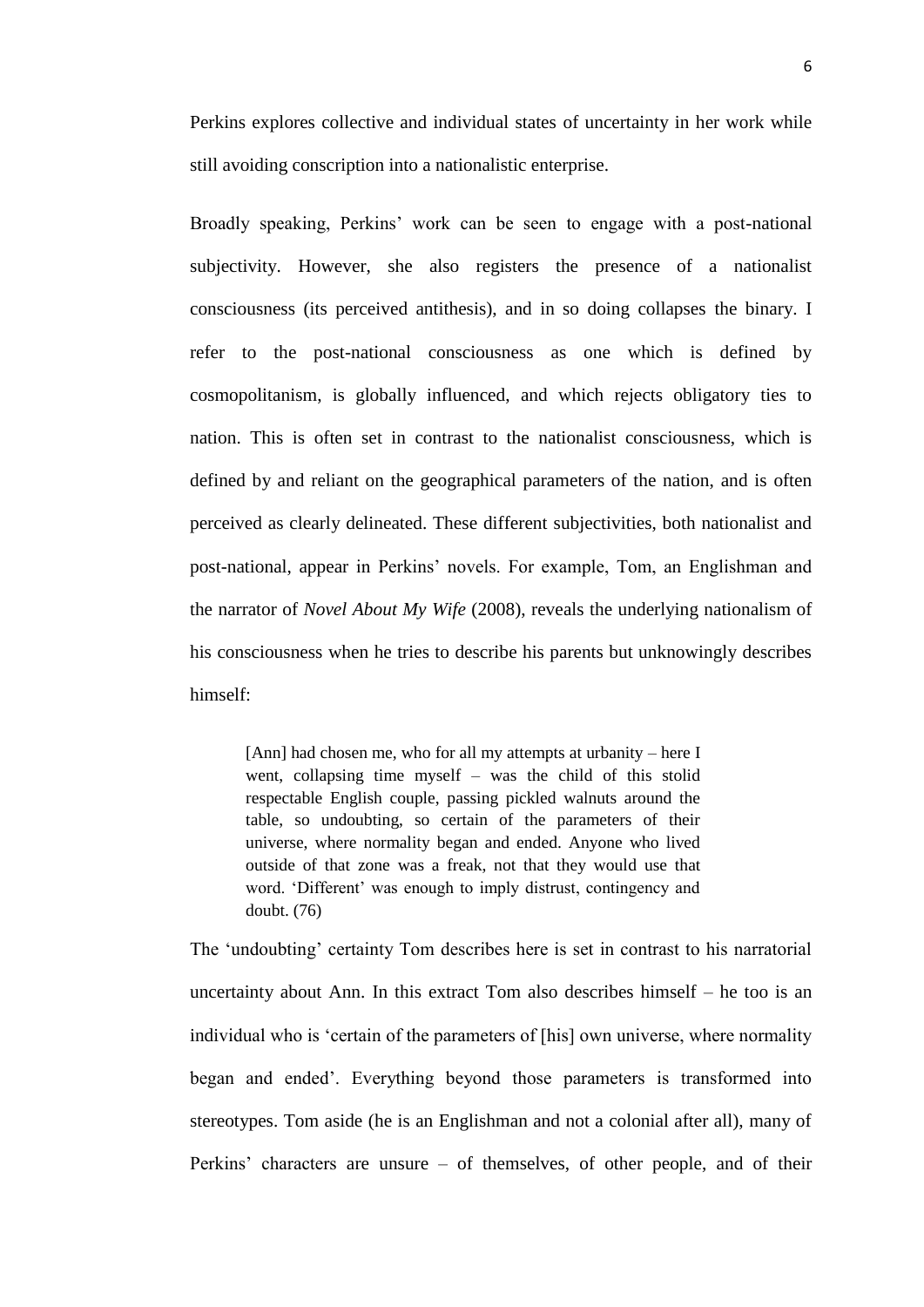Perkins explores collective and individual states of uncertainty in her work while still avoiding conscription into a nationalistic enterprise.

Broadly speaking, Perkins' work can be seen to engage with a post-national subjectivity. However, she also registers the presence of a nationalist consciousness (its perceived antithesis), and in so doing collapses the binary. I refer to the post-national consciousness as one which is defined by cosmopolitanism, is globally influenced, and which rejects obligatory ties to nation. This is often set in contrast to the nationalist consciousness, which is defined by and reliant on the geographical parameters of the nation, and is often perceived as clearly delineated. These different subjectivities, both nationalist and post-national, appear in Perkins' novels. For example, Tom, an Englishman and the narrator of *Novel About My Wife* (2008), reveals the underlying nationalism of his consciousness when he tries to describe his parents but unknowingly describes himself:

> [Ann] had chosen me, who for all my attempts at urbanity – here I went, collapsing time myself – was the child of this stolid respectable English couple, passing pickled walnuts around the table, so undoubting, so certain of the parameters of their universe, where normality began and ended. Anyone who lived outside of that zone was a freak, not that they would use that word. 'Different' was enough to imply distrust, contingency and doubt. (76)

The 'undoubting' certainty Tom describes here is set in contrast to his narratorial uncertainty about Ann. In this extract Tom also describes himself – he too is an individual who is 'certain of the parameters of [his] own universe, where normality began and ended'. Everything beyond those parameters is transformed into stereotypes. Tom aside (he is an Englishman and not a colonial after all), many of Perkins' characters are unsure – of themselves, of other people, and of their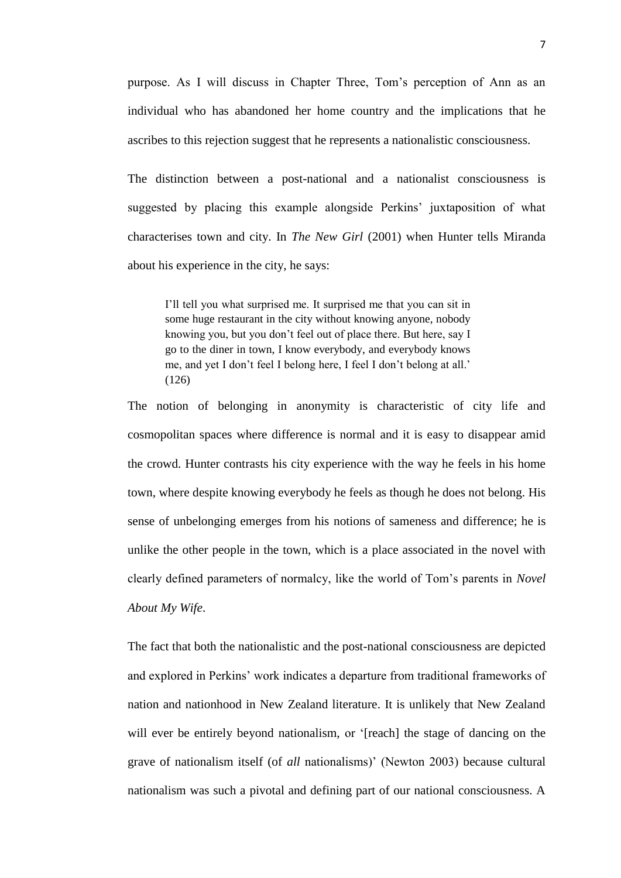purpose. As I will discuss in Chapter Three, Tom's perception of Ann as an individual who has abandoned her home country and the implications that he ascribes to this rejection suggest that he represents a nationalistic consciousness.

The distinction between a post-national and a nationalist consciousness is suggested by placing this example alongside Perkins' juxtaposition of what characterises town and city. In *The New Girl* (2001) when Hunter tells Miranda about his experience in the city, he says:

> I'll tell you what surprised me. It surprised me that you can sit in some huge restaurant in the city without knowing anyone, nobody knowing you, but you don't feel out of place there. But here, say I go to the diner in town, I know everybody, and everybody knows me, and yet I don't feel I belong here, I feel I don't belong at all.' (126)

The notion of belonging in anonymity is characteristic of city life and cosmopolitan spaces where difference is normal and it is easy to disappear amid the crowd. Hunter contrasts his city experience with the way he feels in his home town, where despite knowing everybody he feels as though he does not belong. His sense of unbelonging emerges from his notions of sameness and difference; he is unlike the other people in the town, which is a place associated in the novel with clearly defined parameters of normalcy, like the world of Tom's parents in *Novel About My Wife*.

The fact that both the nationalistic and the post-national consciousness are depicted and explored in Perkins' work indicates a departure from traditional frameworks of nation and nationhood in New Zealand literature. It is unlikely that New Zealand will ever be entirely beyond nationalism, or '[reach] the stage of dancing on the grave of nationalism itself (of *all* nationalisms)' (Newton 2003) because cultural nationalism was such a pivotal and defining part of our national consciousness. A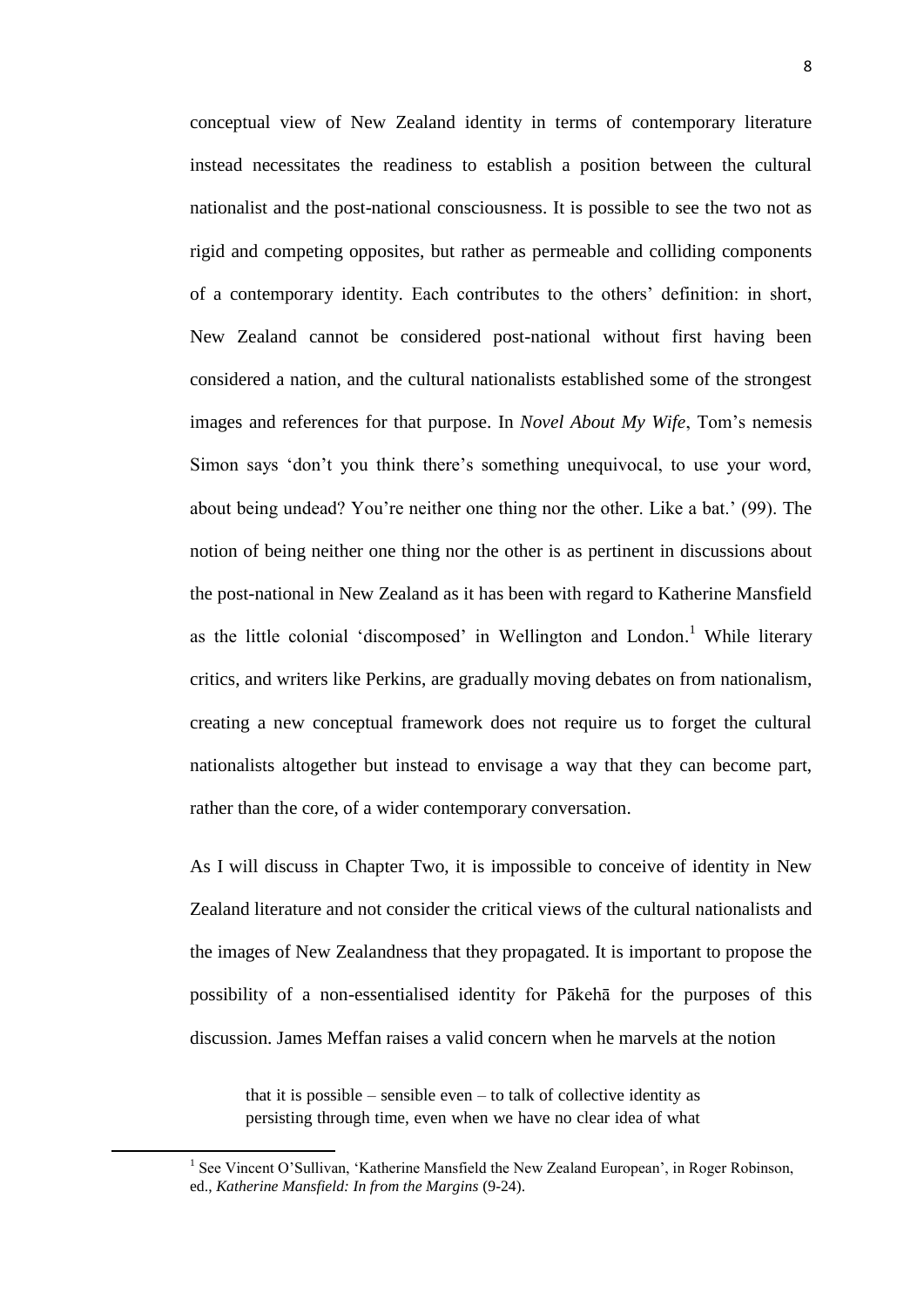conceptual view of New Zealand identity in terms of contemporary literature instead necessitates the readiness to establish a position between the cultural nationalist and the post-national consciousness. It is possible to see the two not as rigid and competing opposites, but rather as permeable and colliding components of a contemporary identity. Each contributes to the others' definition: in short, New Zealand cannot be considered post-national without first having been considered a nation, and the cultural nationalists established some of the strongest images and references for that purpose. In *Novel About My Wife*, Tom's nemesis Simon says 'don't you think there's something unequivocal, to use your word, about being undead? You're neither one thing nor the other. Like a bat.' (99). The notion of being neither one thing nor the other is as pertinent in discussions about the post-national in New Zealand as it has been with regard to Katherine Mansfield as the little colonial 'discomposed' in Wellington and London.[1] While literary critics, and writers like Perkins, are gradually moving debates on from nationalism, creating a new conceptual framework does not require us to forget the cultural nationalists altogether but instead to envisage a way that they can become part, rather than the core, of a wider contemporary conversation.

As I will discuss in Chapter Two, it is impossible to conceive of identity in New Zealand literature and not consider the critical views of the cultural nationalists and the images of New Zealandness that they propagated. It is important to propose the possibility of a non-essentialised identity for Pākehā for the purposes of this discussion. James Meffan raises a valid concern when he marvels at the notion

> that it is possible – sensible even – to talk of collective identity as persisting through time, even when we have no clear idea of what

[1] See Vincent O'Sullivan, 'Katherine Mansfield the New Zealand European', in Roger Robinson, ed., *Katherine Mansfield: In from the Margins* (9-24).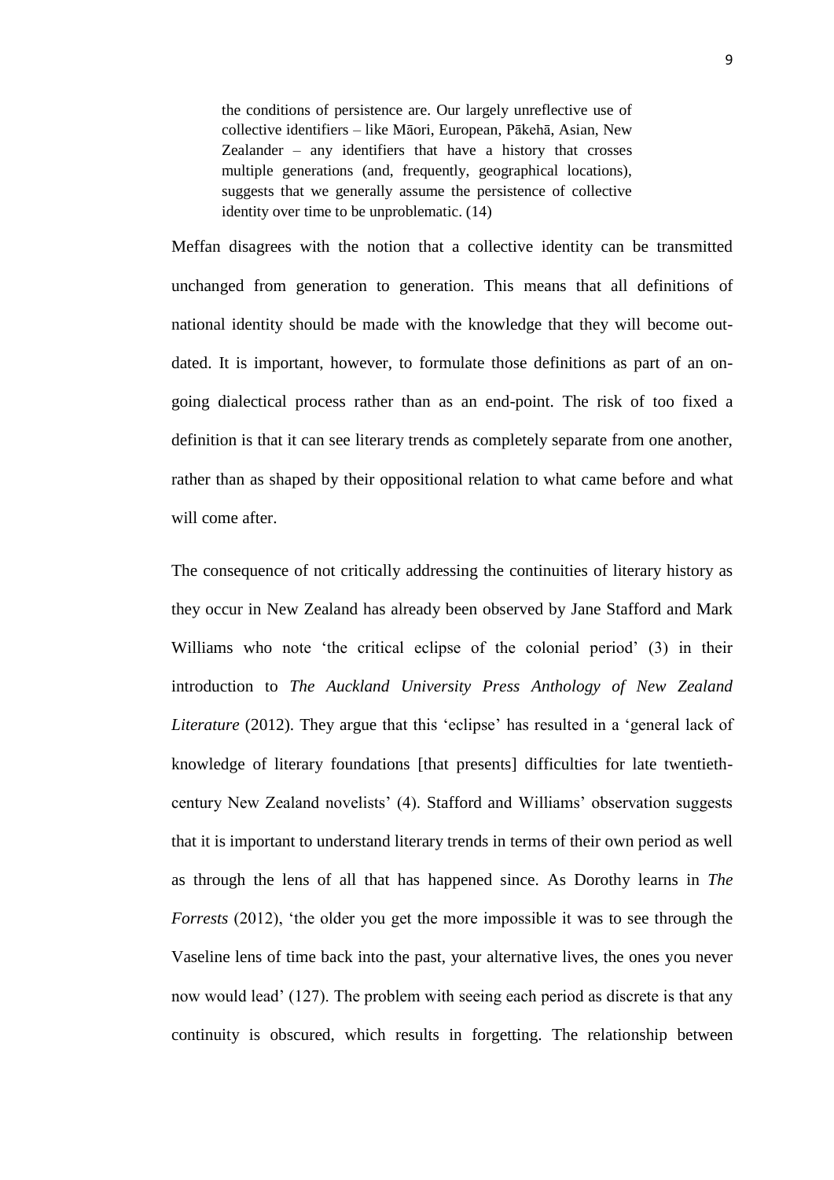> the conditions of persistence are. Our largely unreflective use of collective identifiers – like Māori, European, Pākehā, Asian, New Zealander – any identifiers that have a history that crosses multiple generations (and, frequently, geographical locations), suggests that we generally assume the persistence of collective identity over time to be unproblematic. (14)

Meffan disagrees with the notion that a collective identity can be transmitted unchanged from generation to generation. This means that all definitions of national identity should be made with the knowledge that they will become out-dated. It is important, however, to formulate those definitions as part of an on-going dialectical process rather than as an end-point. The risk of too fixed a definition is that it can see literary trends as completely separate from one another, rather than as shaped by their oppositional relation to what came before and what will come after.

The consequence of not critically addressing the continuities of literary history as they occur in New Zealand has already been observed by Jane Stafford and Mark Williams who note 'the critical eclipse of the colonial period' (3) in their introduction to *The Auckland University Press Anthology of New Zealand Literature* (2012). They argue that this 'eclipse' has resulted in a 'general lack of knowledge of literary foundations [that presents] difficulties for late twentieth-century New Zealand novelists' (4). Stafford and Williams' observation suggests that it is important to understand literary trends in terms of their own period as well as through the lens of all that has happened since. As Dorothy learns in *The Forrests* (2012), 'the older you get the more impossible it was to see through the Vaseline lens of time back into the past, your alternative lives, the ones you never now would lead' (127). The problem with seeing each period as discrete is that any continuity is obscured, which results in forgetting. The relationship between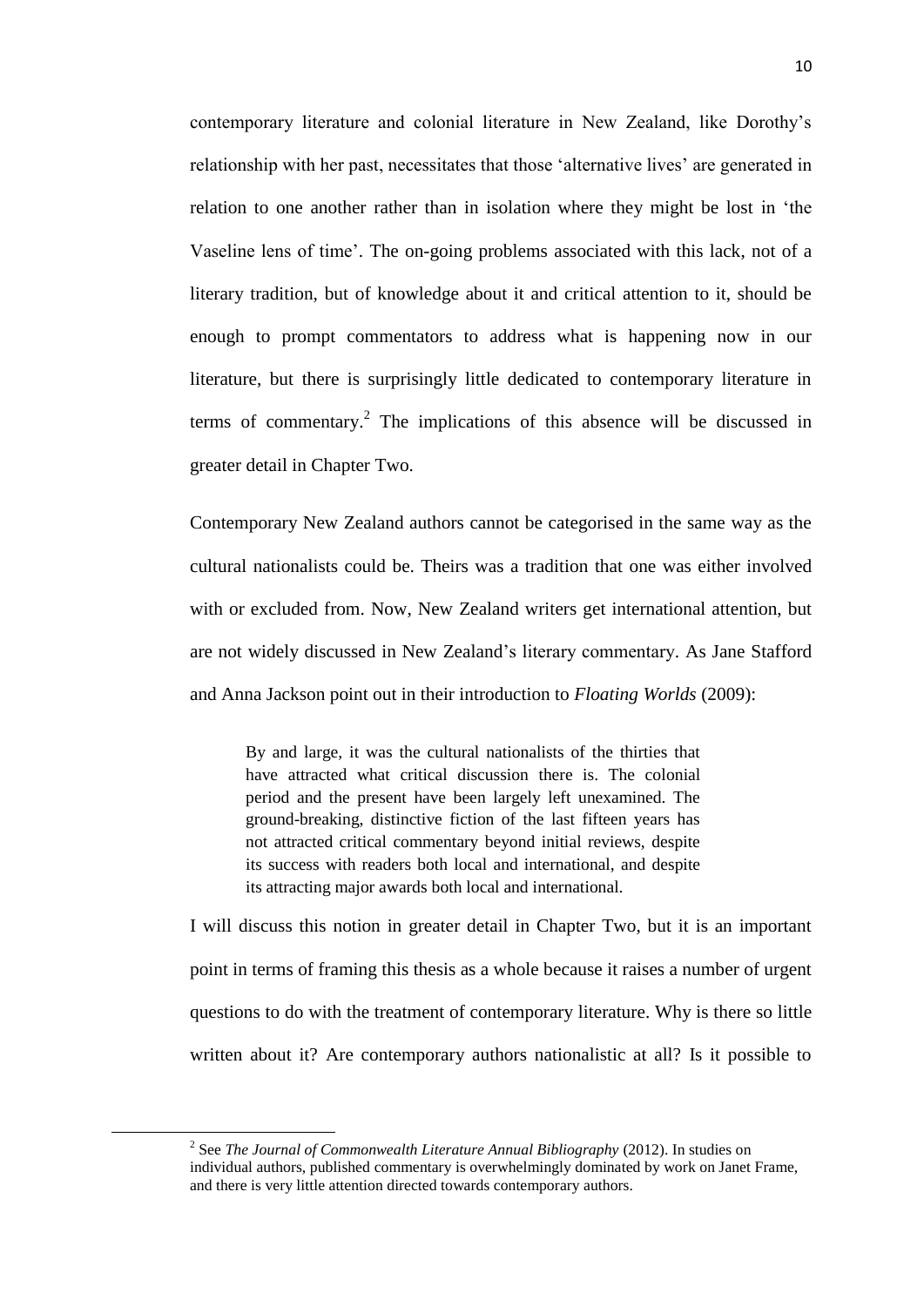contemporary literature and colonial literature in New Zealand, like Dorothy's relationship with her past, necessitates that those 'alternative lives' are generated in relation to one another rather than in isolation where they might be lost in 'the Vaseline lens of time'. The on-going problems associated with this lack, not of a literary tradition, but of knowledge about it and critical attention to it, should be enough to prompt commentators to address what is happening now in our literature, but there is surprisingly little dedicated to contemporary literature in terms of commentary.[2] The implications of this absence will be discussed in greater detail in Chapter Two.

Contemporary New Zealand authors cannot be categorised in the same way as the cultural nationalists could be. Theirs was a tradition that one was either involved with or excluded from. Now, New Zealand writers get international attention, but are not widely discussed in New Zealand's literary commentary. As Jane Stafford and Anna Jackson point out in their introduction to *Floating Worlds* (2009):

> By and large, it was the cultural nationalists of the thirties that have attracted what critical discussion there is. The colonial period and the present have been largely left unexamined. The ground-breaking, distinctive fiction of the last fifteen years has not attracted critical commentary beyond initial reviews, despite its success with readers both local and international, and despite its attracting major awards both local and international.

I will discuss this notion in greater detail in Chapter Two, but it is an important point in terms of framing this thesis as a whole because it raises a number of urgent questions to do with the treatment of contemporary literature. Why is there so little written about it? Are contemporary authors nationalistic at all? Is it possible to

---

[2] See *The Journal of Commonwealth Literature Annual Bibliography* (2012). In studies on individual authors, published commentary is overwhelmingly dominated by work on Janet Frame, and there is very little attention directed towards contemporary authors.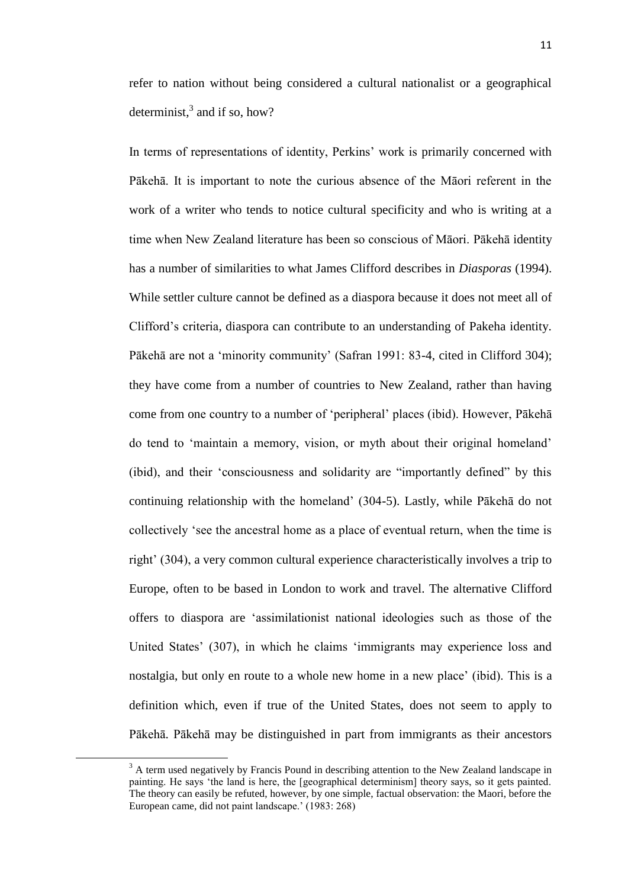refer to nation without being considered a cultural nationalist or a geographical determinist,[3] and if so, how?

In terms of representations of identity, Perkins' work is primarily concerned with Pākehā. It is important to note the curious absence of the Māori referent in the work of a writer who tends to notice cultural specificity and who is writing at a time when New Zealand literature has been so conscious of Māori. Pākehā identity has a number of similarities to what James Clifford describes in *Diasporas* (1994). While settler culture cannot be defined as a diaspora because it does not meet all of Clifford's criteria, diaspora can contribute to an understanding of Pakeha identity. Pākehā are not a 'minority community' (Safran 1991: 83-4, cited in Clifford 304); they have come from a number of countries to New Zealand, rather than having come from one country to a number of 'peripheral' places (ibid). However, Pākehā do tend to 'maintain a memory, vision, or myth about their original homeland' (ibid), and their 'consciousness and solidarity are "importantly defined" by this continuing relationship with the homeland' (304-5). Lastly, while Pākehā do not collectively 'see the ancestral home as a place of eventual return, when the time is right' (304), a very common cultural experience characteristically involves a trip to Europe, often to be based in London to work and travel. The alternative Clifford offers to diaspora are 'assimilationist national ideologies such as those of the United States' (307), in which he claims 'immigrants may experience loss and nostalgia, but only en route to a whole new home in a new place' (ibid). This is a definition which, even if true of the United States, does not seem to apply to Pākehā. Pākehā may be distinguished in part from immigrants as their ancestors

[3] A term used negatively by Francis Pound in describing attention to the New Zealand landscape in painting. He says 'the land is here, the [geographical determinism] theory says, so it gets painted. The theory can easily be refuted, however, by one simple, factual observation: the Maori, before the European came, did not paint landscape.' (1983: 268)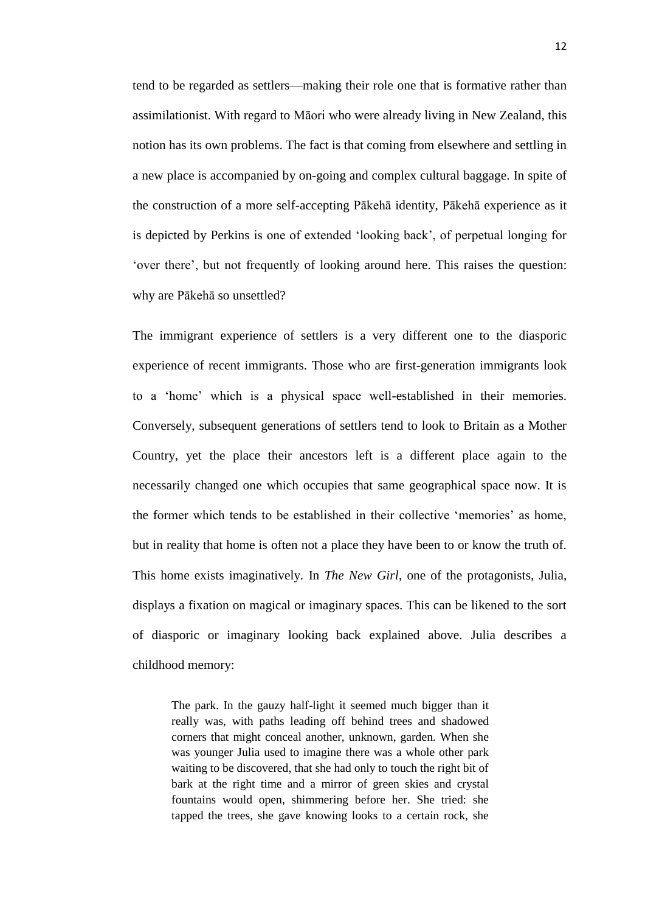tend to be regarded as settlers—making their role one that is formative rather than assimilationist. With regard to Māori who were already living in New Zealand, this notion has its own problems. The fact is that coming from elsewhere and settling in a new place is accompanied by on-going and complex cultural baggage. In spite of the construction of a more self-accepting Pākehā identity, Pākehā experience as it is depicted by Perkins is one of extended 'looking back', of perpetual longing for 'over there', but not frequently of looking around here. This raises the question: why are Pākehā so unsettled?

The immigrant experience of settlers is a very different one to the diasporic experience of recent immigrants. Those who are first-generation immigrants look to a 'home' which is a physical space well-established in their memories. Conversely, subsequent generations of settlers tend to look to Britain as a Mother Country, yet the place their ancestors left is a different place again to the necessarily changed one which occupies that same geographical space now. It is the former which tends to be established in their collective 'memories' as home, but in reality that home is often not a place they have been to or know the truth of. This home exists imaginatively. In *The New Girl*, one of the protagonists, Julia, displays a fixation on magical or imaginary spaces. This can be likened to the sort of diasporic or imaginary looking back explained above. Julia describes a childhood memory:

> The park. In the gauzy half-light it seemed much bigger than it really was, with paths leading off behind trees and shadowed corners that might conceal another, unknown, garden. When she was younger Julia used to imagine there was a whole other park waiting to be discovered, that she had only to touch the right bit of bark at the right time and a mirror of green skies and crystal fountains would open, shimmering before her. She tried: she tapped the trees, she gave knowing looks to a certain rock, she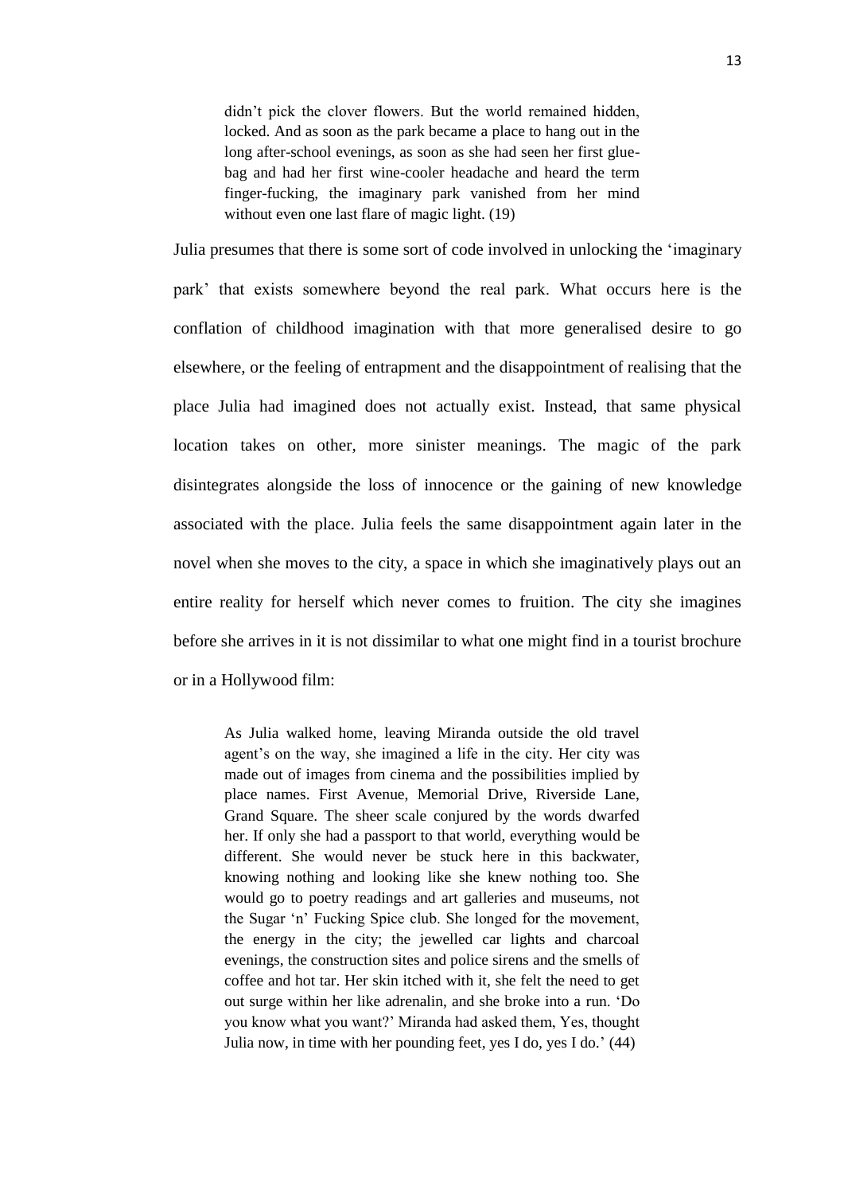> didn't pick the clover flowers. But the world remained hidden, locked. And as soon as the park became a place to hang out in the long after-school evenings, as soon as she had seen her first glue-bag and had her first wine-cooler headache and heard the term finger-fucking, the imaginary park vanished from her mind without even one last flare of magic light. (19)

Julia presumes that there is some sort of code involved in unlocking the 'imaginary park' that exists somewhere beyond the real park. What occurs here is the conflation of childhood imagination with that more generalised desire to go elsewhere, or the feeling of entrapment and the disappointment of realising that the place Julia had imagined does not actually exist. Instead, that same physical location takes on other, more sinister meanings. The magic of the park disintegrates alongside the loss of innocence or the gaining of new knowledge associated with the place. Julia feels the same disappointment again later in the novel when she moves to the city, a space in which she imaginatively plays out an entire reality for herself which never comes to fruition. The city she imagines before she arrives in it is not dissimilar to what one might find in a tourist brochure or in a Hollywood film:

> As Julia walked home, leaving Miranda outside the old travel agent's on the way, she imagined a life in the city. Her city was made out of images from cinema and the possibilities implied by place names. First Avenue, Memorial Drive, Riverside Lane, Grand Square. The sheer scale conjured by the words dwarfed her. If only she had a passport to that world, everything would be different. She would never be stuck here in this backwater, knowing nothing and looking like she knew nothing too. She would go to poetry readings and art galleries and museums, not the Sugar 'n' Fucking Spice club. She longed for the movement, the energy in the city; the jewelled car lights and charcoal evenings, the construction sites and police sirens and the smells of coffee and hot tar. Her skin itched with it, she felt the need to get out surge within her like adrenalin, and she broke into a run. 'Do you know what you want?' Miranda had asked them, Yes, thought Julia now, in time with her pounding feet, yes I do, yes I do.' (44)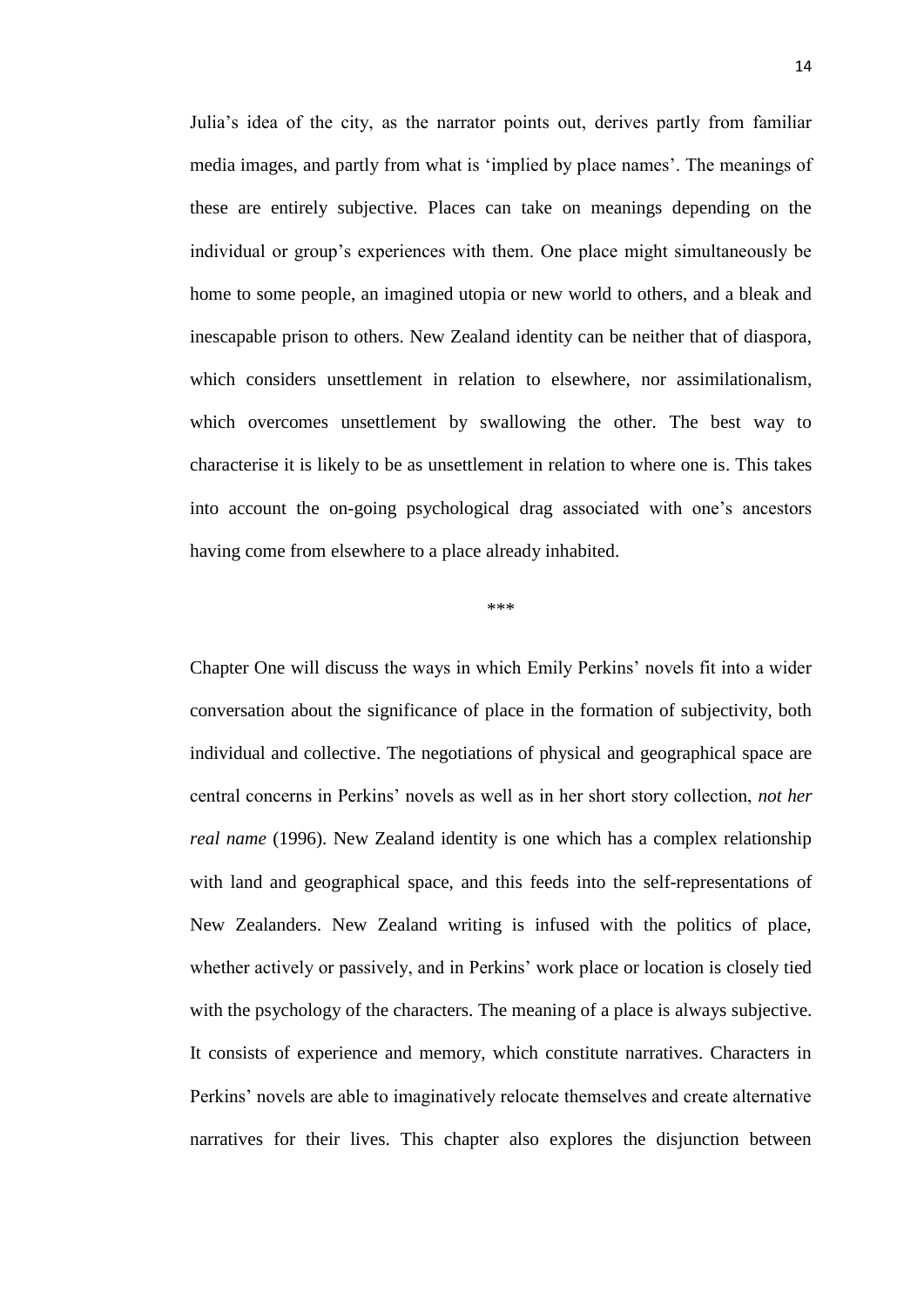Julia's idea of the city, as the narrator points out, derives partly from familiar media images, and partly from what is 'implied by place names'. The meanings of these are entirely subjective. Places can take on meanings depending on the individual or group's experiences with them. One place might simultaneously be home to some people, an imagined utopia or new world to others, and a bleak and inescapable prison to others. New Zealand identity can be neither that of diaspora, which considers unsettlement in relation to elsewhere, nor assimilationalism, which overcomes unsettlement by swallowing the other. The best way to characterise it is likely to be as unsettlement in relation to where one is. This takes into account the on-going psychological drag associated with one's ancestors having come from elsewhere to a place already inhabited.

\*\*\*

Chapter One will discuss the ways in which Emily Perkins' novels fit into a wider conversation about the significance of place in the formation of subjectivity, both individual and collective. The negotiations of physical and geographical space are central concerns in Perkins' novels as well as in her short story collection, *not her real name* (1996). New Zealand identity is one which has a complex relationship with land and geographical space, and this feeds into the self-representations of New Zealanders. New Zealand writing is infused with the politics of place, whether actively or passively, and in Perkins' work place or location is closely tied with the psychology of the characters. The meaning of a place is always subjective. It consists of experience and memory, which constitute narratives. Characters in Perkins' novels are able to imaginatively relocate themselves and create alternative narratives for their lives. This chapter also explores the disjunction between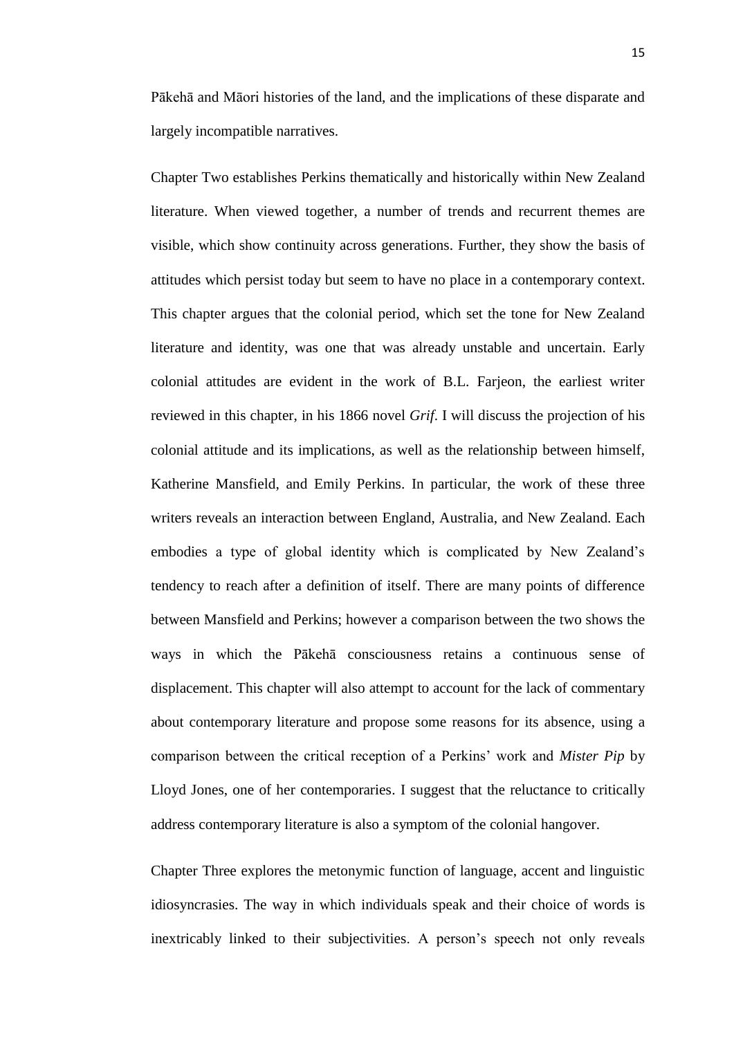Pākehā and Māori histories of the land, and the implications of these disparate and largely incompatible narratives.

Chapter Two establishes Perkins thematically and historically within New Zealand literature. When viewed together, a number of trends and recurrent themes are visible, which show continuity across generations. Further, they show the basis of attitudes which persist today but seem to have no place in a contemporary context. This chapter argues that the colonial period, which set the tone for New Zealand literature and identity, was one that was already unstable and uncertain. Early colonial attitudes are evident in the work of B.L. Farjeon, the earliest writer reviewed in this chapter, in his 1866 novel *Grif*. I will discuss the projection of his colonial attitude and its implications, as well as the relationship between himself, Katherine Mansfield, and Emily Perkins. In particular, the work of these three writers reveals an interaction between England, Australia, and New Zealand. Each embodies a type of global identity which is complicated by New Zealand's tendency to reach after a definition of itself. There are many points of difference between Mansfield and Perkins; however a comparison between the two shows the ways in which the Pākehā consciousness retains a continuous sense of displacement. This chapter will also attempt to account for the lack of commentary about contemporary literature and propose some reasons for its absence, using a comparison between the critical reception of a Perkins' work and *Mister Pip* by Lloyd Jones, one of her contemporaries. I suggest that the reluctance to critically address contemporary literature is also a symptom of the colonial hangover.

Chapter Three explores the metonymic function of language, accent and linguistic idiosyncrasies. The way in which individuals speak and their choice of words is inextricably linked to their subjectivities. A person's speech not only reveals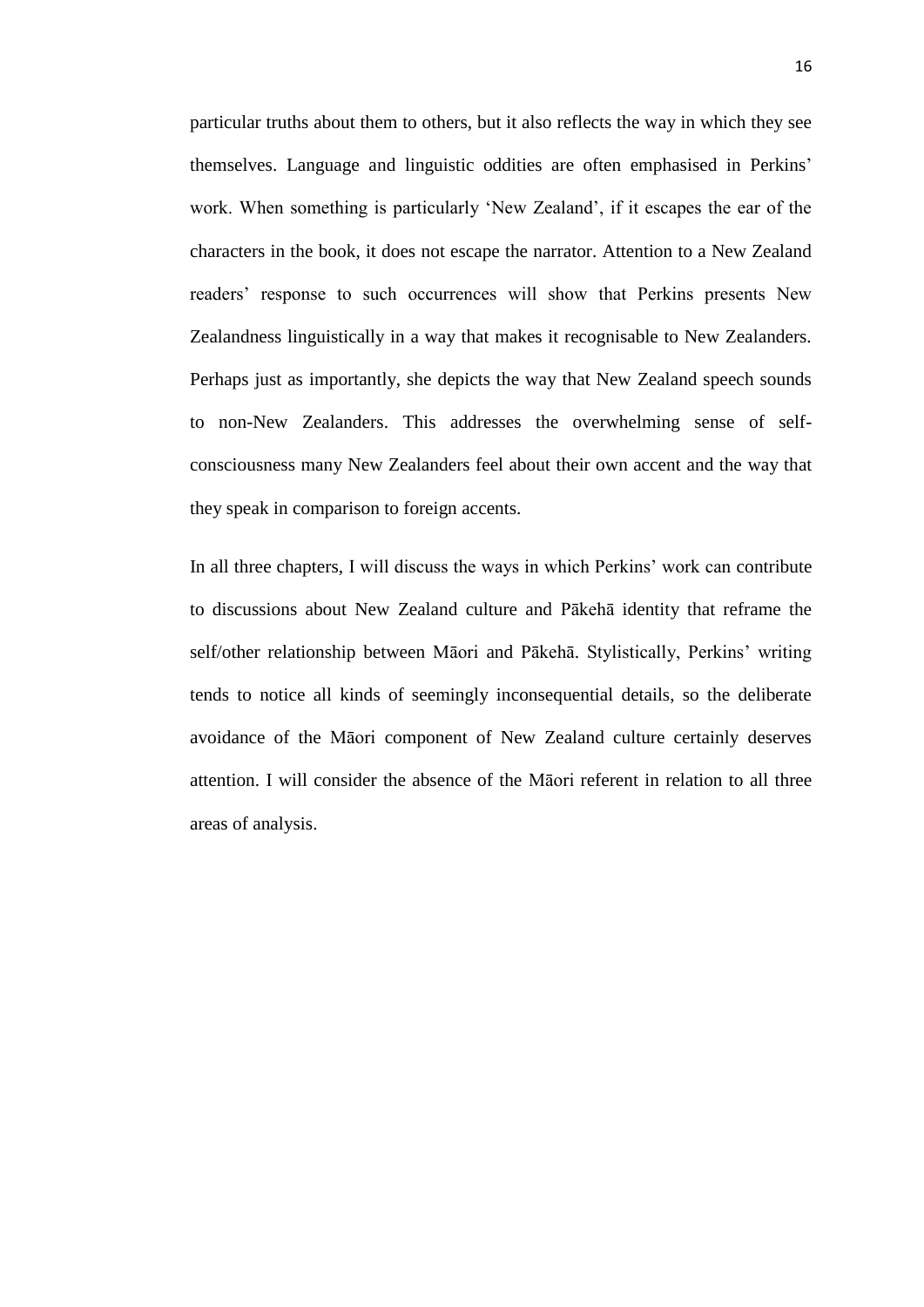particular truths about them to others, but it also reflects the way in which they see themselves. Language and linguistic oddities are often emphasised in Perkins' work. When something is particularly 'New Zealand', if it escapes the ear of the characters in the book, it does not escape the narrator. Attention to a New Zealand readers' response to such occurrences will show that Perkins presents New Zealandness linguistically in a way that makes it recognisable to New Zealanders. Perhaps just as importantly, she depicts the way that New Zealand speech sounds to non-New Zealanders. This addresses the overwhelming sense of self-consciousness many New Zealanders feel about their own accent and the way that they speak in comparison to foreign accents.

In all three chapters, I will discuss the ways in which Perkins' work can contribute to discussions about New Zealand culture and Pākehā identity that reframe the self/other relationship between Māori and Pākehā. Stylistically, Perkins' writing tends to notice all kinds of seemingly inconsequential details, so the deliberate avoidance of the Māori component of New Zealand culture certainly deserves attention. I will consider the absence of the Māori referent in relation to all three areas of analysis.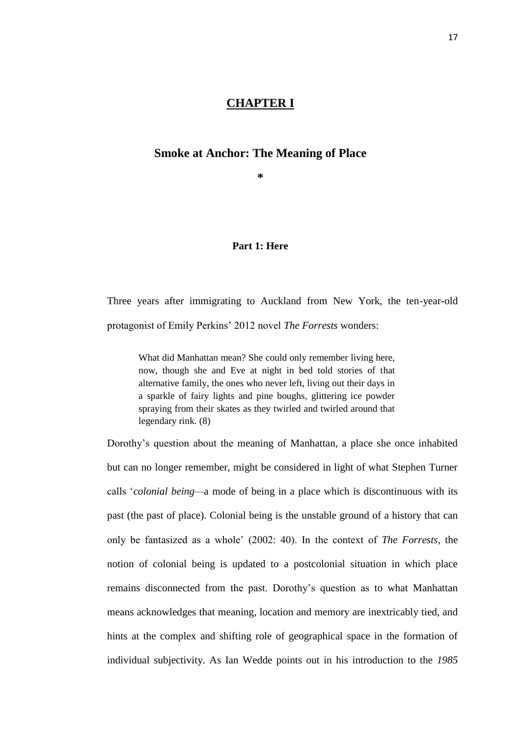# <u>CHAPTER I</u>

## Smoke at Anchor: The Meaning of Place

**\***

### Part 1: Here

Three years after immigrating to Auckland from New York, the ten-year-old protagonist of Emily Perkins' 2012 novel *The Forrests* wonders:

> What did Manhattan mean? She could only remember living here, now, though she and Eve at night in bed told stories of that alternative family, the ones who never left, living out their days in a sparkle of fairy lights and pine boughs, glittering ice powder spraying from their skates as they twirled and twirled around that legendary rink. (8)

Dorothy's question about the meaning of Manhattan, a place she once inhabited but can no longer remember, might be considered in light of what Stephen Turner calls '*colonial being*—a mode of being in a place which is discontinuous with its past (the past of place). Colonial being is the unstable ground of a history that can only be fantasized as a whole' (2002: 40). In the context of *The Forrests*, the notion of colonial being is updated to a postcolonial situation in which place remains disconnected from the past. Dorothy's question as to what Manhattan means acknowledges that meaning, location and memory are inextricably tied, and hints at the complex and shifting role of geographical space in the formation of individual subjectivity. As Ian Wedde points out in his introduction to the *1985*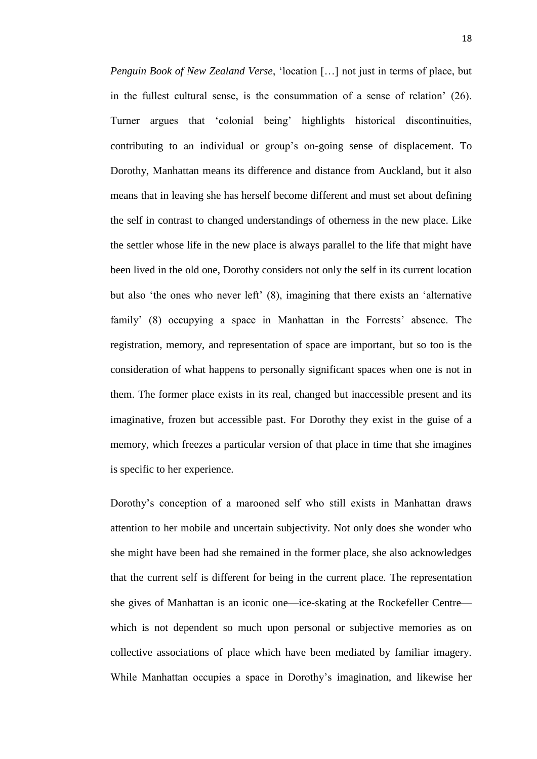*Penguin Book of New Zealand Verse*, 'location […] not just in terms of place, but in the fullest cultural sense, is the consummation of a sense of relation' (26). Turner argues that 'colonial being' highlights historical discontinuities, contributing to an individual or group's on-going sense of displacement. To Dorothy, Manhattan means its difference and distance from Auckland, but it also means that in leaving she has herself become different and must set about defining the self in contrast to changed understandings of otherness in the new place. Like the settler whose life in the new place is always parallel to the life that might have been lived in the old one, Dorothy considers not only the self in its current location but also 'the ones who never left' (8), imagining that there exists an 'alternative family' (8) occupying a space in Manhattan in the Forrests' absence. The registration, memory, and representation of space are important, but so too is the consideration of what happens to personally significant spaces when one is not in them. The former place exists in its real, changed but inaccessible present and its imaginative, frozen but accessible past. For Dorothy they exist in the guise of a memory, which freezes a particular version of that place in time that she imagines is specific to her experience.

Dorothy's conception of a marooned self who still exists in Manhattan draws attention to her mobile and uncertain subjectivity. Not only does she wonder who she might have been had she remained in the former place, she also acknowledges that the current self is different for being in the current place. The representation she gives of Manhattan is an iconic one—ice-skating at the Rockefeller Centre—which is not dependent so much upon personal or subjective memories as on collective associations of place which have been mediated by familiar imagery. While Manhattan occupies a space in Dorothy's imagination, and likewise her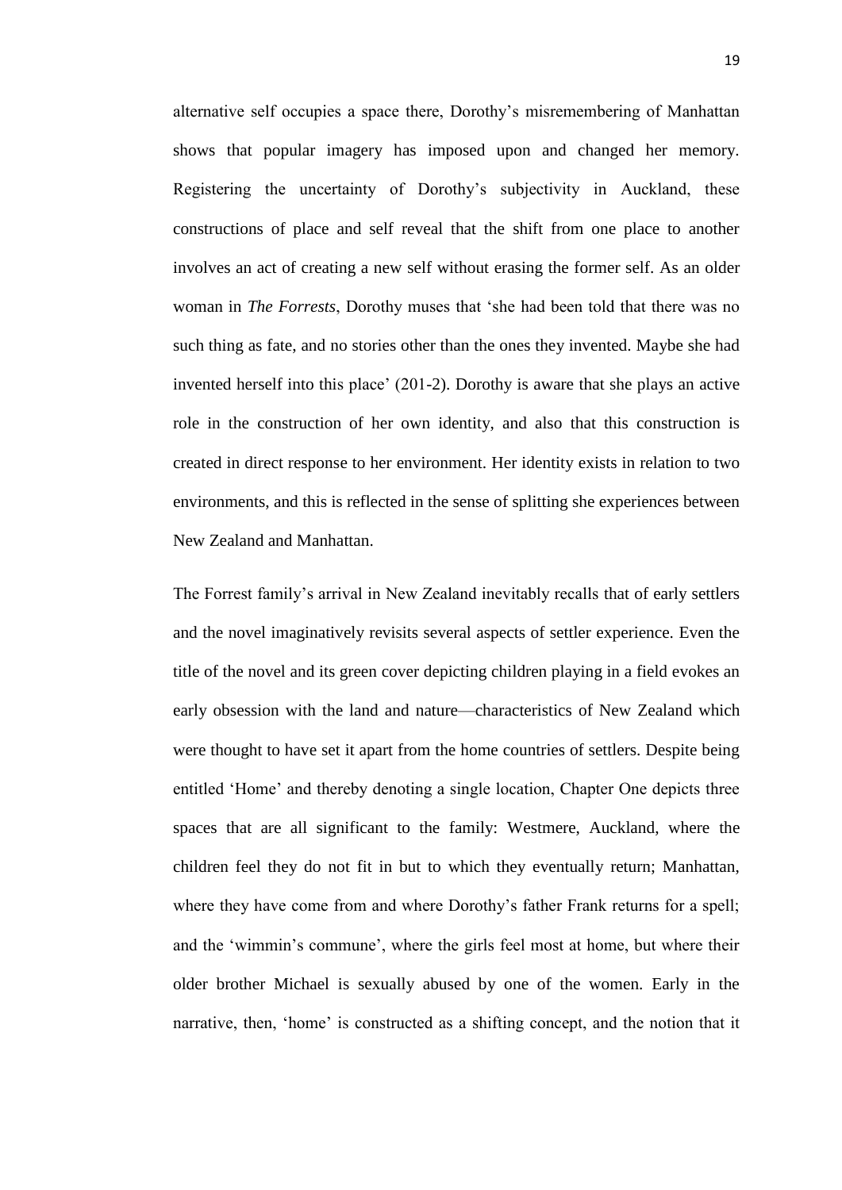alternative self occupies a space there, Dorothy's misremembering of Manhattan shows that popular imagery has imposed upon and changed her memory. Registering the uncertainty of Dorothy's subjectivity in Auckland, these constructions of place and self reveal that the shift from one place to another involves an act of creating a new self without erasing the former self. As an older woman in *The Forrests*, Dorothy muses that 'she had been told that there was no such thing as fate, and no stories other than the ones they invented. Maybe she had invented herself into this place' (201-2). Dorothy is aware that she plays an active role in the construction of her own identity, and also that this construction is created in direct response to her environment. Her identity exists in relation to two environments, and this is reflected in the sense of splitting she experiences between New Zealand and Manhattan.

The Forrest family's arrival in New Zealand inevitably recalls that of early settlers and the novel imaginatively revisits several aspects of settler experience. Even the title of the novel and its green cover depicting children playing in a field evokes an early obsession with the land and nature—characteristics of New Zealand which were thought to have set it apart from the home countries of settlers. Despite being entitled 'Home' and thereby denoting a single location, Chapter One depicts three spaces that are all significant to the family: Westmere, Auckland, where the children feel they do not fit in but to which they eventually return; Manhattan, where they have come from and where Dorothy's father Frank returns for a spell; and the 'wimmin's commune', where the girls feel most at home, but where their older brother Michael is sexually abused by one of the women. Early in the narrative, then, 'home' is constructed as a shifting concept, and the notion that it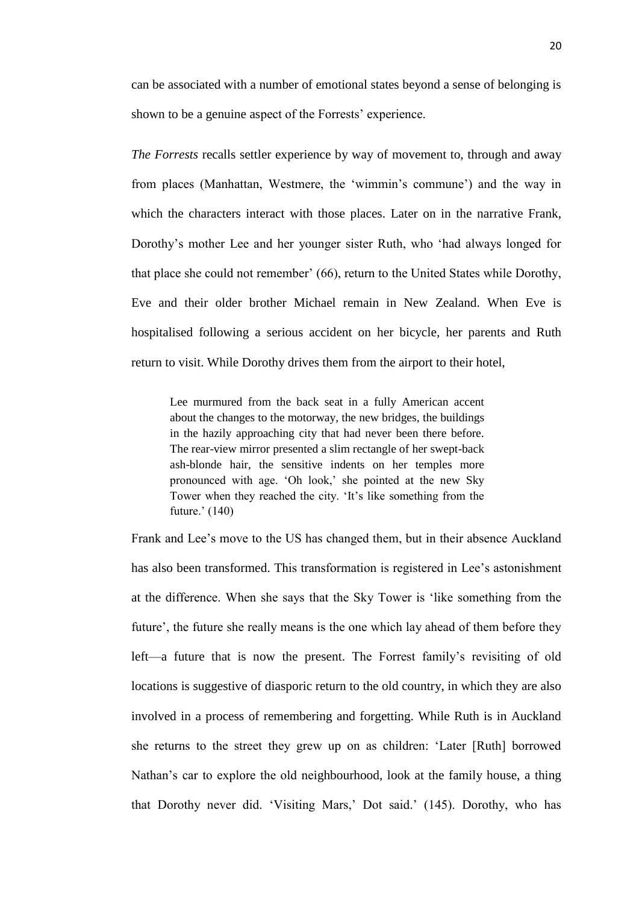can be associated with a number of emotional states beyond a sense of belonging is shown to be a genuine aspect of the Forrests' experience.

*The Forrests* recalls settler experience by way of movement to, through and away from places (Manhattan, Westmere, the 'wimmin's commune') and the way in which the characters interact with those places. Later on in the narrative Frank, Dorothy's mother Lee and her younger sister Ruth, who 'had always longed for that place she could not remember' (66), return to the United States while Dorothy, Eve and their older brother Michael remain in New Zealand. When Eve is hospitalised following a serious accident on her bicycle, her parents and Ruth return to visit. While Dorothy drives them from the airport to their hotel,

> Lee murmured from the back seat in a fully American accent about the changes to the motorway, the new bridges, the buildings in the hazily approaching city that had never been there before. The rear-view mirror presented a slim rectangle of her swept-back ash-blonde hair, the sensitive indents on her temples more pronounced with age. 'Oh look,' she pointed at the new Sky Tower when they reached the city. 'It's like something from the future.' (140)

Frank and Lee's move to the US has changed them, but in their absence Auckland has also been transformed. This transformation is registered in Lee's astonishment at the difference. When she says that the Sky Tower is 'like something from the future', the future she really means is the one which lay ahead of them before they left—a future that is now the present. The Forrest family's revisiting of old locations is suggestive of diasporic return to the old country, in which they are also involved in a process of remembering and forgetting. While Ruth is in Auckland she returns to the street they grew up on as children: 'Later [Ruth] borrowed Nathan's car to explore the old neighbourhood, look at the family house, a thing that Dorothy never did. 'Visiting Mars,' Dot said.' (145). Dorothy, who has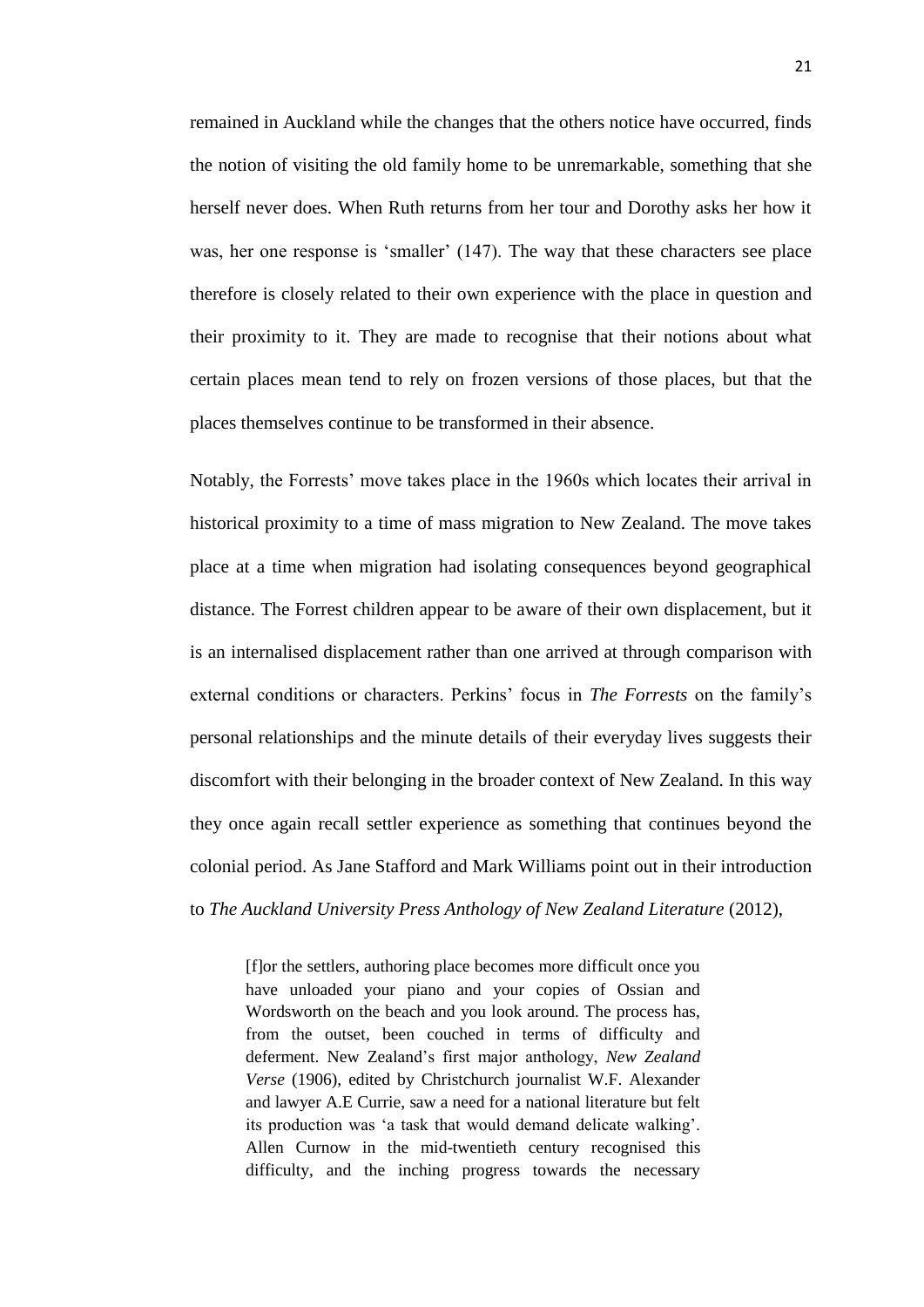remained in Auckland while the changes that the others notice have occurred, finds the notion of visiting the old family home to be unremarkable, something that she herself never does. When Ruth returns from her tour and Dorothy asks her how it was, her one response is 'smaller' (147). The way that these characters see place therefore is closely related to their own experience with the place in question and their proximity to it. They are made to recognise that their notions about what certain places mean tend to rely on frozen versions of those places, but that the places themselves continue to be transformed in their absence.

Notably, the Forrests' move takes place in the 1960s which locates their arrival in historical proximity to a time of mass migration to New Zealand. The move takes place at a time when migration had isolating consequences beyond geographical distance. The Forrest children appear to be aware of their own displacement, but it is an internalised displacement rather than one arrived at through comparison with external conditions or characters. Perkins' focus in *The Forrests* on the family's personal relationships and the minute details of their everyday lives suggests their discomfort with their belonging in the broader context of New Zealand. In this way they once again recall settler experience as something that continues beyond the colonial period. As Jane Stafford and Mark Williams point out in their introduction to *The Auckland University Press Anthology of New Zealand Literature* (2012),

> [f]or the settlers, authoring place becomes more difficult once you have unloaded your piano and your copies of Ossian and Wordsworth on the beach and you look around. The process has, from the outset, been couched in terms of difficulty and deferment. New Zealand's first major anthology, *New Zealand Verse* (1906), edited by Christchurch journalist W.F. Alexander and lawyer A.E Currie, saw a need for a national literature but felt its production was 'a task that would demand delicate walking'. Allen Curnow in the mid-twentieth century recognised this difficulty, and the inching progress towards the necessary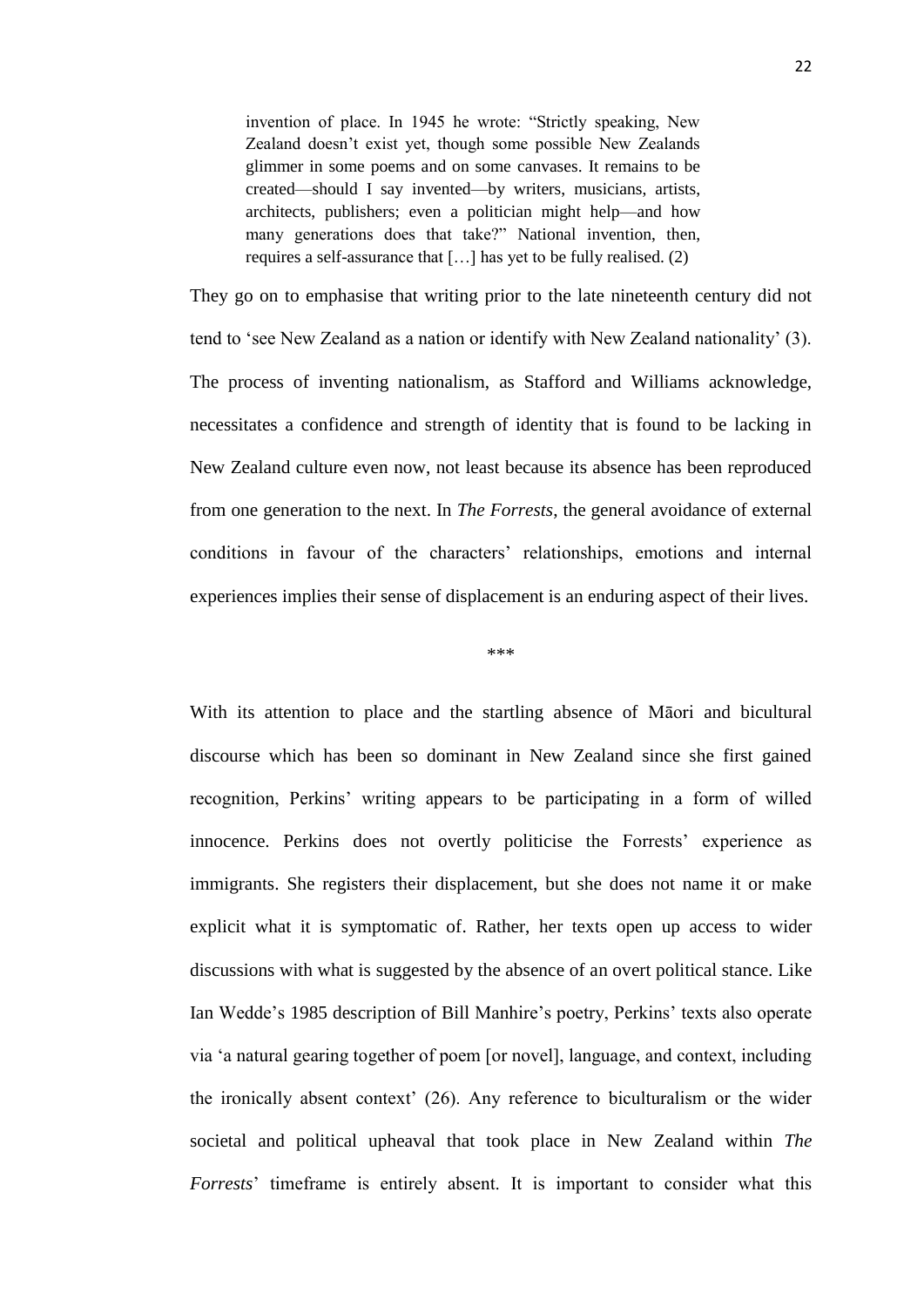> invention of place. In 1945 he wrote: "Strictly speaking, New Zealand doesn't exist yet, though some possible New Zealands glimmer in some poems and on some canvases. It remains to be created—should I say invented—by writers, musicians, artists, architects, publishers; even a politician might help—and how many generations does that take?" National invention, then, requires a self-assurance that […] has yet to be fully realised. (2)

They go on to emphasise that writing prior to the late nineteenth century did not tend to 'see New Zealand as a nation or identify with New Zealand nationality' (3). The process of inventing nationalism, as Stafford and Williams acknowledge, necessitates a confidence and strength of identity that is found to be lacking in New Zealand culture even now, not least because its absence has been reproduced from one generation to the next. In *The Forrests*, the general avoidance of external conditions in favour of the characters' relationships, emotions and internal experiences implies their sense of displacement is an enduring aspect of their lives.

\*\*\*

With its attention to place and the startling absence of Māori and bicultural discourse which has been so dominant in New Zealand since she first gained recognition, Perkins' writing appears to be participating in a form of willed innocence. Perkins does not overtly politicise the Forrests' experience as immigrants. She registers their displacement, but she does not name it or make explicit what it is symptomatic of. Rather, her texts open up access to wider discussions with what is suggested by the absence of an overt political stance. Like Ian Wedde's 1985 description of Bill Manhire's poetry, Perkins' texts also operate via 'a natural gearing together of poem [or novel], language, and context, including the ironically absent context' (26). Any reference to biculturalism or the wider societal and political upheaval that took place in New Zealand within *The Forrests*' timeframe is entirely absent. It is important to consider what this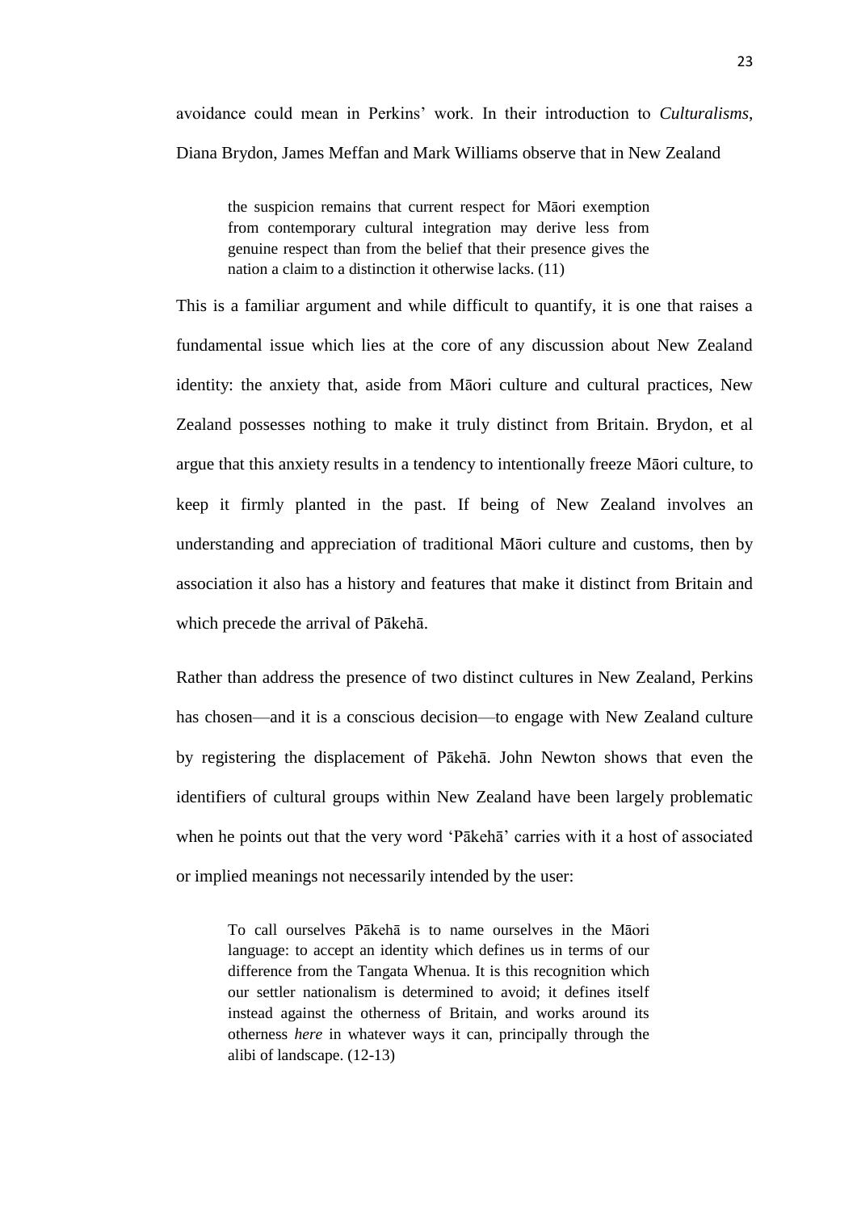avoidance could mean in Perkins' work. In their introduction to *Culturalisms*, Diana Brydon, James Meffan and Mark Williams observe that in New Zealand

> the suspicion remains that current respect for Māori exemption from contemporary cultural integration may derive less from genuine respect than from the belief that their presence gives the nation a claim to a distinction it otherwise lacks. (11)

This is a familiar argument and while difficult to quantify, it is one that raises a fundamental issue which lies at the core of any discussion about New Zealand identity: the anxiety that, aside from Māori culture and cultural practices, New Zealand possesses nothing to make it truly distinct from Britain. Brydon, et al argue that this anxiety results in a tendency to intentionally freeze Māori culture, to keep it firmly planted in the past. If being of New Zealand involves an understanding and appreciation of traditional Māori culture and customs, then by association it also has a history and features that make it distinct from Britain and which precede the arrival of Pākehā.

Rather than address the presence of two distinct cultures in New Zealand, Perkins has chosen—and it is a conscious decision—to engage with New Zealand culture by registering the displacement of Pākehā. John Newton shows that even the identifiers of cultural groups within New Zealand have been largely problematic when he points out that the very word 'Pākehā' carries with it a host of associated or implied meanings not necessarily intended by the user:

> To call ourselves Pākehā is to name ourselves in the Māori language: to accept an identity which defines us in terms of our difference from the Tangata Whenua. It is this recognition which our settler nationalism is determined to avoid; it defines itself instead against the otherness of Britain, and works around its otherness *here* in whatever ways it can, principally through the alibi of landscape. (12-13)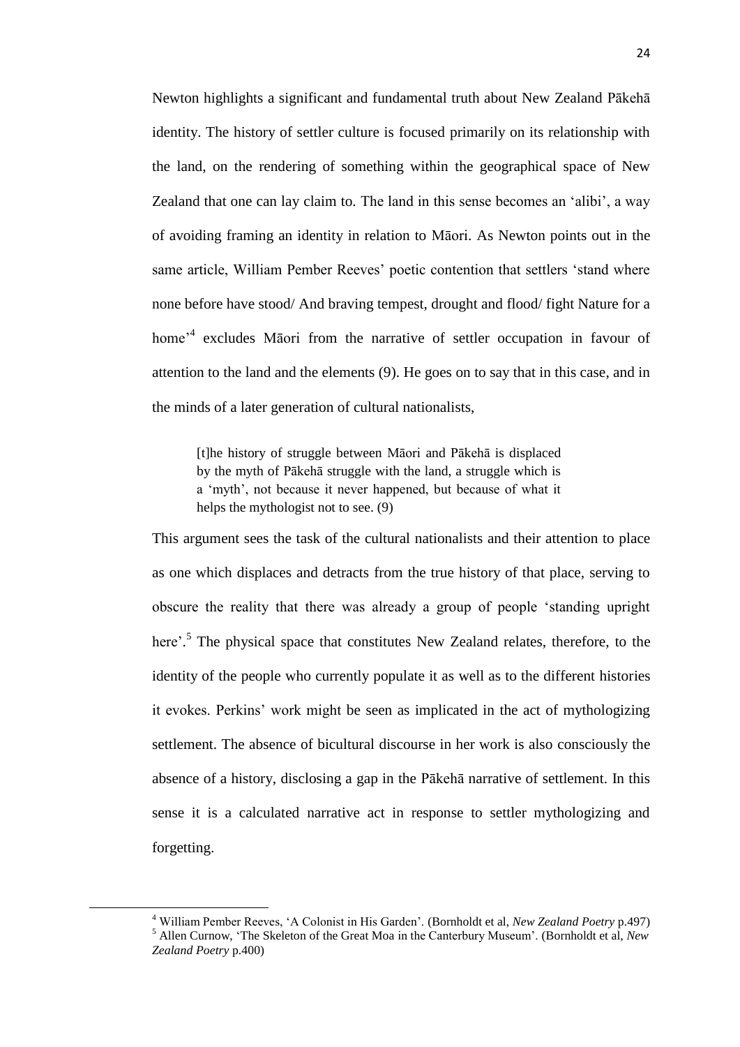Newton highlights a significant and fundamental truth about New Zealand Pākehā identity. The history of settler culture is focused primarily on its relationship with the land, on the rendering of something within the geographical space of New Zealand that one can lay claim to. The land in this sense becomes an 'alibi', a way of avoiding framing an identity in relation to Māori. As Newton points out in the same article, William Pember Reeves' poetic contention that settlers 'stand where none before have stood/ And braving tempest, drought and flood/ fight Nature for a home'[4] excludes Māori from the narrative of settler occupation in favour of attention to the land and the elements (9). He goes on to say that in this case, and in the minds of a later generation of cultural nationalists,

> [t]he history of struggle between Māori and Pākehā is displaced by the myth of Pākehā struggle with the land, a struggle which is a 'myth', not because it never happened, but because of what it helps the mythologist not to see. (9)

This argument sees the task of the cultural nationalists and their attention to place as one which displaces and detracts from the true history of that place, serving to obscure the reality that there was already a group of people 'standing upright here'.[5] The physical space that constitutes New Zealand relates, therefore, to the identity of the people who currently populate it as well as to the different histories it evokes. Perkins' work might be seen as implicated in the act of mythologizing settlement. The absence of bicultural discourse in her work is also consciously the absence of a history, disclosing a gap in the Pākehā narrative of settlement. In this sense it is a calculated narrative act in response to settler mythologizing and forgetting.

---

[4] William Pember Reeves, 'A Colonist in His Garden'. (Bornholdt et al, *New Zealand Poetry* p.497)

[5] Allen Curnow, 'The Skeleton of the Great Moa in the Canterbury Museum'. (Bornholdt et al, *New Zealand Poetry* p.400)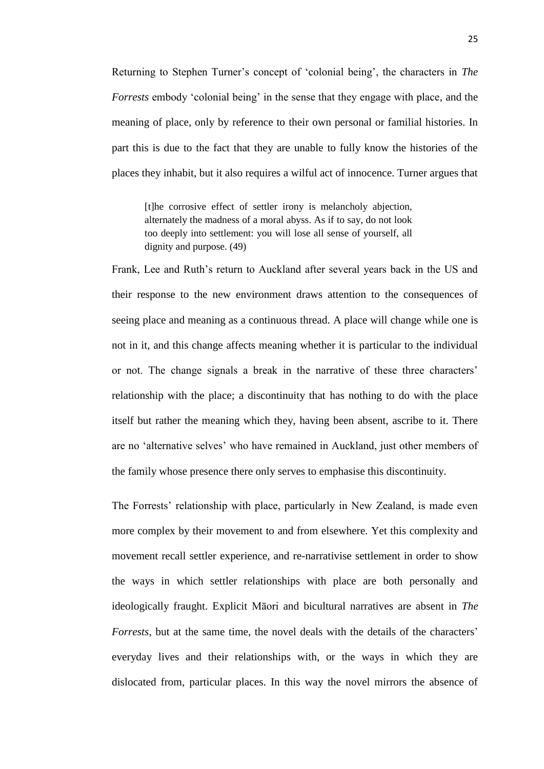Returning to Stephen Turner's concept of 'colonial being', the characters in *The Forrests* embody 'colonial being' in the sense that they engage with place, and the meaning of place, only by reference to their own personal or familial histories. In part this is due to the fact that they are unable to fully know the histories of the places they inhabit, but it also requires a wilful act of innocence. Turner argues that

> [t]he corrosive effect of settler irony is melancholy abjection, alternately the madness of a moral abyss. As if to say, do not look too deeply into settlement: you will lose all sense of yourself, all dignity and purpose. (49)

Frank, Lee and Ruth's return to Auckland after several years back in the US and their response to the new environment draws attention to the consequences of seeing place and meaning as a continuous thread. A place will change while one is not in it, and this change affects meaning whether it is particular to the individual or not. The change signals a break in the narrative of these three characters' relationship with the place; a discontinuity that has nothing to do with the place itself but rather the meaning which they, having been absent, ascribe to it. There are no 'alternative selves' who have remained in Auckland, just other members of the family whose presence there only serves to emphasise this discontinuity.

The Forrests' relationship with place, particularly in New Zealand, is made even more complex by their movement to and from elsewhere. Yet this complexity and movement recall settler experience, and re-narrativise settlement in order to show the ways in which settler relationships with place are both personally and ideologically fraught. Explicit Māori and bicultural narratives are absent in *The Forrests*, but at the same time, the novel deals with the details of the characters' everyday lives and their relationships with, or the ways in which they are dislocated from, particular places. In this way the novel mirrors the absence of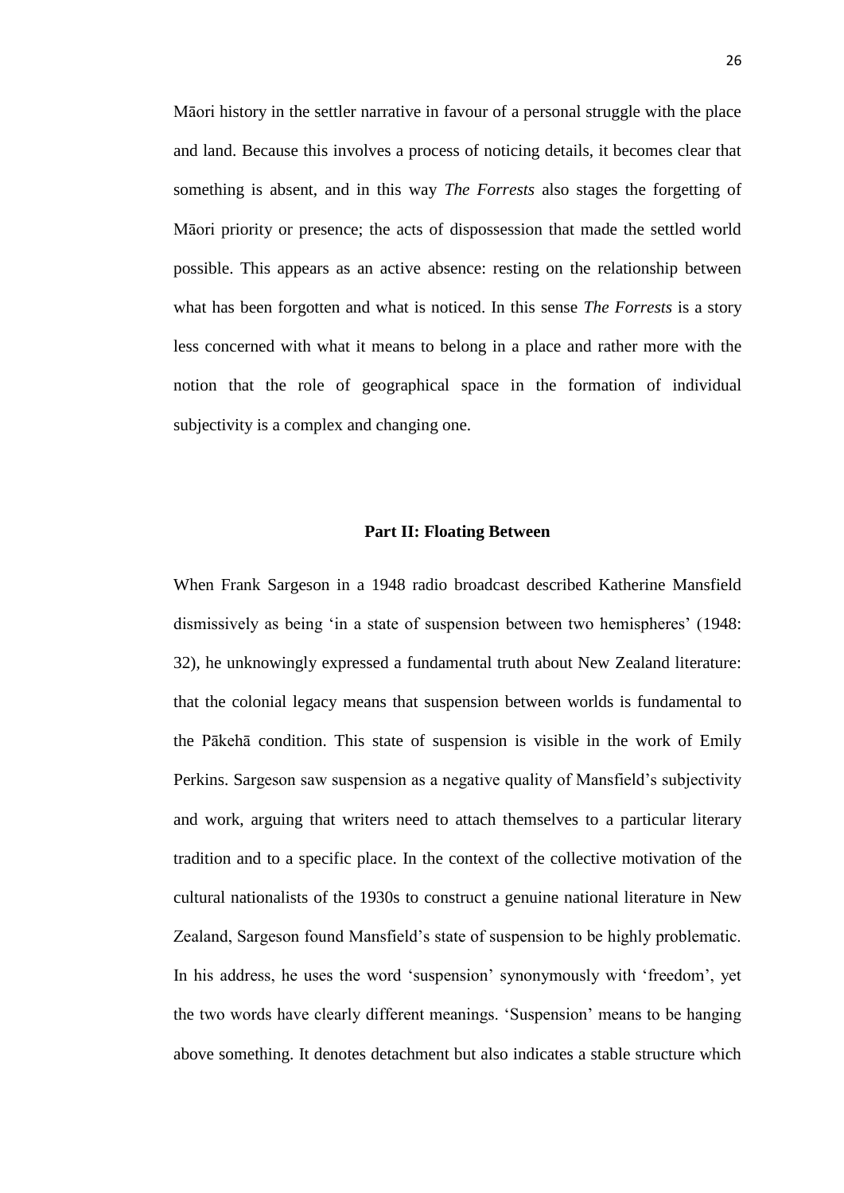Māori history in the settler narrative in favour of a personal struggle with the place and land. Because this involves a process of noticing details, it becomes clear that something is absent, and in this way *The Forrests* also stages the forgetting of Māori priority or presence; the acts of dispossession that made the settled world possible. This appears as an active absence: resting on the relationship between what has been forgotten and what is noticed. In this sense *The Forrests* is a story less concerned with what it means to belong in a place and rather more with the notion that the role of geographical space in the formation of individual subjectivity is a complex and changing one.

## Part II: Floating Between

When Frank Sargeson in a 1948 radio broadcast described Katherine Mansfield dismissively as being 'in a state of suspension between two hemispheres' (1948: 32), he unknowingly expressed a fundamental truth about New Zealand literature: that the colonial legacy means that suspension between worlds is fundamental to the Pākehā condition. This state of suspension is visible in the work of Emily Perkins. Sargeson saw suspension as a negative quality of Mansfield's subjectivity and work, arguing that writers need to attach themselves to a particular literary tradition and to a specific place. In the context of the collective motivation of the cultural nationalists of the 1930s to construct a genuine national literature in New Zealand, Sargeson found Mansfield's state of suspension to be highly problematic. In his address, he uses the word 'suspension' synonymously with 'freedom', yet the two words have clearly different meanings. 'Suspension' means to be hanging above something. It denotes detachment but also indicates a stable structure which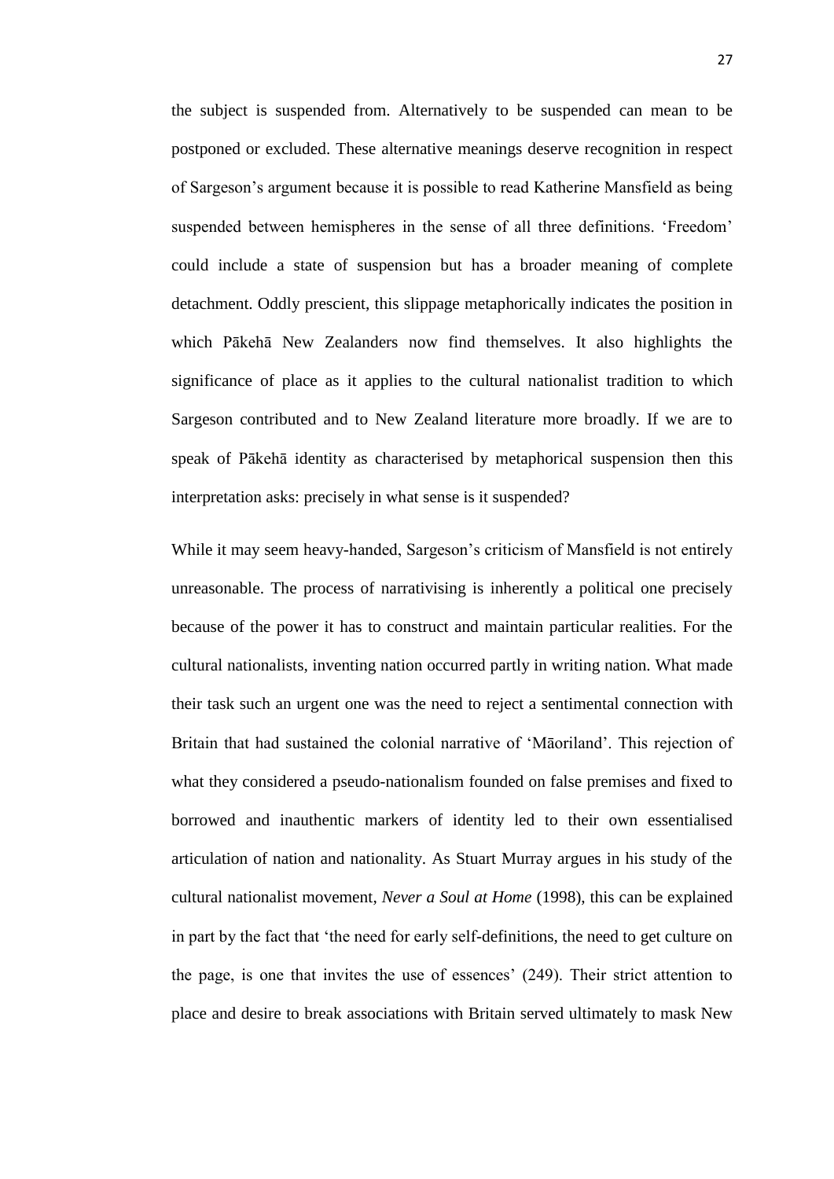the subject is suspended from. Alternatively to be suspended can mean to be postponed or excluded. These alternative meanings deserve recognition in respect of Sargeson's argument because it is possible to read Katherine Mansfield as being suspended between hemispheres in the sense of all three definitions. 'Freedom' could include a state of suspension but has a broader meaning of complete detachment. Oddly prescient, this slippage metaphorically indicates the position in which Pākehā New Zealanders now find themselves. It also highlights the significance of place as it applies to the cultural nationalist tradition to which Sargeson contributed and to New Zealand literature more broadly. If we are to speak of Pākehā identity as characterised by metaphorical suspension then this interpretation asks: precisely in what sense is it suspended?

While it may seem heavy-handed, Sargeson's criticism of Mansfield is not entirely unreasonable. The process of narrativising is inherently a political one precisely because of the power it has to construct and maintain particular realities. For the cultural nationalists, inventing nation occurred partly in writing nation. What made their task such an urgent one was the need to reject a sentimental connection with Britain that had sustained the colonial narrative of 'Māoriland'. This rejection of what they considered a pseudo-nationalism founded on false premises and fixed to borrowed and inauthentic markers of identity led to their own essentialised articulation of nation and nationality. As Stuart Murray argues in his study of the cultural nationalist movement, *Never a Soul at Home* (1998), this can be explained in part by the fact that 'the need for early self-definitions, the need to get culture on the page, is one that invites the use of essences' (249). Their strict attention to place and desire to break associations with Britain served ultimately to mask New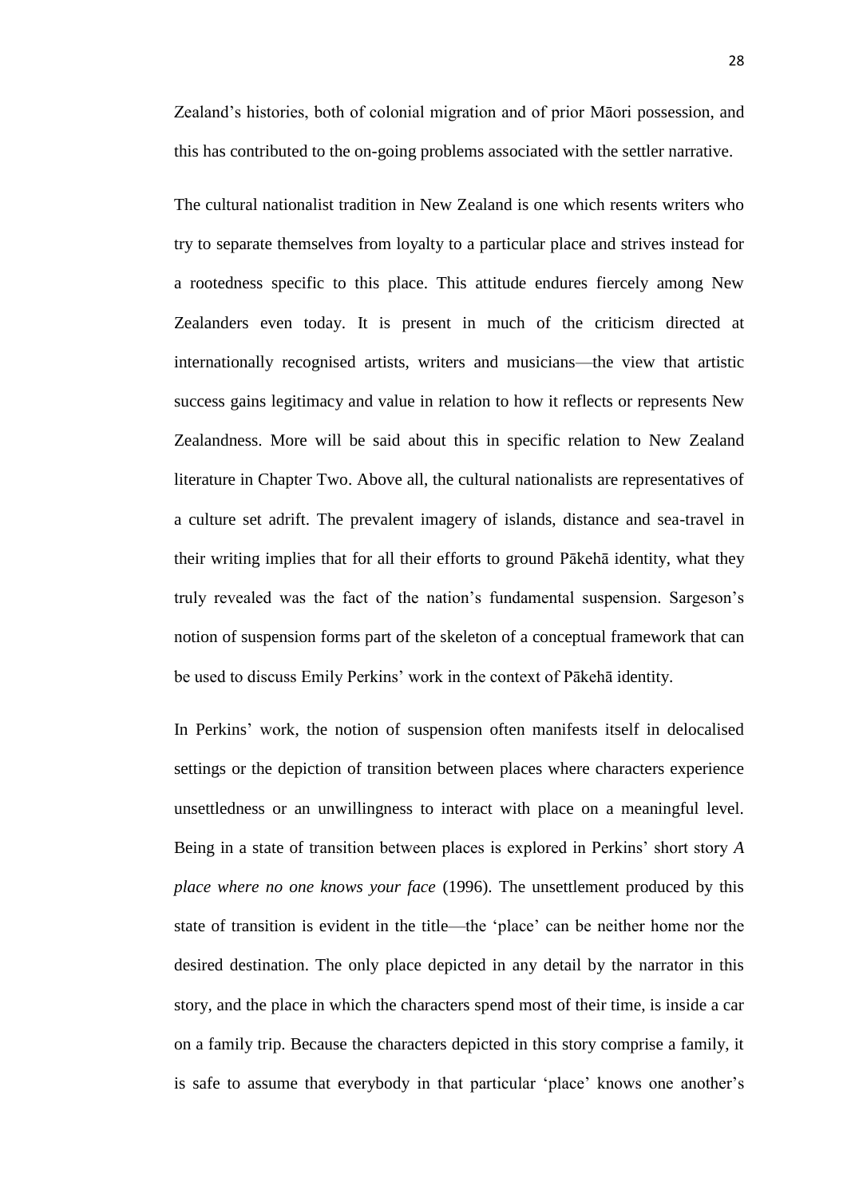Zealand's histories, both of colonial migration and of prior Māori possession, and this has contributed to the on-going problems associated with the settler narrative.

The cultural nationalist tradition in New Zealand is one which resents writers who try to separate themselves from loyalty to a particular place and strives instead for a rootedness specific to this place. This attitude endures fiercely among New Zealanders even today. It is present in much of the criticism directed at internationally recognised artists, writers and musicians—the view that artistic success gains legitimacy and value in relation to how it reflects or represents New Zealandness. More will be said about this in specific relation to New Zealand literature in Chapter Two. Above all, the cultural nationalists are representatives of a culture set adrift. The prevalent imagery of islands, distance and sea-travel in their writing implies that for all their efforts to ground Pākehā identity, what they truly revealed was the fact of the nation's fundamental suspension. Sargeson's notion of suspension forms part of the skeleton of a conceptual framework that can be used to discuss Emily Perkins' work in the context of Pākehā identity.

In Perkins' work, the notion of suspension often manifests itself in delocalised settings or the depiction of transition between places where characters experience unsettledness or an unwillingness to interact with place on a meaningful level. Being in a state of transition between places is explored in Perkins' short story *A place where no one knows your face* (1996). The unsettlement produced by this state of transition is evident in the title—the 'place' can be neither home nor the desired destination. The only place depicted in any detail by the narrator in this story, and the place in which the characters spend most of their time, is inside a car on a family trip. Because the characters depicted in this story comprise a family, it is safe to assume that everybody in that particular 'place' knows one another's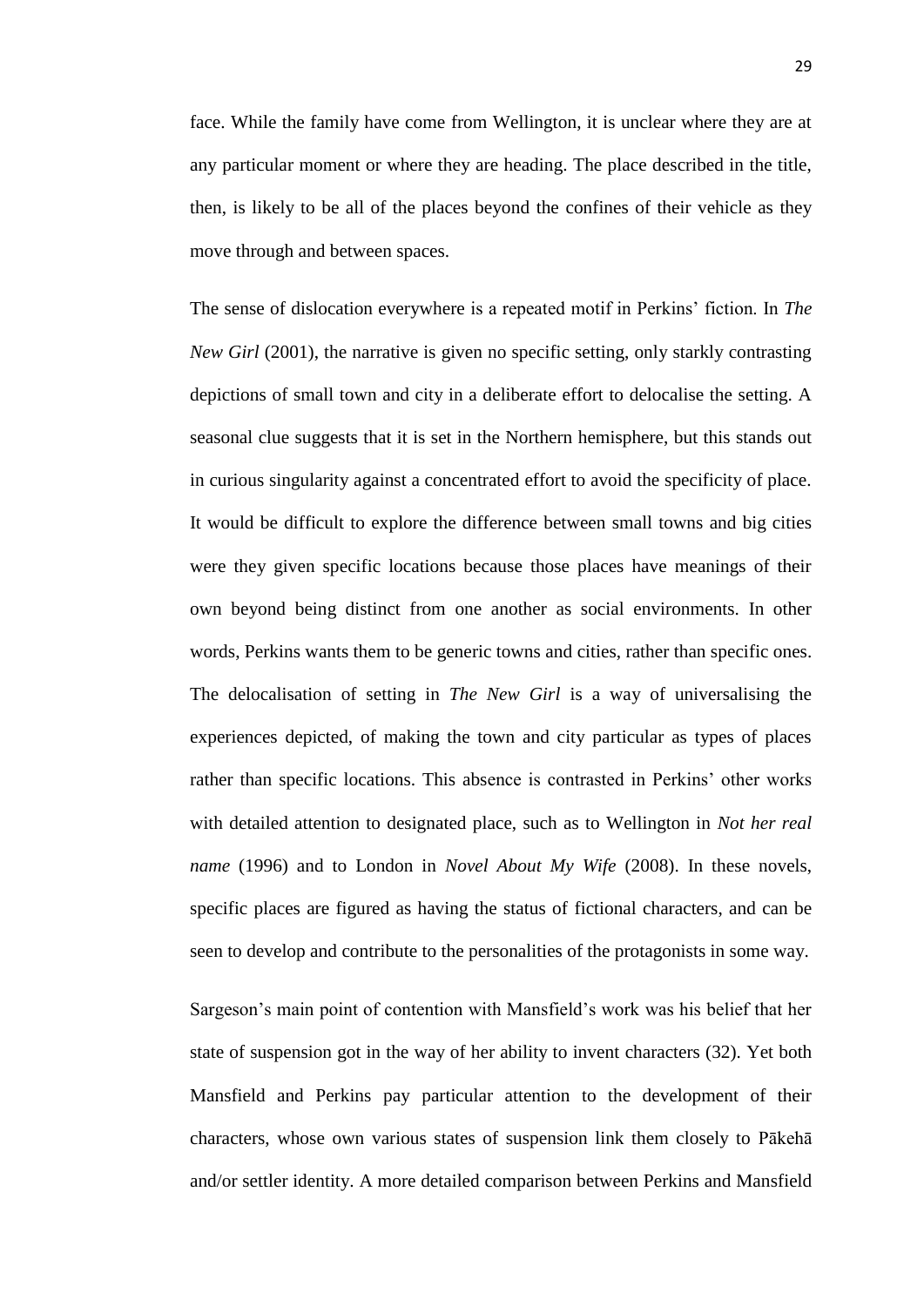face. While the family have come from Wellington, it is unclear where they are at any particular moment or where they are heading. The place described in the title, then, is likely to be all of the places beyond the confines of their vehicle as they move through and between spaces.

The sense of dislocation everywhere is a repeated motif in Perkins' fiction. In *The New Girl* (2001), the narrative is given no specific setting, only starkly contrasting depictions of small town and city in a deliberate effort to delocalise the setting. A seasonal clue suggests that it is set in the Northern hemisphere, but this stands out in curious singularity against a concentrated effort to avoid the specificity of place. It would be difficult to explore the difference between small towns and big cities were they given specific locations because those places have meanings of their own beyond being distinct from one another as social environments. In other words, Perkins wants them to be generic towns and cities, rather than specific ones. The delocalisation of setting in *The New Girl* is a way of universalising the experiences depicted, of making the town and city particular as types of places rather than specific locations. This absence is contrasted in Perkins' other works with detailed attention to designated place, such as to Wellington in *Not her real name* (1996) and to London in *Novel About My Wife* (2008). In these novels, specific places are figured as having the status of fictional characters, and can be seen to develop and contribute to the personalities of the protagonists in some way.

Sargeson's main point of contention with Mansfield's work was his belief that her state of suspension got in the way of her ability to invent characters (32). Yet both Mansfield and Perkins pay particular attention to the development of their characters, whose own various states of suspension link them closely to Pākehā and/or settler identity. A more detailed comparison between Perkins and Mansfield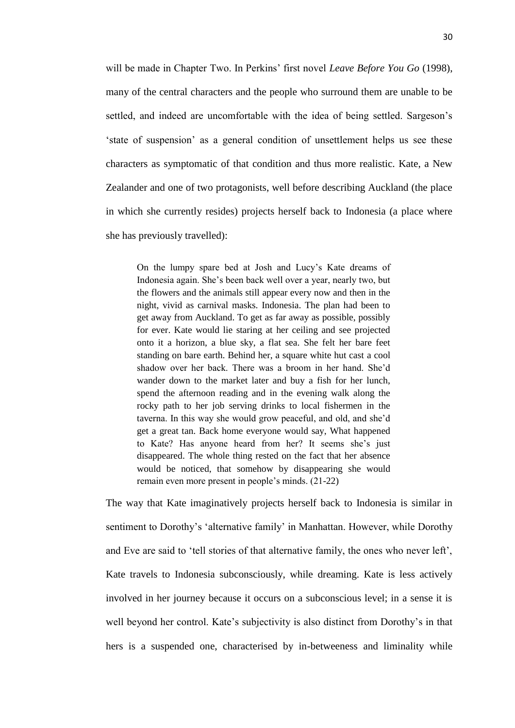will be made in Chapter Two. In Perkins' first novel *Leave Before You Go* (1998), many of the central characters and the people who surround them are unable to be settled, and indeed are uncomfortable with the idea of being settled. Sargeson's 'state of suspension' as a general condition of unsettlement helps us see these characters as symptomatic of that condition and thus more realistic. Kate, a New Zealander and one of two protagonists, well before describing Auckland (the place in which she currently resides) projects herself back to Indonesia (a place where she has previously travelled):

> On the lumpy spare bed at Josh and Lucy's Kate dreams of Indonesia again. She's been back well over a year, nearly two, but the flowers and the animals still appear every now and then in the night, vivid as carnival masks. Indonesia. The plan had been to get away from Auckland. To get as far away as possible, possibly for ever. Kate would lie staring at her ceiling and see projected onto it a horizon, a blue sky, a flat sea. She felt her bare feet standing on bare earth. Behind her, a square white hut cast a cool shadow over her back. There was a broom in her hand. She'd wander down to the market later and buy a fish for her lunch, spend the afternoon reading and in the evening walk along the rocky path to her job serving drinks to local fishermen in the taverna. In this way she would grow peaceful, and old, and she'd get a great tan. Back home everyone would say, What happened to Kate? Has anyone heard from her? It seems she's just disappeared. The whole thing rested on the fact that her absence would be noticed, that somehow by disappearing she would remain even more present in people's minds. (21-22)

The way that Kate imaginatively projects herself back to Indonesia is similar in sentiment to Dorothy's 'alternative family' in Manhattan. However, while Dorothy and Eve are said to 'tell stories of that alternative family, the ones who never left', Kate travels to Indonesia subconsciously, while dreaming. Kate is less actively involved in her journey because it occurs on a subconscious level; in a sense it is well beyond her control. Kate's subjectivity is also distinct from Dorothy's in that hers is a suspended one, characterised by in-betweeness and liminality while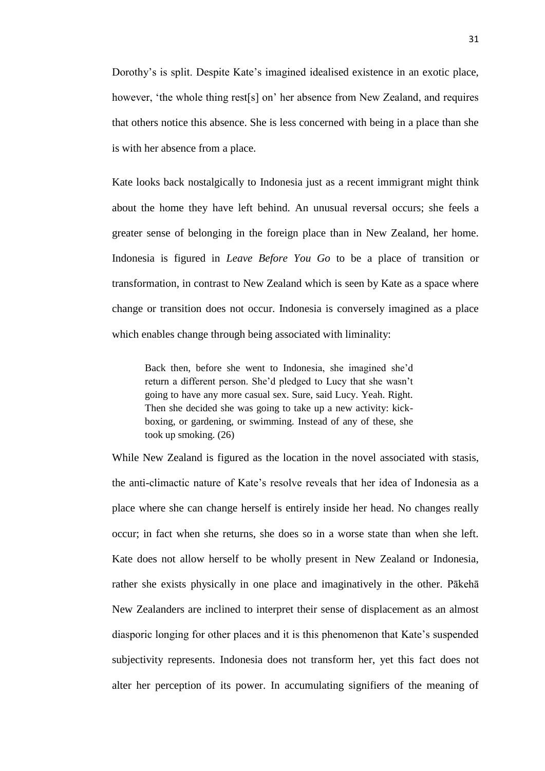Dorothy's is split. Despite Kate's imagined idealised existence in an exotic place, however, 'the whole thing rest[s] on' her absence from New Zealand, and requires that others notice this absence. She is less concerned with being in a place than she is with her absence from a place.

Kate looks back nostalgically to Indonesia just as a recent immigrant might think about the home they have left behind. An unusual reversal occurs; she feels a greater sense of belonging in the foreign place than in New Zealand, her home. Indonesia is figured in *Leave Before You Go* to be a place of transition or transformation, in contrast to New Zealand which is seen by Kate as a space where change or transition does not occur. Indonesia is conversely imagined as a place which enables change through being associated with liminality:

> Back then, before she went to Indonesia, she imagined she'd return a different person. She'd pledged to Lucy that she wasn't going to have any more casual sex. Sure, said Lucy. Yeah. Right. Then she decided she was going to take up a new activity: kick-boxing, or gardening, or swimming. Instead of any of these, she took up smoking. (26)

While New Zealand is figured as the location in the novel associated with stasis, the anti-climactic nature of Kate's resolve reveals that her idea of Indonesia as a place where she can change herself is entirely inside her head. No changes really occur; in fact when she returns, she does so in a worse state than when she left. Kate does not allow herself to be wholly present in New Zealand or Indonesia, rather she exists physically in one place and imaginatively in the other. Pākehā New Zealanders are inclined to interpret their sense of displacement as an almost diasporic longing for other places and it is this phenomenon that Kate's suspended subjectivity represents. Indonesia does not transform her, yet this fact does not alter her perception of its power. In accumulating signifiers of the meaning of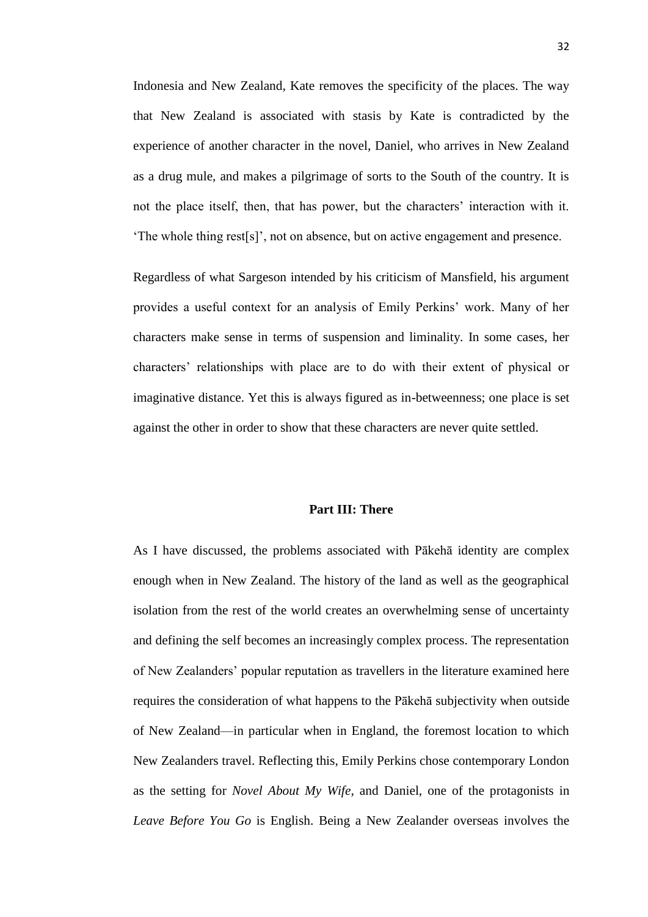Indonesia and New Zealand, Kate removes the specificity of the places. The way that New Zealand is associated with stasis by Kate is contradicted by the experience of another character in the novel, Daniel, who arrives in New Zealand as a drug mule, and makes a pilgrimage of sorts to the South of the country. It is not the place itself, then, that has power, but the characters' interaction with it. 'The whole thing rest[s]', not on absence, but on active engagement and presence.

Regardless of what Sargeson intended by his criticism of Mansfield, his argument provides a useful context for an analysis of Emily Perkins' work. Many of her characters make sense in terms of suspension and liminality. In some cases, her characters' relationships with place are to do with their extent of physical or imaginative distance. Yet this is always figured as in-betweenness; one place is set against the other in order to show that these characters are never quite settled.

## Part III: There

As I have discussed, the problems associated with Pākehā identity are complex enough when in New Zealand. The history of the land as well as the geographical isolation from the rest of the world creates an overwhelming sense of uncertainty and defining the self becomes an increasingly complex process. The representation of New Zealanders' popular reputation as travellers in the literature examined here requires the consideration of what happens to the Pākehā subjectivity when outside of New Zealand—in particular when in England, the foremost location to which New Zealanders travel. Reflecting this, Emily Perkins chose contemporary London as the setting for *Novel About My Wife*, and Daniel, one of the protagonists in *Leave Before You Go* is English. Being a New Zealander overseas involves the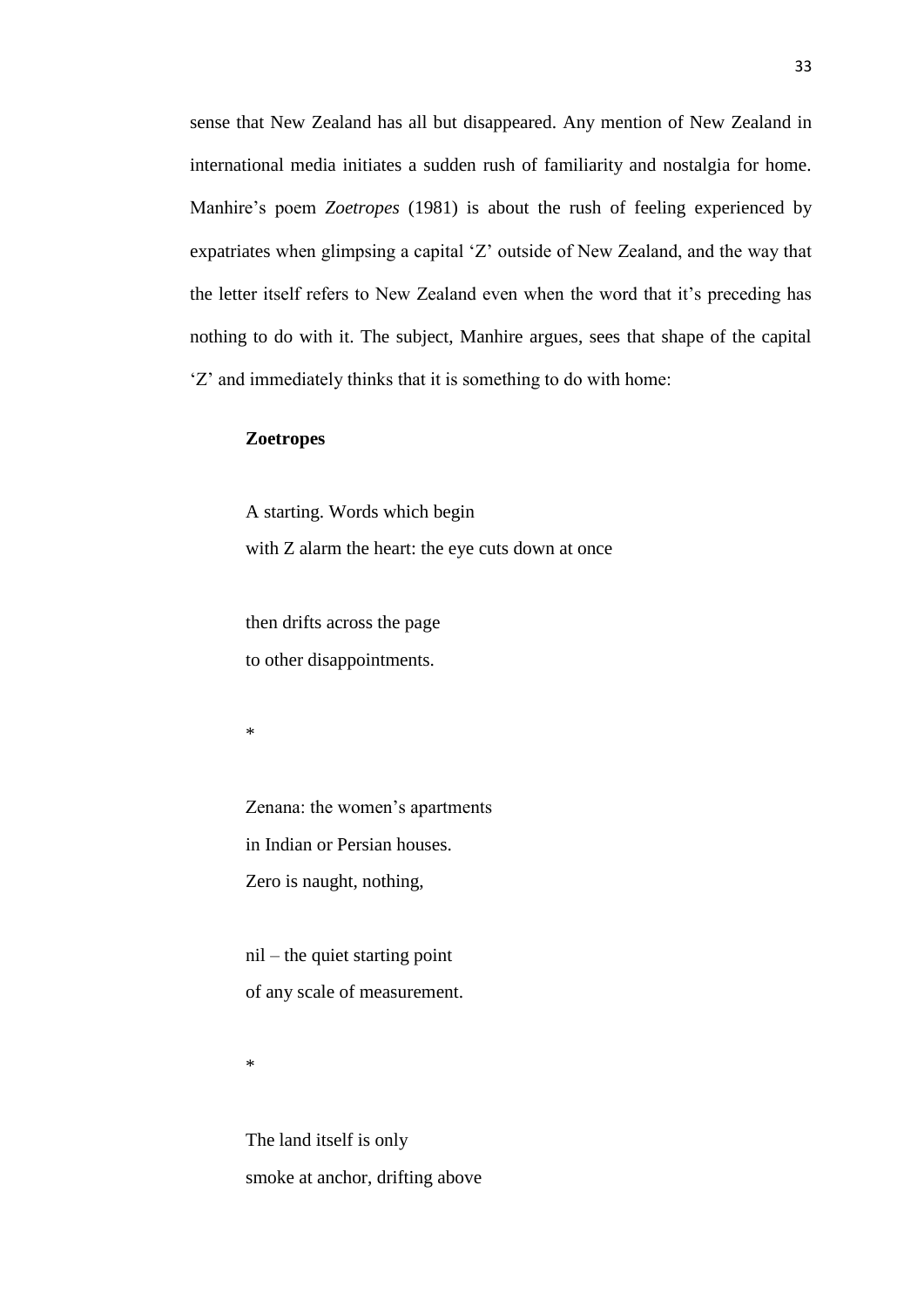sense that New Zealand has all but disappeared. Any mention of New Zealand in international media initiates a sudden rush of familiarity and nostalgia for home. Manhire's poem *Zoetropes* (1981) is about the rush of feeling experienced by expatriates when glimpsing a capital 'Z' outside of New Zealand, and the way that the letter itself refers to New Zealand even when the word that it's preceding has nothing to do with it. The subject, Manhire argues, sees that shape of the capital 'Z' and immediately thinks that it is something to do with home:

**Zoetropes**

A starting. Words which begin
with Z alarm the heart: the eye cuts down at once

then drifts across the page
to other disappointments.

*

Zenana: the women's apartments
in Indian or Persian houses.
Zero is naught, nothing,

nil – the quiet starting point
of any scale of measurement.

*

The land itself is only
smoke at anchor, drifting above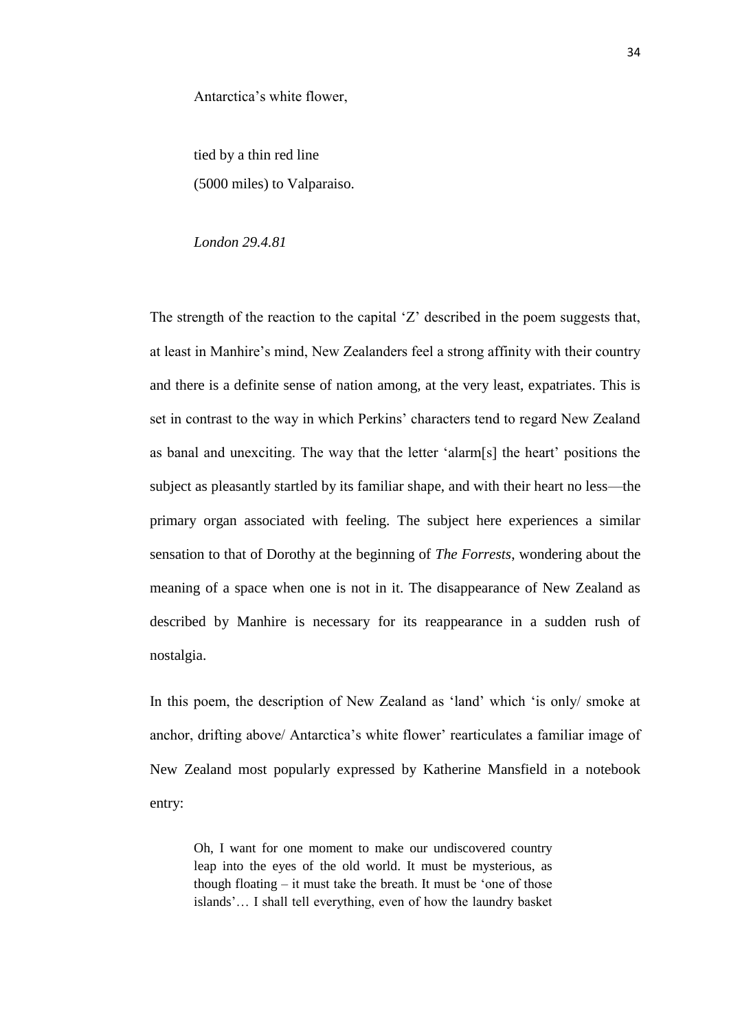Antarctica's white flower,

tied by a thin red line  
(5000 miles) to Valparaiso.

*London 29.4.81*

The strength of the reaction to the capital 'Z' described in the poem suggests that, at least in Manhire's mind, New Zealanders feel a strong affinity with their country and there is a definite sense of nation among, at the very least, expatriates. This is set in contrast to the way in which Perkins' characters tend to regard New Zealand as banal and unexciting. The way that the letter 'alarm[s] the heart' positions the subject as pleasantly startled by its familiar shape, and with their heart no less—the primary organ associated with feeling. The subject here experiences a similar sensation to that of Dorothy at the beginning of *The Forrests*, wondering about the meaning of a space when one is not in it. The disappearance of New Zealand as described by Manhire is necessary for its reappearance in a sudden rush of nostalgia.

In this poem, the description of New Zealand as 'land' which 'is only/ smoke at anchor, drifting above/ Antarctica's white flower' rearticulates a familiar image of New Zealand most popularly expressed by Katherine Mansfield in a notebook entry:

> Oh, I want for one moment to make our undiscovered country leap into the eyes of the old world. It must be mysterious, as though floating – it must take the breath. It must be 'one of those islands'… I shall tell everything, even of how the laundry basket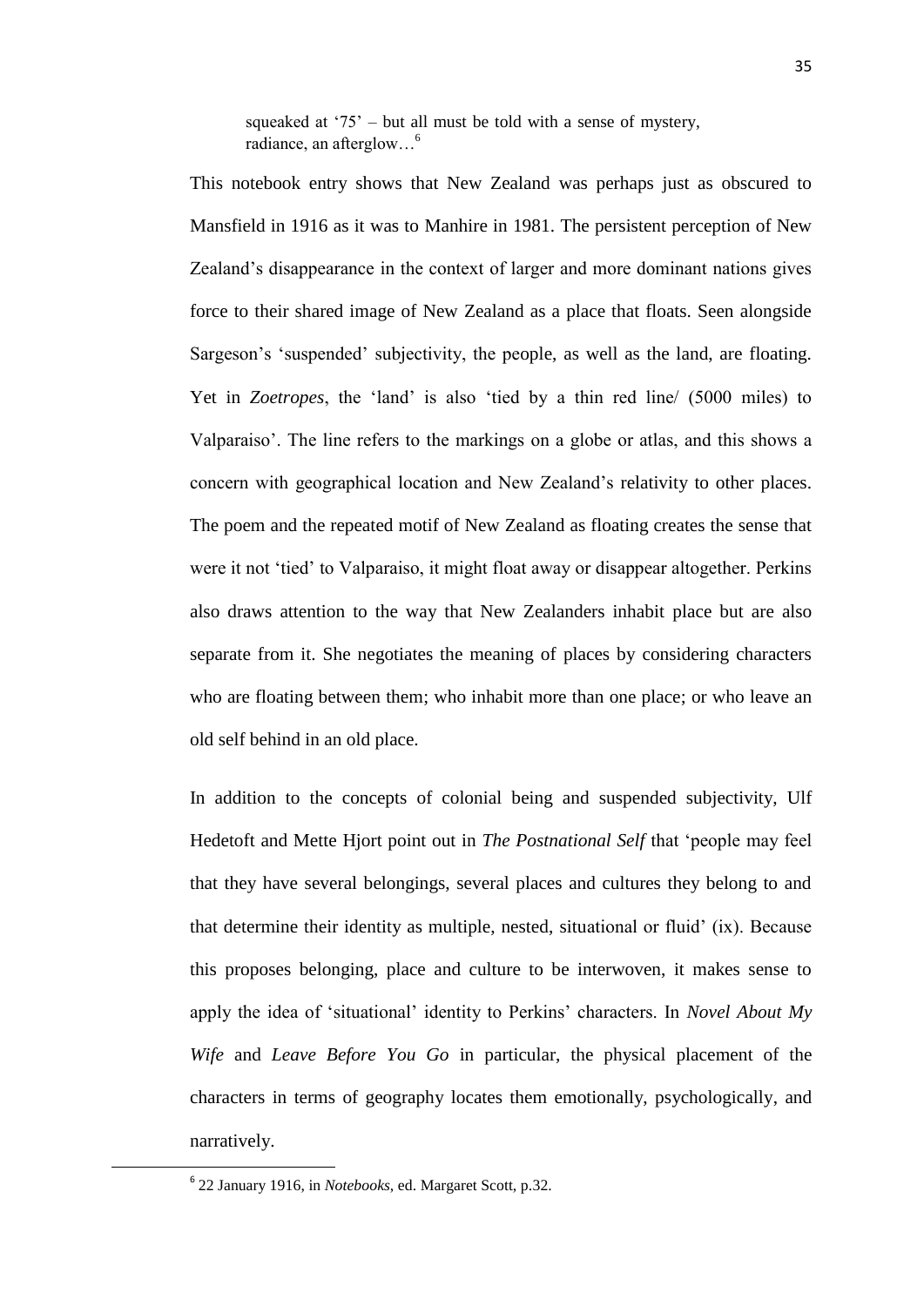> squeaked at '75' – but all must be told with a sense of mystery, radiance, an afterglow…[6]

This notebook entry shows that New Zealand was perhaps just as obscured to Mansfield in 1916 as it was to Manhire in 1981. The persistent perception of New Zealand's disappearance in the context of larger and more dominant nations gives force to their shared image of New Zealand as a place that floats. Seen alongside Sargeson's 'suspended' subjectivity, the people, as well as the land, are floating. Yet in *Zoetropes*, the 'land' is also 'tied by a thin red line/ (5000 miles) to Valparaiso'. The line refers to the markings on a globe or atlas, and this shows a concern with geographical location and New Zealand's relativity to other places. The poem and the repeated motif of New Zealand as floating creates the sense that were it not 'tied' to Valparaiso, it might float away or disappear altogether. Perkins also draws attention to the way that New Zealanders inhabit place but are also separate from it. She negotiates the meaning of places by considering characters who are floating between them; who inhabit more than one place; or who leave an old self behind in an old place.

In addition to the concepts of colonial being and suspended subjectivity, Ulf Hedetoft and Mette Hjort point out in *The Postnational Self* that 'people may feel that they have several belongings, several places and cultures they belong to and that determine their identity as multiple, nested, situational or fluid' (ix). Because this proposes belonging, place and culture to be interwoven, it makes sense to apply the idea of 'situational' identity to Perkins' characters. In *Novel About My Wife* and *Leave Before You Go* in particular, the physical placement of the characters in terms of geography locates them emotionally, psychologically, and narratively.

---

[6] 22 January 1916, in *Notebooks*, ed. Margaret Scott, p.32.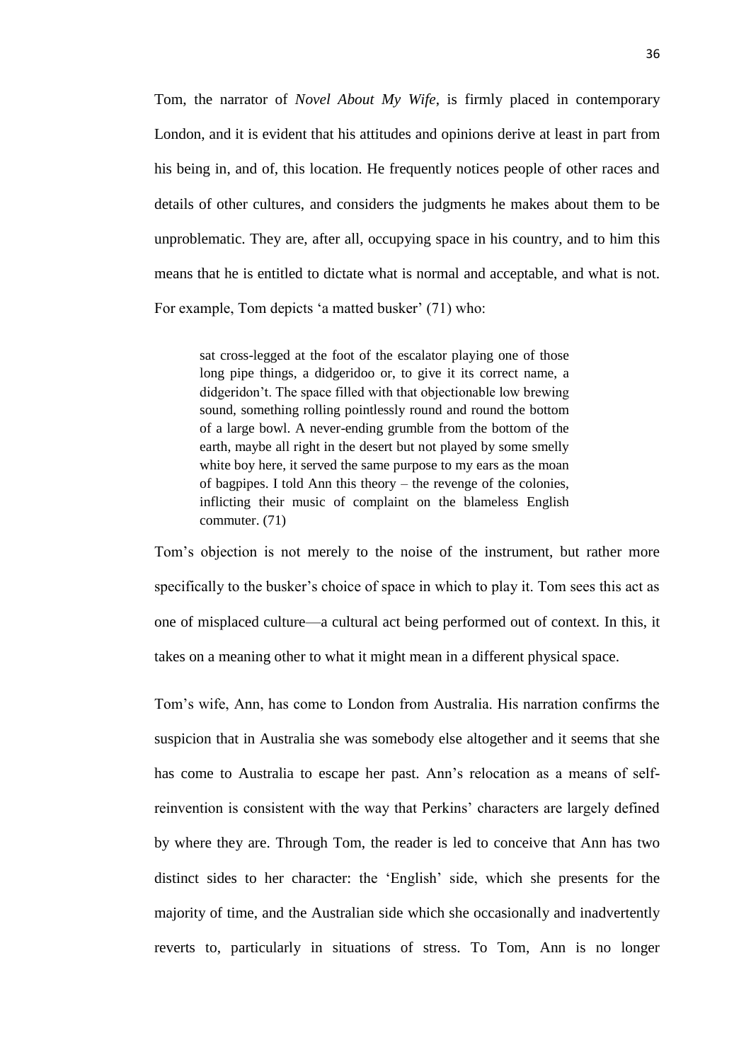Tom, the narrator of *Novel About My Wife*, is firmly placed in contemporary London, and it is evident that his attitudes and opinions derive at least in part from his being in, and of, this location. He frequently notices people of other races and details of other cultures, and considers the judgments he makes about them to be unproblematic. They are, after all, occupying space in his country, and to him this means that he is entitled to dictate what is normal and acceptable, and what is not. For example, Tom depicts 'a matted busker' (71) who:

> sat cross-legged at the foot of the escalator playing one of those long pipe things, a didgeridoo or, to give it its correct name, a didgeridon't. The space filled with that objectionable low brewing sound, something rolling pointlessly round and round the bottom of a large bowl. A never-ending grumble from the bottom of the earth, maybe all right in the desert but not played by some smelly white boy here, it served the same purpose to my ears as the moan of bagpipes. I told Ann this theory – the revenge of the colonies, inflicting their music of complaint on the blameless English commuter. (71)

Tom's objection is not merely to the noise of the instrument, but rather more specifically to the busker's choice of space in which to play it. Tom sees this act as one of misplaced culture—a cultural act being performed out of context. In this, it takes on a meaning other to what it might mean in a different physical space.

Tom's wife, Ann, has come to London from Australia. His narration confirms the suspicion that in Australia she was somebody else altogether and it seems that she has come to Australia to escape her past. Ann's relocation as a means of self-reinvention is consistent with the way that Perkins' characters are largely defined by where they are. Through Tom, the reader is led to conceive that Ann has two distinct sides to her character: the 'English' side, which she presents for the majority of time, and the Australian side which she occasionally and inadvertently reverts to, particularly in situations of stress. To Tom, Ann is no longer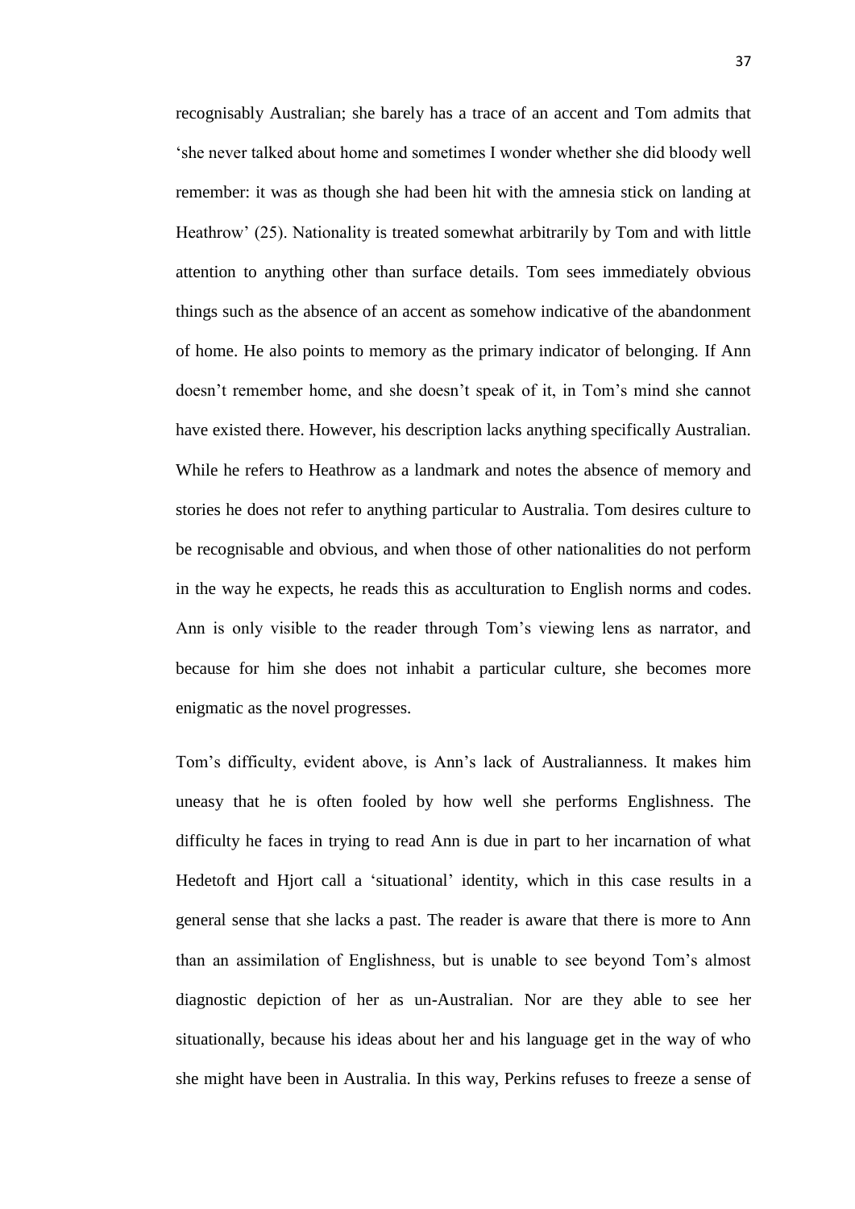recognisably Australian; she barely has a trace of an accent and Tom admits that 'she never talked about home and sometimes I wonder whether she did bloody well remember: it was as though she had been hit with the amnesia stick on landing at Heathrow' (25). Nationality is treated somewhat arbitrarily by Tom and with little attention to anything other than surface details. Tom sees immediately obvious things such as the absence of an accent as somehow indicative of the abandonment of home. He also points to memory as the primary indicator of belonging. If Ann doesn't remember home, and she doesn't speak of it, in Tom's mind she cannot have existed there. However, his description lacks anything specifically Australian. While he refers to Heathrow as a landmark and notes the absence of memory and stories he does not refer to anything particular to Australia. Tom desires culture to be recognisable and obvious, and when those of other nationalities do not perform in the way he expects, he reads this as acculturation to English norms and codes. Ann is only visible to the reader through Tom's viewing lens as narrator, and because for him she does not inhabit a particular culture, she becomes more enigmatic as the novel progresses.

Tom's difficulty, evident above, is Ann's lack of Australianness. It makes him uneasy that he is often fooled by how well she performs Englishness. The difficulty he faces in trying to read Ann is due in part to her incarnation of what Hedetoft and Hjort call a 'situational' identity, which in this case results in a general sense that she lacks a past. The reader is aware that there is more to Ann than an assimilation of Englishness, but is unable to see beyond Tom's almost diagnostic depiction of her as un-Australian. Nor are they able to see her situationally, because his ideas about her and his language get in the way of who she might have been in Australia. In this way, Perkins refuses to freeze a sense of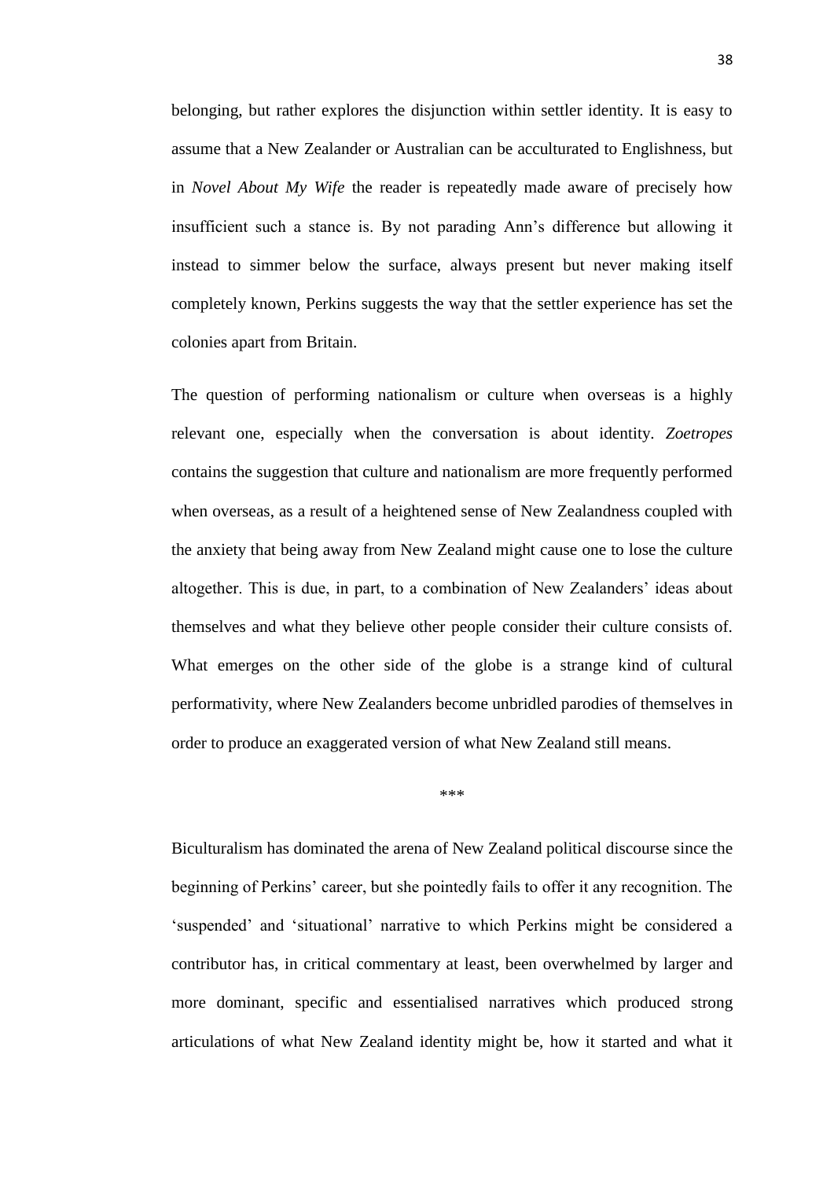belonging, but rather explores the disjunction within settler identity. It is easy to assume that a New Zealander or Australian can be acculturated to Englishness, but in *Novel About My Wife* the reader is repeatedly made aware of precisely how insufficient such a stance is. By not parading Ann's difference but allowing it instead to simmer below the surface, always present but never making itself completely known, Perkins suggests the way that the settler experience has set the colonies apart from Britain.

The question of performing nationalism or culture when overseas is a highly relevant one, especially when the conversation is about identity. *Zoetropes* contains the suggestion that culture and nationalism are more frequently performed when overseas, as a result of a heightened sense of New Zealandness coupled with the anxiety that being away from New Zealand might cause one to lose the culture altogether. This is due, in part, to a combination of New Zealanders' ideas about themselves and what they believe other people consider their culture consists of. What emerges on the other side of the globe is a strange kind of cultural performativity, where New Zealanders become unbridled parodies of themselves in order to produce an exaggerated version of what New Zealand still means.

***

Biculturalism has dominated the arena of New Zealand political discourse since the beginning of Perkins' career, but she pointedly fails to offer it any recognition. The 'suspended' and 'situational' narrative to which Perkins might be considered a contributor has, in critical commentary at least, been overwhelmed by larger and more dominant, specific and essentialised narratives which produced strong articulations of what New Zealand identity might be, how it started and what it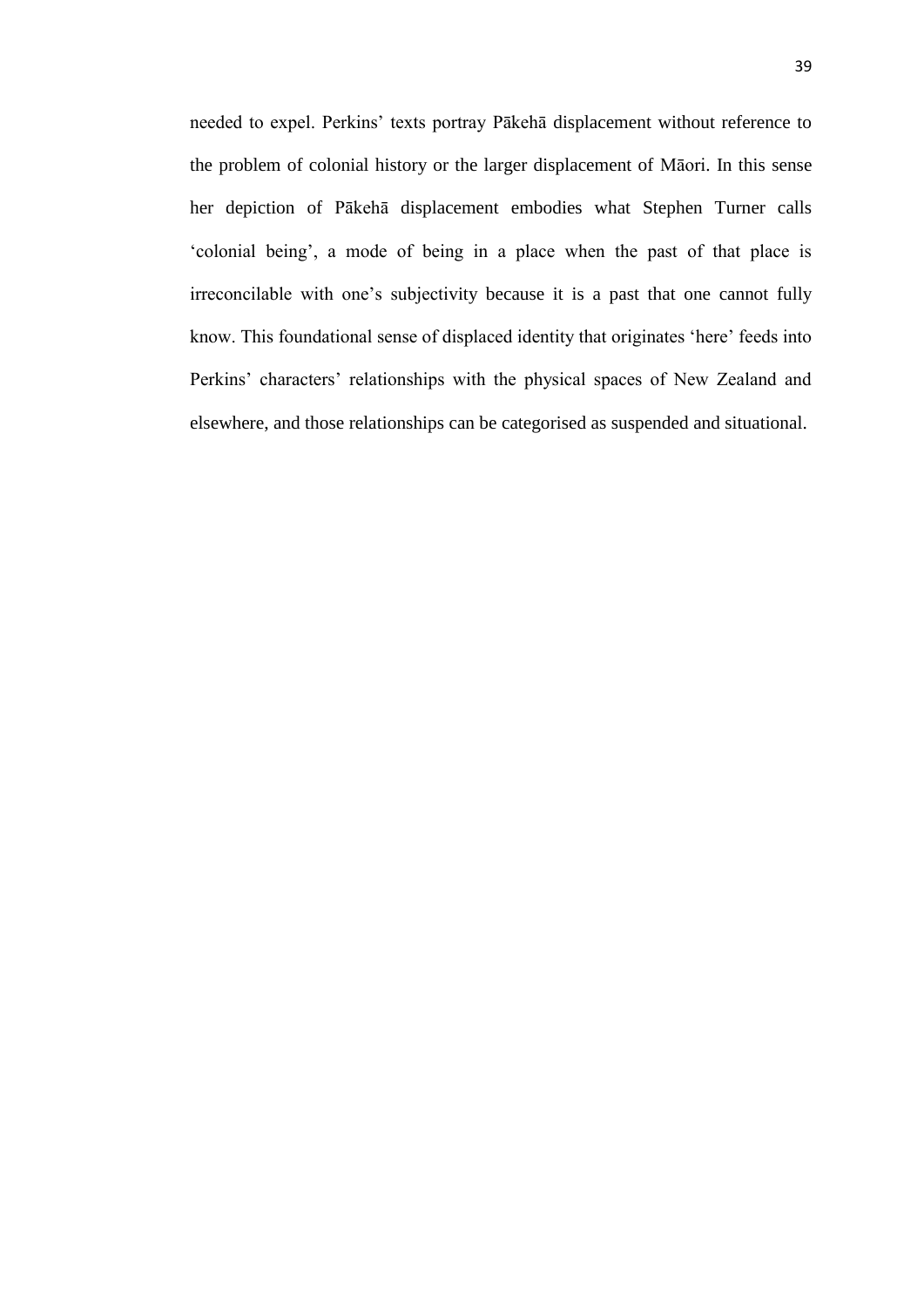needed to expel. Perkins' texts portray Pākehā displacement without reference to the problem of colonial history or the larger displacement of Māori. In this sense her depiction of Pākehā displacement embodies what Stephen Turner calls 'colonial being', a mode of being in a place when the past of that place is irreconcilable with one's subjectivity because it is a past that one cannot fully know. This foundational sense of displaced identity that originates 'here' feeds into Perkins' characters' relationships with the physical spaces of New Zealand and elsewhere, and those relationships can be categorised as suspended and situational.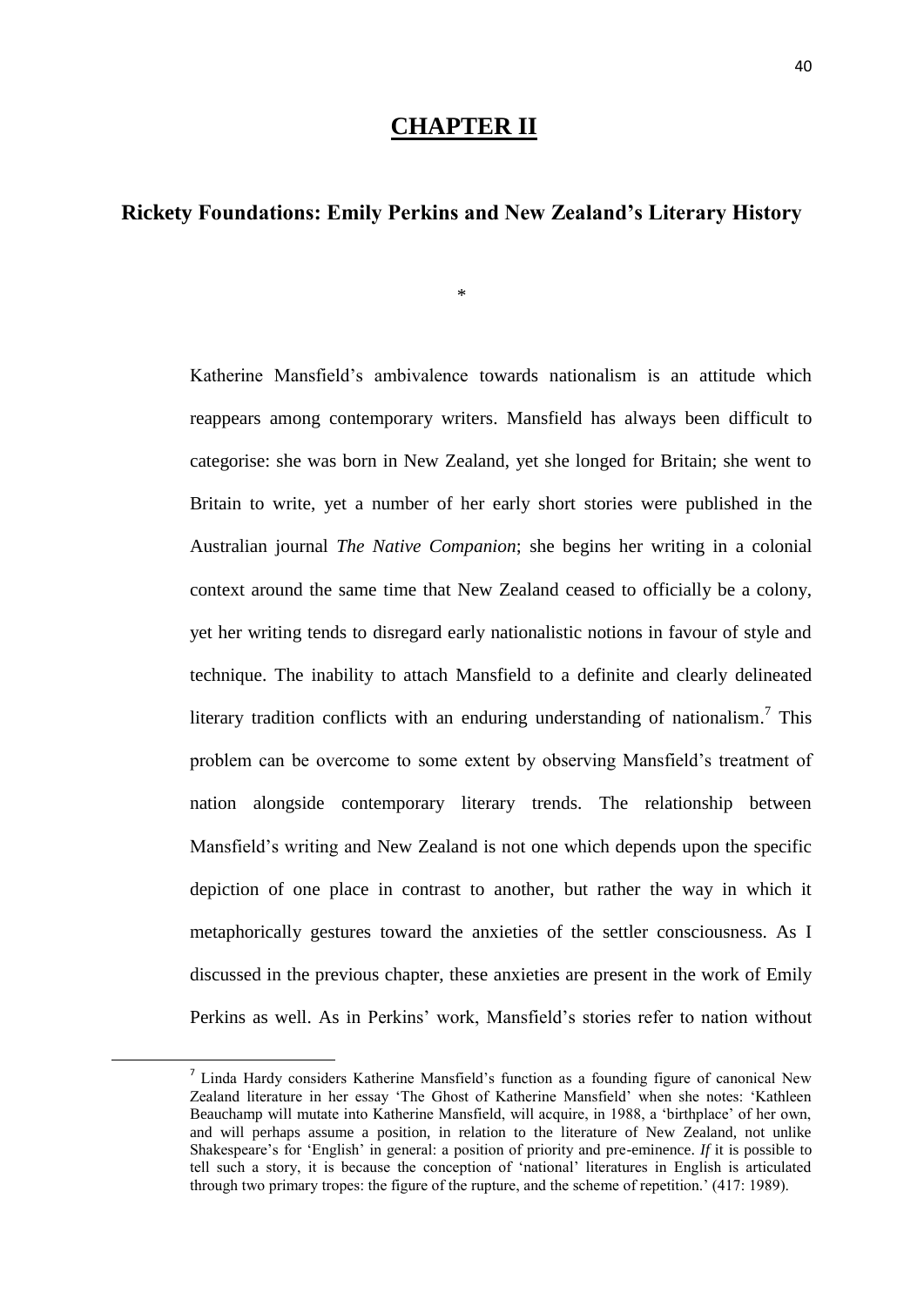# CHAPTER II

## Rickety Foundations: Emily Perkins and New Zealand's Literary History

*

Katherine Mansfield's ambivalence towards nationalism is an attitude which reappears among contemporary writers. Mansfield has always been difficult to categorise: she was born in New Zealand, yet she longed for Britain; she went to Britain to write, yet a number of her early short stories were published in the Australian journal *The Native Companion*; she begins her writing in a colonial context around the same time that New Zealand ceased to officially be a colony, yet her writing tends to disregard early nationalistic notions in favour of style and technique. The inability to attach Mansfield to a definite and clearly delineated literary tradition conflicts with an enduring understanding of nationalism.[7] This problem can be overcome to some extent by observing Mansfield's treatment of nation alongside contemporary literary trends. The relationship between Mansfield's writing and New Zealand is not one which depends upon the specific depiction of one place in contrast to another, but rather the way in which it metaphorically gestures toward the anxieties of the settler consciousness. As I discussed in the previous chapter, these anxieties are present in the work of Emily Perkins as well. As in Perkins' work, Mansfield's stories refer to nation without

[7] Linda Hardy considers Katherine Mansfield's function as a founding figure of canonical New Zealand literature in her essay 'The Ghost of Katherine Mansfield' when she notes: 'Kathleen Beauchamp will mutate into Katherine Mansfield, will acquire, in 1988, a 'birthplace' of her own, and will perhaps assume a position, in relation to the literature of New Zealand, not unlike Shakespeare's for 'English' in general: a position of priority and pre-eminence. *If* it is possible to tell such a story, it is because the conception of 'national' literatures in English is articulated through two primary tropes: the figure of the rupture, and the scheme of repetition.' (417: 1989).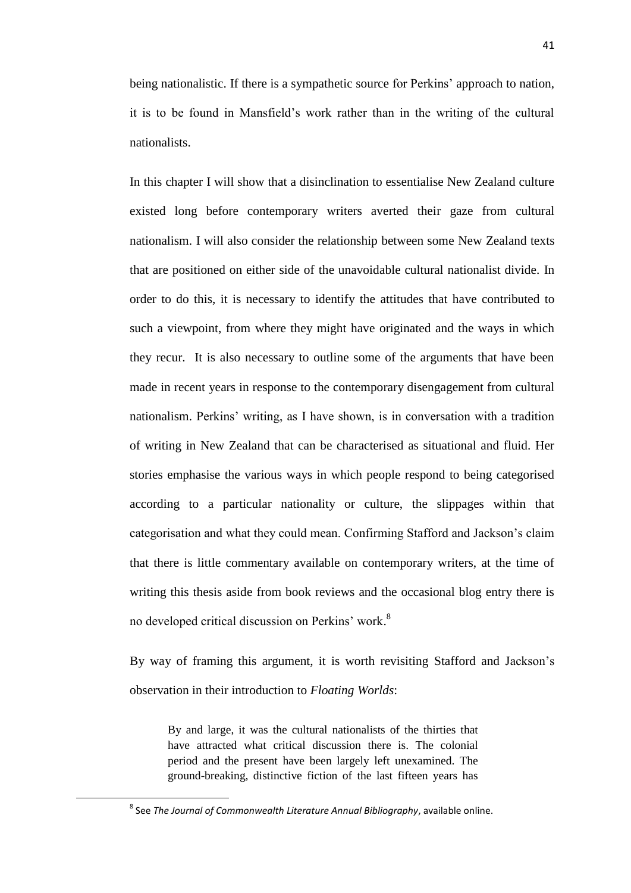being nationalistic. If there is a sympathetic source for Perkins' approach to nation, it is to be found in Mansfield's work rather than in the writing of the cultural nationalists.

In this chapter I will show that a disinclination to essentialise New Zealand culture existed long before contemporary writers averted their gaze from cultural nationalism. I will also consider the relationship between some New Zealand texts that are positioned on either side of the unavoidable cultural nationalist divide. In order to do this, it is necessary to identify the attitudes that have contributed to such a viewpoint, from where they might have originated and the ways in which they recur. It is also necessary to outline some of the arguments that have been made in recent years in response to the contemporary disengagement from cultural nationalism. Perkins' writing, as I have shown, is in conversation with a tradition of writing in New Zealand that can be characterised as situational and fluid. Her stories emphasise the various ways in which people respond to being categorised according to a particular nationality or culture, the slippages within that categorisation and what they could mean. Confirming Stafford and Jackson's claim that there is little commentary available on contemporary writers, at the time of writing this thesis aside from book reviews and the occasional blog entry there is no developed critical discussion on Perkins' work.[8]

By way of framing this argument, it is worth revisiting Stafford and Jackson's observation in their introduction to *Floating Worlds*:

> By and large, it was the cultural nationalists of the thirties that have attracted what critical discussion there is. The colonial period and the present have been largely left unexamined. The ground-breaking, distinctive fiction of the last fifteen years has

---

[8] See *The Journal of Commonwealth Literature Annual Bibliography*, available online.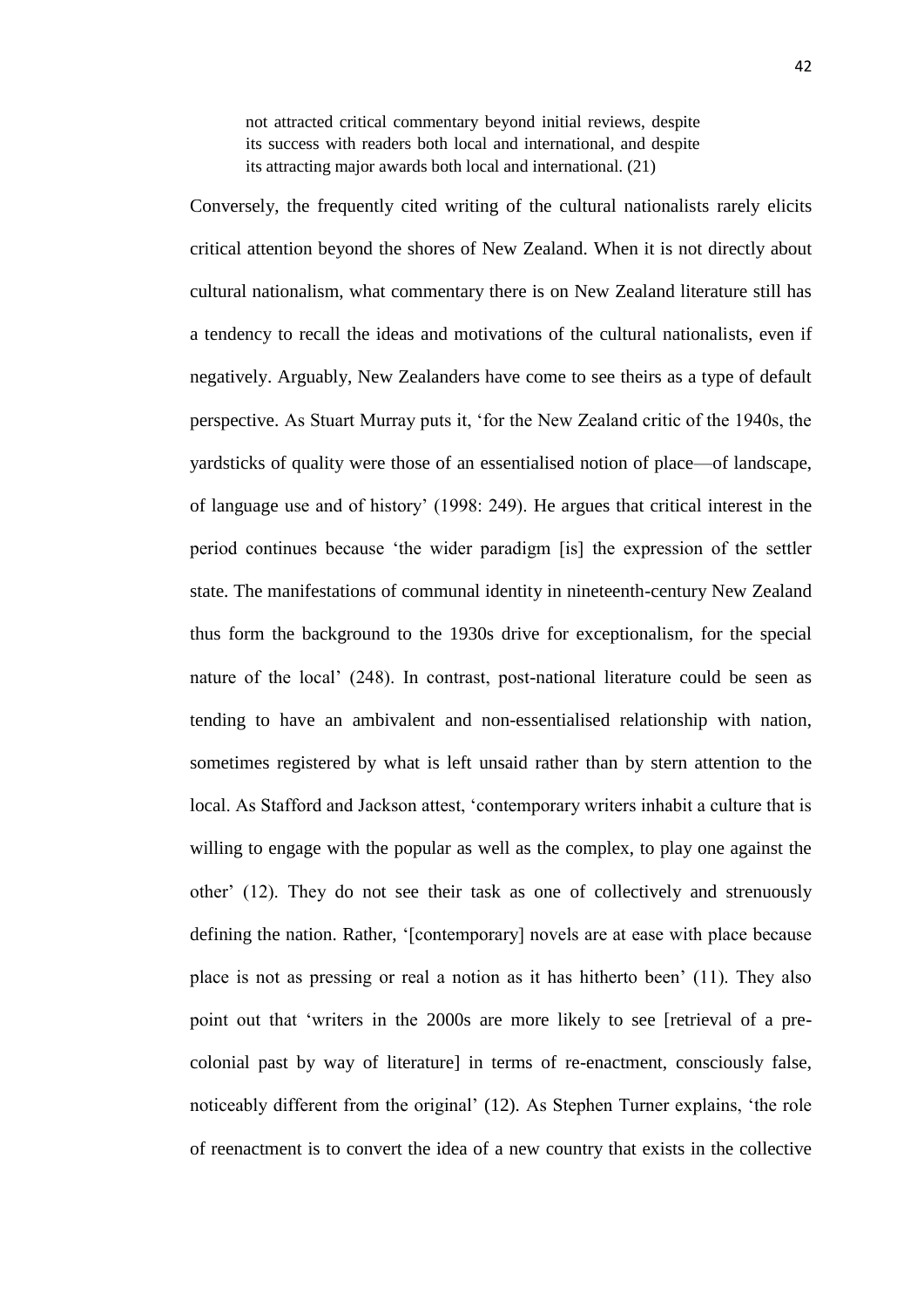> not attracted critical commentary beyond initial reviews, despite its success with readers both local and international, and despite its attracting major awards both local and international. (21)

Conversely, the frequently cited writing of the cultural nationalists rarely elicits critical attention beyond the shores of New Zealand. When it is not directly about cultural nationalism, what commentary there is on New Zealand literature still has a tendency to recall the ideas and motivations of the cultural nationalists, even if negatively. Arguably, New Zealanders have come to see theirs as a type of default perspective. As Stuart Murray puts it, 'for the New Zealand critic of the 1940s, the yardsticks of quality were those of an essentialised notion of place—of landscape, of language use and of history' (1998: 249). He argues that critical interest in the period continues because 'the wider paradigm [is] the expression of the settler state. The manifestations of communal identity in nineteenth-century New Zealand thus form the background to the 1930s drive for exceptionalism, for the special nature of the local' (248). In contrast, post-national literature could be seen as tending to have an ambivalent and non-essentialised relationship with nation, sometimes registered by what is left unsaid rather than by stern attention to the local. As Stafford and Jackson attest, 'contemporary writers inhabit a culture that is willing to engage with the popular as well as the complex, to play one against the other' (12). They do not see their task as one of collectively and strenuously defining the nation. Rather, '[contemporary] novels are at ease with place because place is not as pressing or real a notion as it has hitherto been' (11). They also point out that 'writers in the 2000s are more likely to see [retrieval of a pre-colonial past by way of literature] in terms of re-enactment, consciously false, noticeably different from the original' (12). As Stephen Turner explains, 'the role of reenactment is to convert the idea of a new country that exists in the collective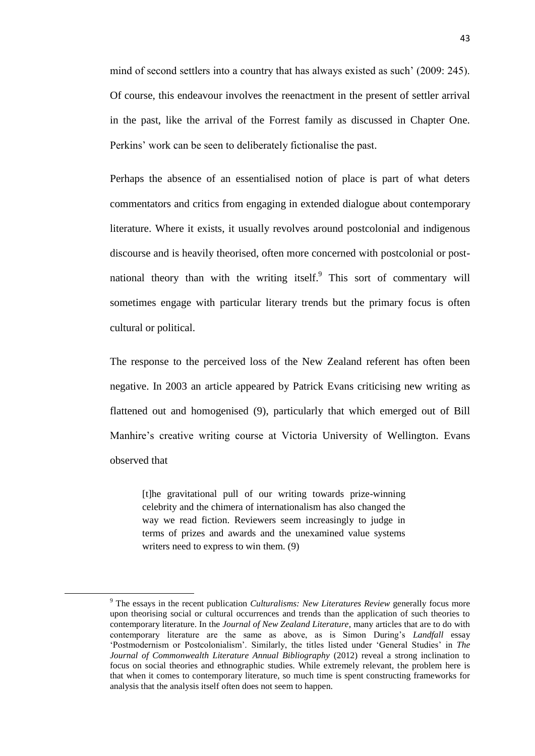mind of second settlers into a country that has always existed as such' (2009: 245). Of course, this endeavour involves the reenactment in the present of settler arrival in the past, like the arrival of the Forrest family as discussed in Chapter One. Perkins' work can be seen to deliberately fictionalise the past.

Perhaps the absence of an essentialised notion of place is part of what deters commentators and critics from engaging in extended dialogue about contemporary literature. Where it exists, it usually revolves around postcolonial and indigenous discourse and is heavily theorised, often more concerned with postcolonial or post-national theory than with the writing itself.[9] This sort of commentary will sometimes engage with particular literary trends but the primary focus is often cultural or political.

The response to the perceived loss of the New Zealand referent has often been negative. In 2003 an article appeared by Patrick Evans criticising new writing as flattened out and homogenised (9), particularly that which emerged out of Bill Manhire's creative writing course at Victoria University of Wellington. Evans observed that

> [t]he gravitational pull of our writing towards prize-winning celebrity and the chimera of internationalism has also changed the way we read fiction. Reviewers seem increasingly to judge in terms of prizes and awards and the unexamined value systems writers need to express to win them. (9)

---

[9] The essays in the recent publication *Culturalisms: New Literatures Review* generally focus more upon theorising social or cultural occurrences and trends than the application of such theories to contemporary literature. In the *Journal of New Zealand Literature*, many articles that are to do with contemporary literature are the same as above, as is Simon During's *Landfall* essay 'Postmodernism or Postcolonialism'. Similarly, the titles listed under 'General Studies' in *The Journal of Commonwealth Literature Annual Bibliography* (2012) reveal a strong inclination to focus on social theories and ethnographic studies. While extremely relevant, the problem here is that when it comes to contemporary literature, so much time is spent constructing frameworks for analysis that the analysis itself often does not seem to happen.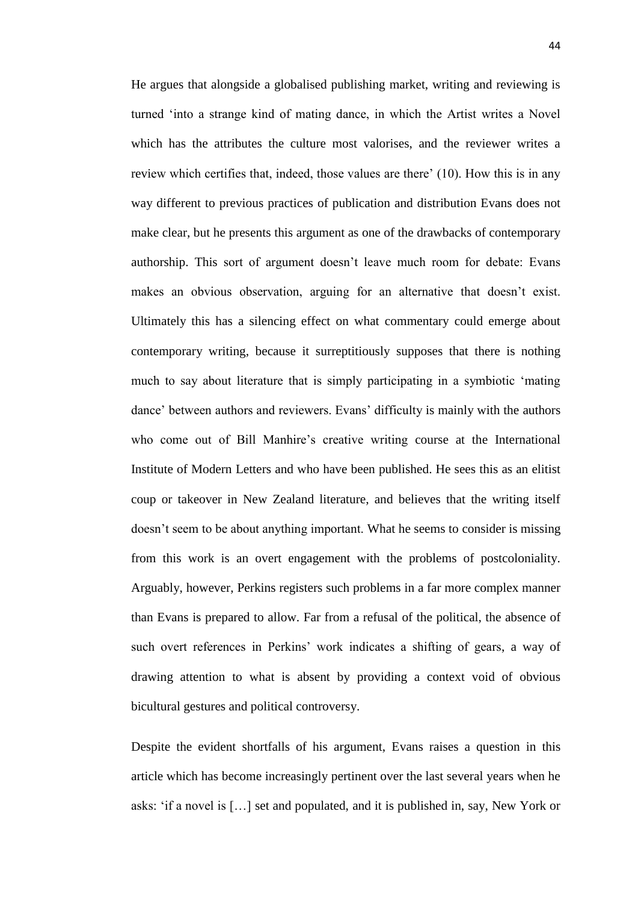He argues that alongside a globalised publishing market, writing and reviewing is turned 'into a strange kind of mating dance, in which the Artist writes a Novel which has the attributes the culture most valorises, and the reviewer writes a review which certifies that, indeed, those values are there' (10). How this is in any way different to previous practices of publication and distribution Evans does not make clear, but he presents this argument as one of the drawbacks of contemporary authorship. This sort of argument doesn't leave much room for debate: Evans makes an obvious observation, arguing for an alternative that doesn't exist. Ultimately this has a silencing effect on what commentary could emerge about contemporary writing, because it surreptitiously supposes that there is nothing much to say about literature that is simply participating in a symbiotic 'mating dance' between authors and reviewers. Evans' difficulty is mainly with the authors who come out of Bill Manhire's creative writing course at the International Institute of Modern Letters and who have been published. He sees this as an elitist coup or takeover in New Zealand literature, and believes that the writing itself doesn't seem to be about anything important. What he seems to consider is missing from this work is an overt engagement with the problems of postcoloniality. Arguably, however, Perkins registers such problems in a far more complex manner than Evans is prepared to allow. Far from a refusal of the political, the absence of such overt references in Perkins' work indicates a shifting of gears, a way of drawing attention to what is absent by providing a context void of obvious bicultural gestures and political controversy.

Despite the evident shortfalls of his argument, Evans raises a question in this article which has become increasingly pertinent over the last several years when he asks: 'if a novel is […] set and populated, and it is published in, say, New York or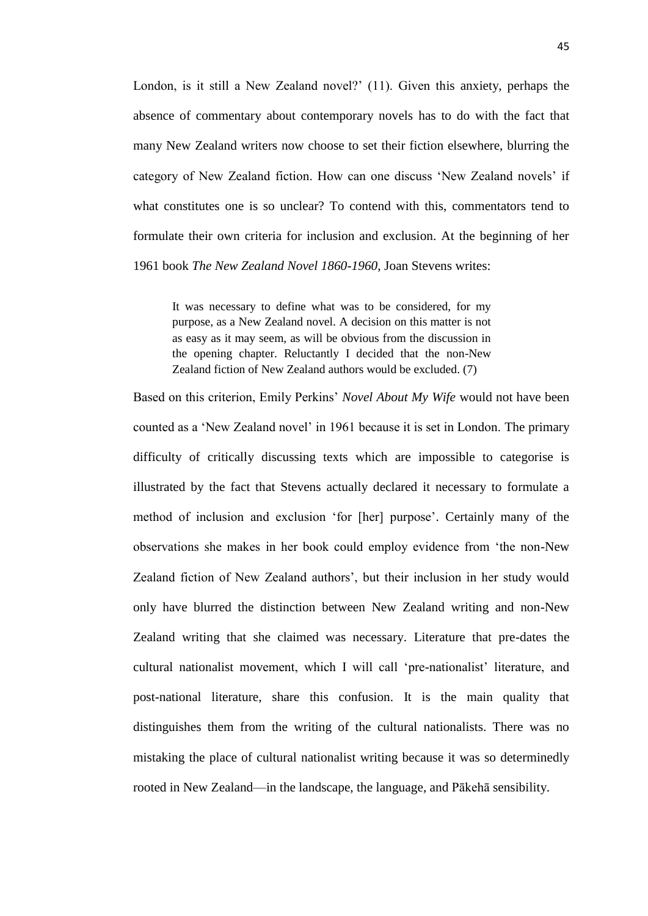London, is it still a New Zealand novel?' (11). Given this anxiety, perhaps the absence of commentary about contemporary novels has to do with the fact that many New Zealand writers now choose to set their fiction elsewhere, blurring the category of New Zealand fiction. How can one discuss 'New Zealand novels' if what constitutes one is so unclear? To contend with this, commentators tend to formulate their own criteria for inclusion and exclusion. At the beginning of her 1961 book *The New Zealand Novel 1860-1960*, Joan Stevens writes:

> It was necessary to define what was to be considered, for my purpose, as a New Zealand novel. A decision on this matter is not as easy as it may seem, as will be obvious from the discussion in the opening chapter. Reluctantly I decided that the non-New Zealand fiction of New Zealand authors would be excluded. (7)

Based on this criterion, Emily Perkins' *Novel About My Wife* would not have been counted as a 'New Zealand novel' in 1961 because it is set in London. The primary difficulty of critically discussing texts which are impossible to categorise is illustrated by the fact that Stevens actually declared it necessary to formulate a method of inclusion and exclusion 'for [her] purpose'. Certainly many of the observations she makes in her book could employ evidence from 'the non-New Zealand fiction of New Zealand authors', but their inclusion in her study would only have blurred the distinction between New Zealand writing and non-New Zealand writing that she claimed was necessary. Literature that pre-dates the cultural nationalist movement, which I will call 'pre-nationalist' literature, and post-national literature, share this confusion. It is the main quality that distinguishes them from the writing of the cultural nationalists. There was no mistaking the place of cultural nationalist writing because it was so determinedly rooted in New Zealand—in the landscape, the language, and Pākehā sensibility.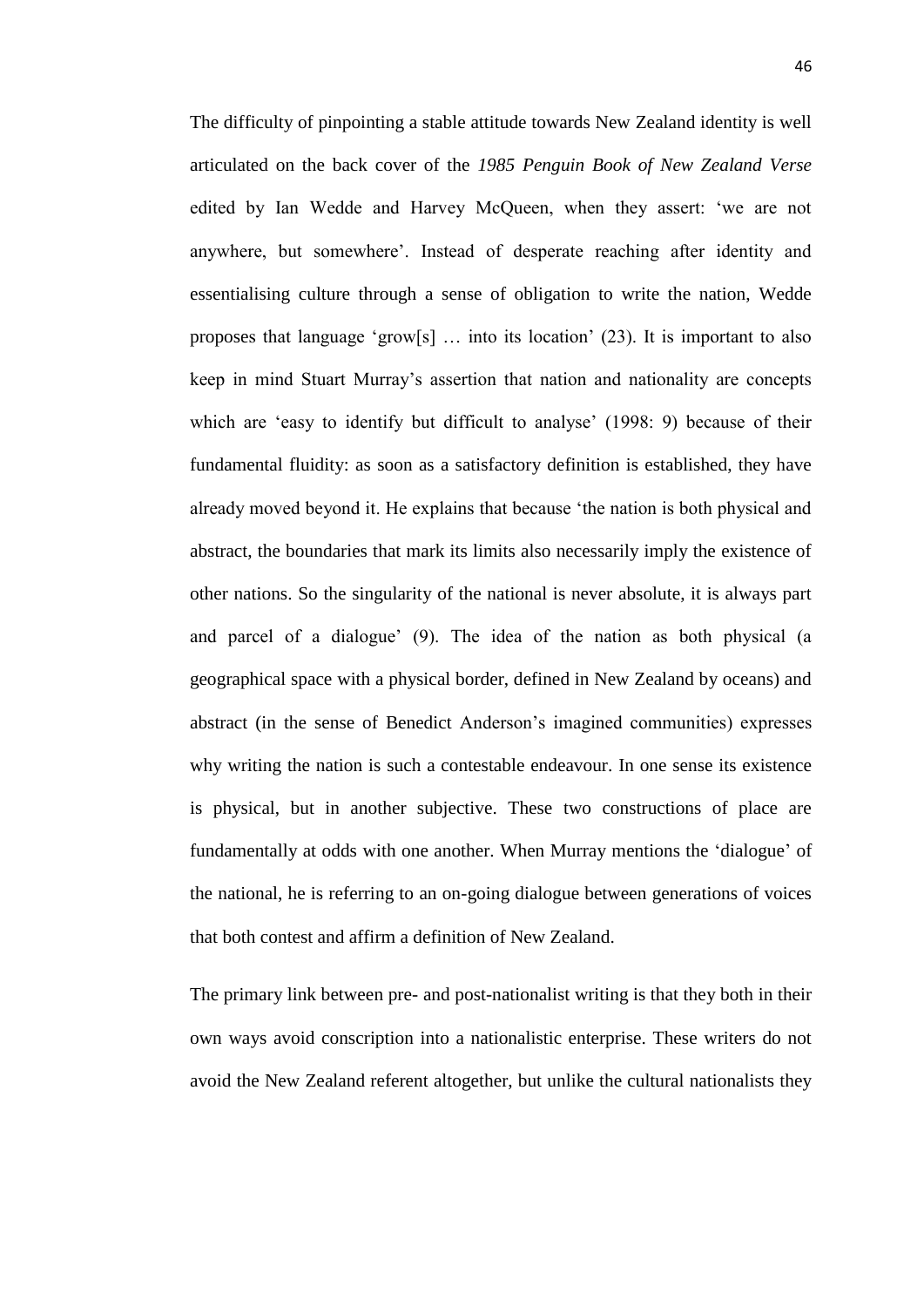The difficulty of pinpointing a stable attitude towards New Zealand identity is well articulated on the back cover of the *1985 Penguin Book of New Zealand Verse* edited by Ian Wedde and Harvey McQueen, when they assert: 'we are not anywhere, but somewhere'. Instead of desperate reaching after identity and essentialising culture through a sense of obligation to write the nation, Wedde proposes that language 'grow[s] … into its location' (23). It is important to also keep in mind Stuart Murray's assertion that nation and nationality are concepts which are 'easy to identify but difficult to analyse' (1998: 9) because of their fundamental fluidity: as soon as a satisfactory definition is established, they have already moved beyond it. He explains that because 'the nation is both physical and abstract, the boundaries that mark its limits also necessarily imply the existence of other nations. So the singularity of the national is never absolute, it is always part and parcel of a dialogue' (9). The idea of the nation as both physical (a geographical space with a physical border, defined in New Zealand by oceans) and abstract (in the sense of Benedict Anderson's imagined communities) expresses why writing the nation is such a contestable endeavour. In one sense its existence is physical, but in another subjective. These two constructions of place are fundamentally at odds with one another. When Murray mentions the 'dialogue' of the national, he is referring to an on-going dialogue between generations of voices that both contest and affirm a definition of New Zealand.

The primary link between pre- and post-nationalist writing is that they both in their own ways avoid conscription into a nationalistic enterprise. These writers do not avoid the New Zealand referent altogether, but unlike the cultural nationalists they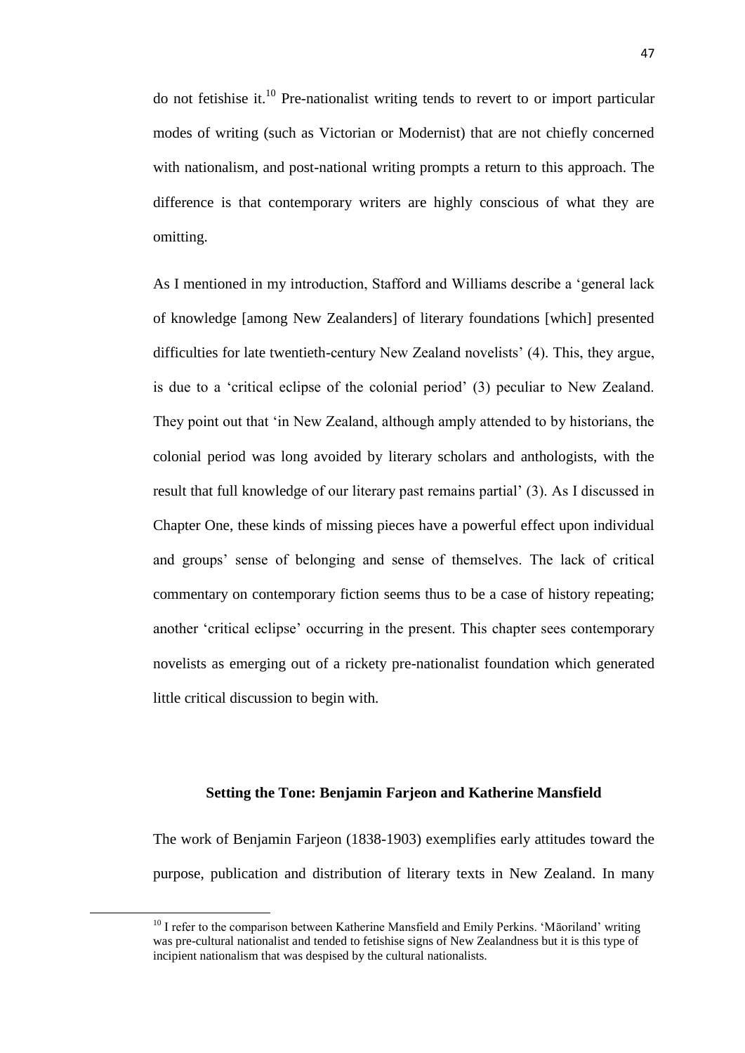do not fetishise it.[10] Pre-nationalist writing tends to revert to or import particular modes of writing (such as Victorian or Modernist) that are not chiefly concerned with nationalism, and post-national writing prompts a return to this approach. The difference is that contemporary writers are highly conscious of what they are omitting.

As I mentioned in my introduction, Stafford and Williams describe a 'general lack of knowledge [among New Zealanders] of literary foundations [which] presented difficulties for late twentieth-century New Zealand novelists' (4). This, they argue, is due to a 'critical eclipse of the colonial period' (3) peculiar to New Zealand. They point out that 'in New Zealand, although amply attended to by historians, the colonial period was long avoided by literary scholars and anthologists, with the result that full knowledge of our literary past remains partial' (3). As I discussed in Chapter One, these kinds of missing pieces have a powerful effect upon individual and groups' sense of belonging and sense of themselves. The lack of critical commentary on contemporary fiction seems thus to be a case of history repeating; another 'critical eclipse' occurring in the present. This chapter sees contemporary novelists as emerging out of a rickety pre-nationalist foundation which generated little critical discussion to begin with.

### Setting the Tone: Benjamin Farjeon and Katherine Mansfield

The work of Benjamin Farjeon (1838-1903) exemplifies early attitudes toward the purpose, publication and distribution of literary texts in New Zealand. In many

[10] I refer to the comparison between Katherine Mansfield and Emily Perkins. 'Māoriland' writing was pre-cultural nationalist and tended to fetishise signs of New Zealandness but it is this type of incipient nationalism that was despised by the cultural nationalists.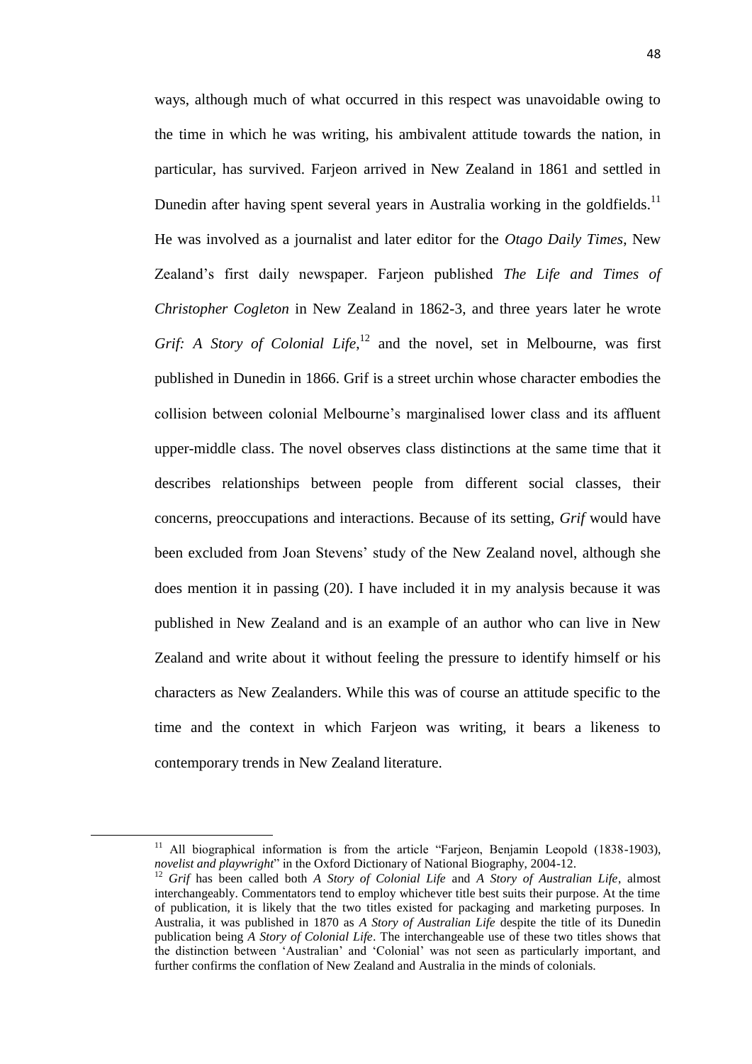ways, although much of what occurred in this respect was unavoidable owing to the time in which he was writing, his ambivalent attitude towards the nation, in particular, has survived. Farjeon arrived in New Zealand in 1861 and settled in Dunedin after having spent several years in Australia working in the goldfields.[11] He was involved as a journalist and later editor for the *Otago Daily Times*, New Zealand's first daily newspaper. Farjeon published *The Life and Times of Christopher Cogleton* in New Zealand in 1862-3, and three years later he wrote *Grif: A Story of Colonial Life*,[12] and the novel, set in Melbourne, was first published in Dunedin in 1866. Grif is a street urchin whose character embodies the collision between colonial Melbourne's marginalised lower class and its affluent upper-middle class. The novel observes class distinctions at the same time that it describes relationships between people from different social classes, their concerns, preoccupations and interactions. Because of its setting, *Grif* would have been excluded from Joan Stevens' study of the New Zealand novel, although she does mention it in passing (20). I have included it in my analysis because it was published in New Zealand and is an example of an author who can live in New Zealand and write about it without feeling the pressure to identify himself or his characters as New Zealanders. While this was of course an attitude specific to the time and the context in which Farjeon was writing, it bears a likeness to contemporary trends in New Zealand literature.

---

[11] All biographical information is from the article "Farjeon, Benjamin Leopold (1838-1903), *novelist and playwright*" in the Oxford Dictionary of National Biography, 2004-12.

[12] *Grif* has been called both *A Story of Colonial Life* and *A Story of Australian Life*, almost interchangeably. Commentators tend to employ whichever title best suits their purpose. At the time of publication, it is likely that the two titles existed for packaging and marketing purposes. In Australia, it was published in 1870 as *A Story of Australian Life* despite the title of its Dunedin publication being *A Story of Colonial Life*. The interchangeable use of these two titles shows that the distinction between 'Australian' and 'Colonial' was not seen as particularly important, and further confirms the conflation of New Zealand and Australia in the minds of colonials.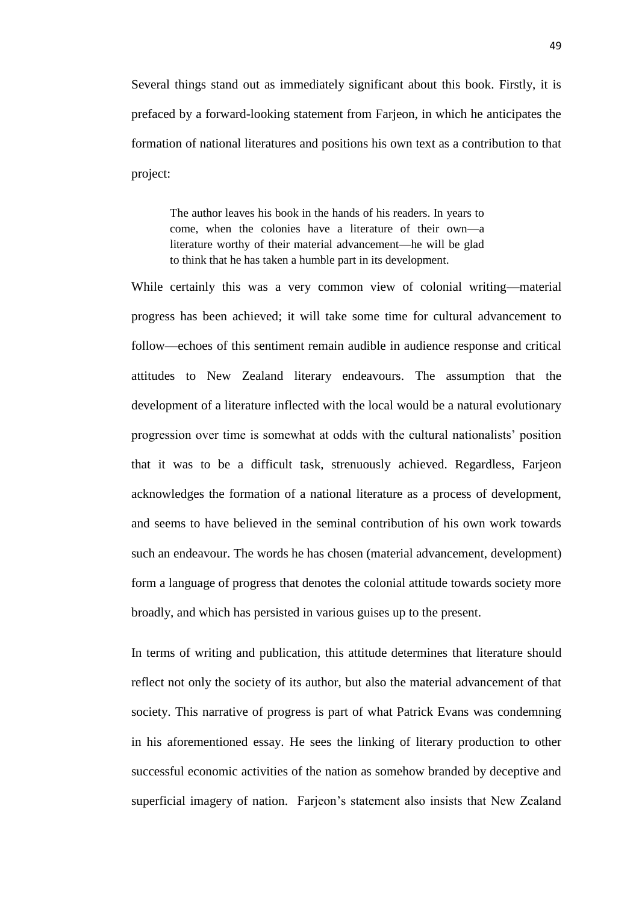Several things stand out as immediately significant about this book. Firstly, it is prefaced by a forward-looking statement from Farjeon, in which he anticipates the formation of national literatures and positions his own text as a contribution to that project:

> The author leaves his book in the hands of his readers. In years to come, when the colonies have a literature of their own—a literature worthy of their material advancement—he will be glad to think that he has taken a humble part in its development.

While certainly this was a very common view of colonial writing—material progress has been achieved; it will take some time for cultural advancement to follow—echoes of this sentiment remain audible in audience response and critical attitudes to New Zealand literary endeavours. The assumption that the development of a literature inflected with the local would be a natural evolutionary progression over time is somewhat at odds with the cultural nationalists' position that it was to be a difficult task, strenuously achieved. Regardless, Farjeon acknowledges the formation of a national literature as a process of development, and seems to have believed in the seminal contribution of his own work towards such an endeavour. The words he has chosen (material advancement, development) form a language of progress that denotes the colonial attitude towards society more broadly, and which has persisted in various guises up to the present.

In terms of writing and publication, this attitude determines that literature should reflect not only the society of its author, but also the material advancement of that society. This narrative of progress is part of what Patrick Evans was condemning in his aforementioned essay. He sees the linking of literary production to other successful economic activities of the nation as somehow branded by deceptive and superficial imagery of nation. Farjeon's statement also insists that New Zealand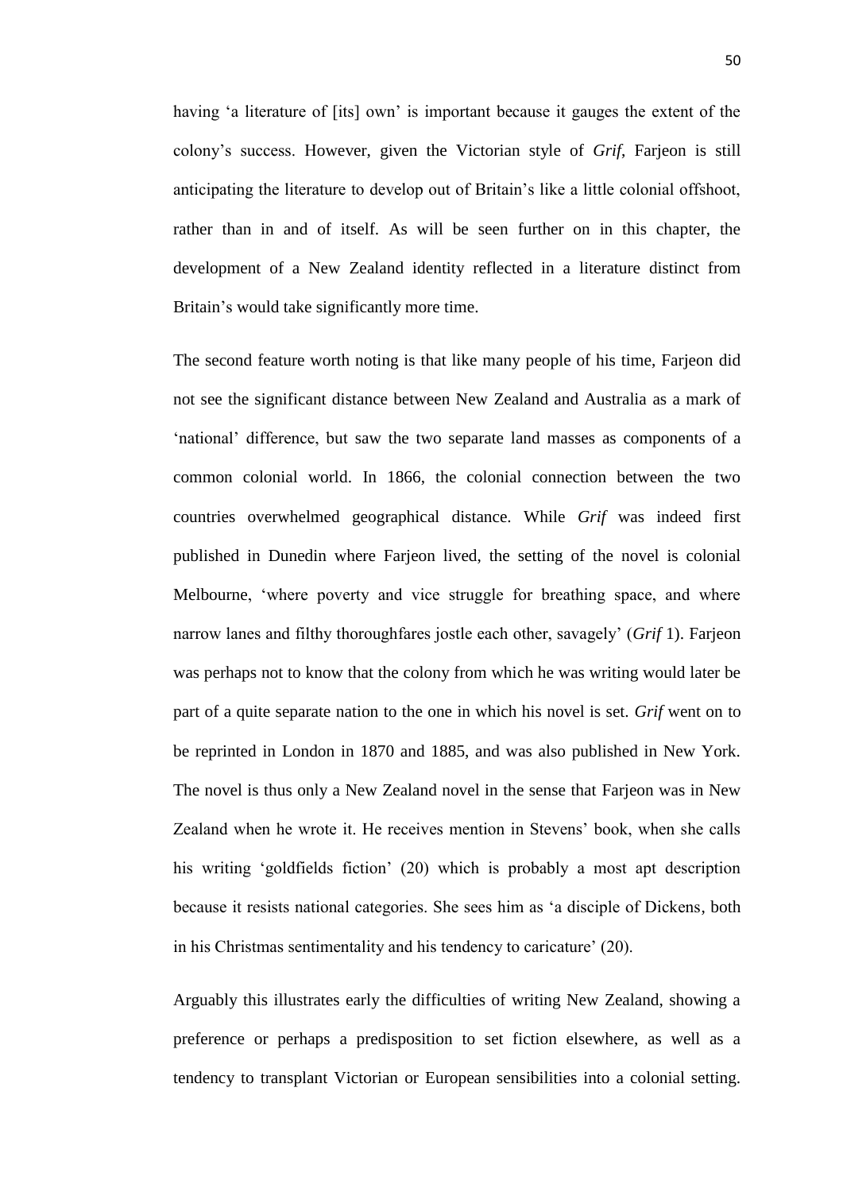having 'a literature of [its] own' is important because it gauges the extent of the colony's success. However, given the Victorian style of *Grif*, Farjeon is still anticipating the literature to develop out of Britain's like a little colonial offshoot, rather than in and of itself. As will be seen further on in this chapter, the development of a New Zealand identity reflected in a literature distinct from Britain's would take significantly more time.

The second feature worth noting is that like many people of his time, Farjeon did not see the significant distance between New Zealand and Australia as a mark of 'national' difference, but saw the two separate land masses as components of a common colonial world. In 1866, the colonial connection between the two countries overwhelmed geographical distance. While *Grif* was indeed first published in Dunedin where Farjeon lived, the setting of the novel is colonial Melbourne, 'where poverty and vice struggle for breathing space, and where narrow lanes and filthy thoroughfares jostle each other, savagely' (*Grif* 1). Farjeon was perhaps not to know that the colony from which he was writing would later be part of a quite separate nation to the one in which his novel is set. *Grif* went on to be reprinted in London in 1870 and 1885, and was also published in New York. The novel is thus only a New Zealand novel in the sense that Farjeon was in New Zealand when he wrote it. He receives mention in Stevens' book, when she calls his writing 'goldfields fiction' (20) which is probably a most apt description because it resists national categories. She sees him as 'a disciple of Dickens, both in his Christmas sentimentality and his tendency to caricature' (20).

Arguably this illustrates early the difficulties of writing New Zealand, showing a preference or perhaps a predisposition to set fiction elsewhere, as well as a tendency to transplant Victorian or European sensibilities into a colonial setting.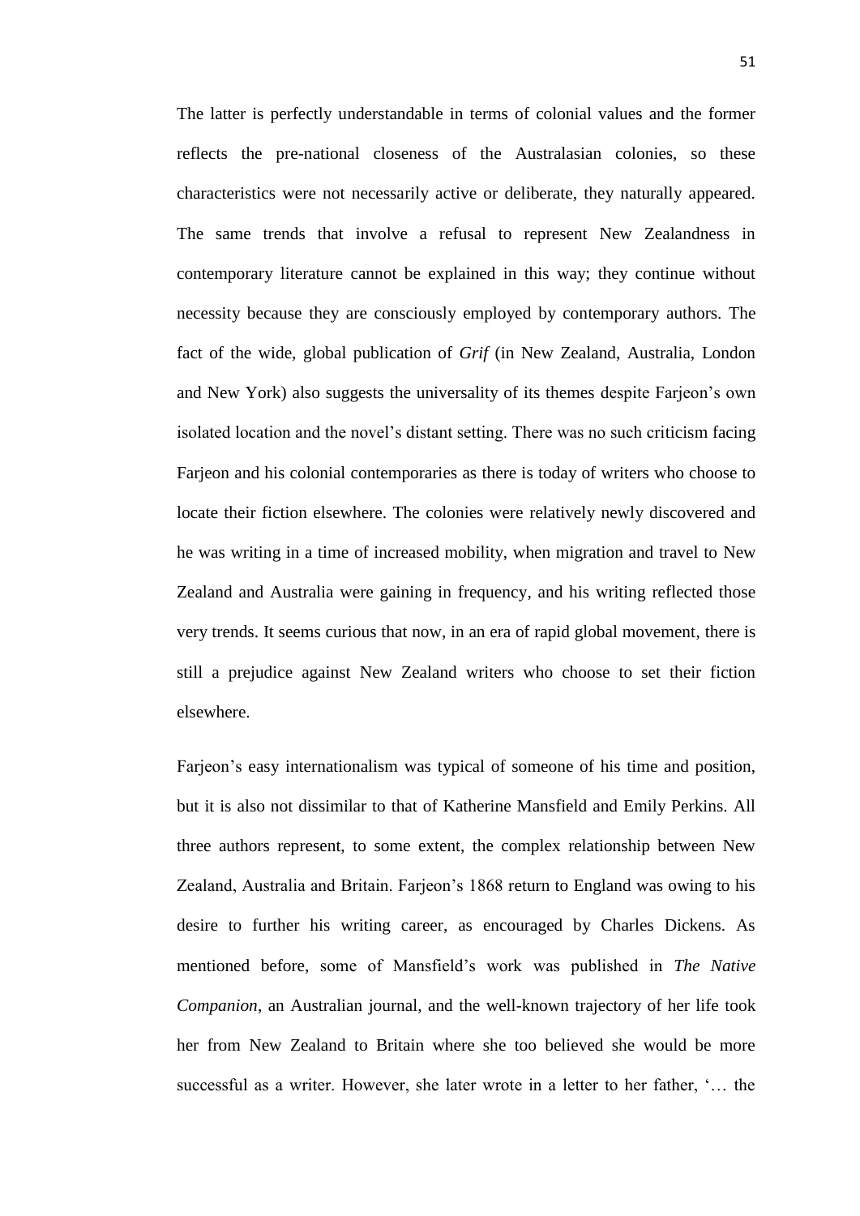The latter is perfectly understandable in terms of colonial values and the former reflects the pre-national closeness of the Australasian colonies, so these characteristics were not necessarily active or deliberate, they naturally appeared. The same trends that involve a refusal to represent New Zealandness in contemporary literature cannot be explained in this way; they continue without necessity because they are consciously employed by contemporary authors. The fact of the wide, global publication of *Grif* (in New Zealand, Australia, London and New York) also suggests the universality of its themes despite Farjeon's own isolated location and the novel's distant setting. There was no such criticism facing Farjeon and his colonial contemporaries as there is today of writers who choose to locate their fiction elsewhere. The colonies were relatively newly discovered and he was writing in a time of increased mobility, when migration and travel to New Zealand and Australia were gaining in frequency, and his writing reflected those very trends. It seems curious that now, in an era of rapid global movement, there is still a prejudice against New Zealand writers who choose to set their fiction elsewhere.

Farjeon's easy internationalism was typical of someone of his time and position, but it is also not dissimilar to that of Katherine Mansfield and Emily Perkins. All three authors represent, to some extent, the complex relationship between New Zealand, Australia and Britain. Farjeon's 1868 return to England was owing to his desire to further his writing career, as encouraged by Charles Dickens. As mentioned before, some of Mansfield's work was published in *The Native Companion*, an Australian journal, and the well-known trajectory of her life took her from New Zealand to Britain where she too believed she would be more successful as a writer. However, she later wrote in a letter to her father, '… the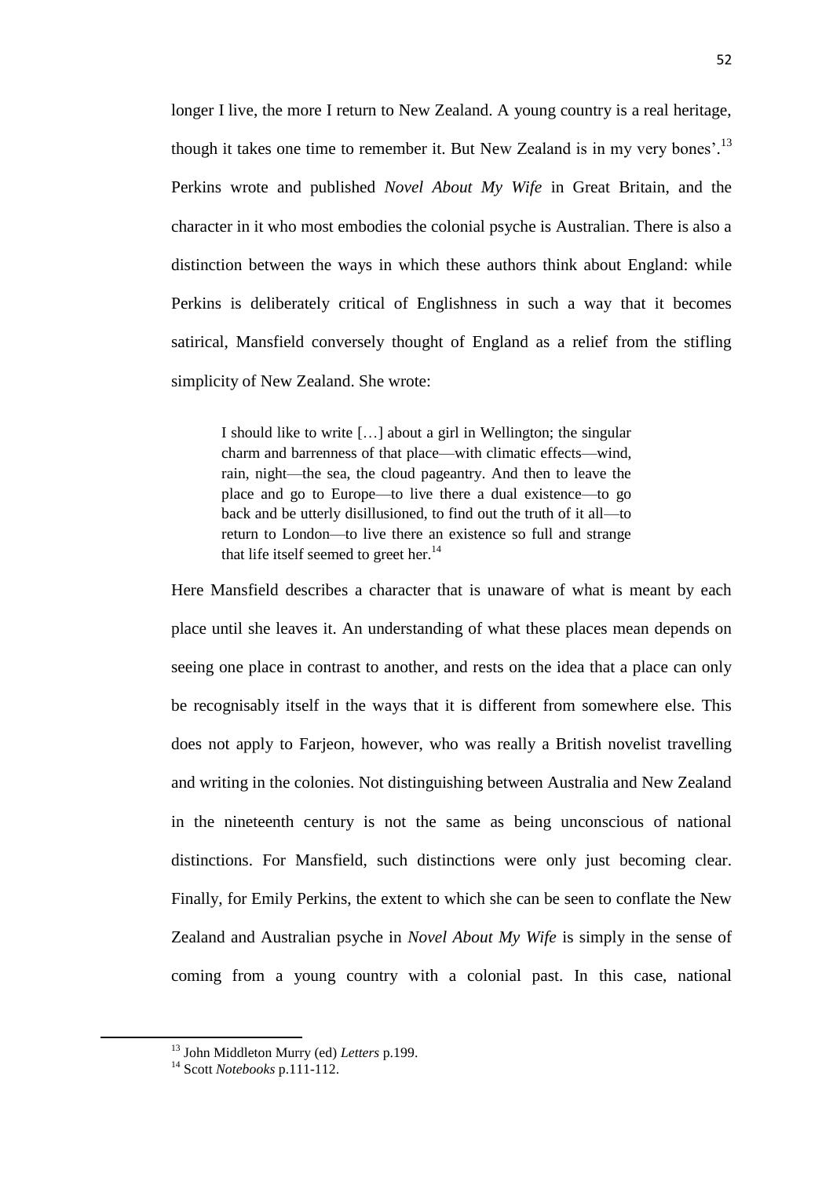longer I live, the more I return to New Zealand. A young country is a real heritage, though it takes one time to remember it. But New Zealand is in my very bones'.[13] Perkins wrote and published *Novel About My Wife* in Great Britain, and the character in it who most embodies the colonial psyche is Australian. There is also a distinction between the ways in which these authors think about England: while Perkins is deliberately critical of Englishness in such a way that it becomes satirical, Mansfield conversely thought of England as a relief from the stifling simplicity of New Zealand. She wrote:

> I should like to write […] about a girl in Wellington; the singular charm and barrenness of that place—with climatic effects—wind, rain, night—the sea, the cloud pageantry. And then to leave the place and go to Europe—to live there a dual existence—to go back and be utterly disillusioned, to find out the truth of it all—to return to London—to live there an existence so full and strange that life itself seemed to greet her.[14]

Here Mansfield describes a character that is unaware of what is meant by each place until she leaves it. An understanding of what these places mean depends on seeing one place in contrast to another, and rests on the idea that a place can only be recognisably itself in the ways that it is different from somewhere else. This does not apply to Farjeon, however, who was really a British novelist travelling and writing in the colonies. Not distinguishing between Australia and New Zealand in the nineteenth century is not the same as being unconscious of national distinctions. For Mansfield, such distinctions were only just becoming clear. Finally, for Emily Perkins, the extent to which she can be seen to conflate the New Zealand and Australian psyche in *Novel About My Wife* is simply in the sense of coming from a young country with a colonial past. In this case, national

---

[13] John Middleton Murry (ed) *Letters* p.199.

[14] Scott *Notebooks* p.111-112.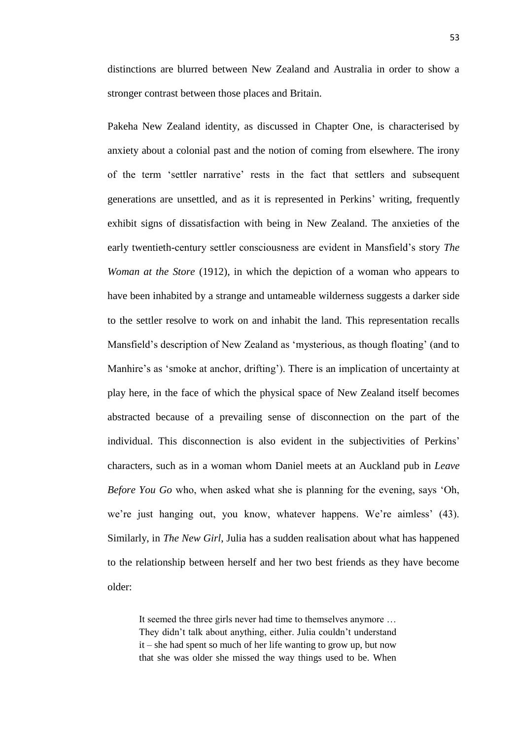distinctions are blurred between New Zealand and Australia in order to show a stronger contrast between those places and Britain.

Pakeha New Zealand identity, as discussed in Chapter One, is characterised by anxiety about a colonial past and the notion of coming from elsewhere. The irony of the term 'settler narrative' rests in the fact that settlers and subsequent generations are unsettled, and as it is represented in Perkins' writing, frequently exhibit signs of dissatisfaction with being in New Zealand. The anxieties of the early twentieth-century settler consciousness are evident in Mansfield's story *The Woman at the Store* (1912), in which the depiction of a woman who appears to have been inhabited by a strange and untameable wilderness suggests a darker side to the settler resolve to work on and inhabit the land. This representation recalls Mansfield's description of New Zealand as 'mysterious, as though floating' (and to Manhire's as 'smoke at anchor, drifting'). There is an implication of uncertainty at play here, in the face of which the physical space of New Zealand itself becomes abstracted because of a prevailing sense of disconnection on the part of the individual. This disconnection is also evident in the subjectivities of Perkins' characters, such as in a woman whom Daniel meets at an Auckland pub in *Leave Before You Go* who, when asked what she is planning for the evening, says 'Oh, we're just hanging out, you know, whatever happens. We're aimless' (43). Similarly, in *The New Girl*, Julia has a sudden realisation about what has happened to the relationship between herself and her two best friends as they have become older:

> It seemed the three girls never had time to themselves anymore … They didn't talk about anything, either. Julia couldn't understand it – she had spent so much of her life wanting to grow up, but now that she was older she missed the way things used to be. When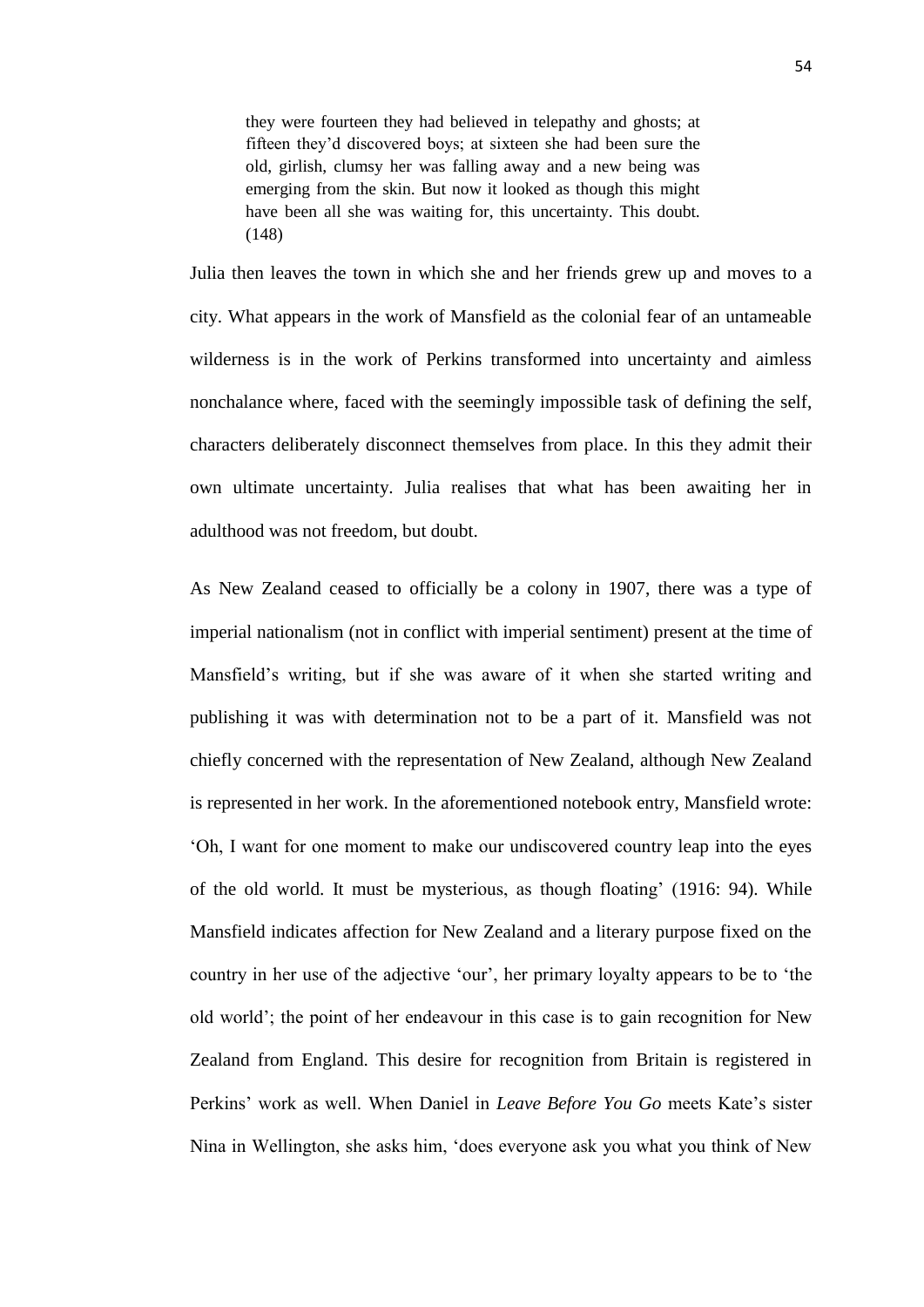> they were fourteen they had believed in telepathy and ghosts; at fifteen they'd discovered boys; at sixteen she had been sure the old, girlish, clumsy her was falling away and a new being was emerging from the skin. But now it looked as though this might have been all she was waiting for, this uncertainty. This doubt. (148)

Julia then leaves the town in which she and her friends grew up and moves to a city. What appears in the work of Mansfield as the colonial fear of an untameable wilderness is in the work of Perkins transformed into uncertainty and aimless nonchalance where, faced with the seemingly impossible task of defining the self, characters deliberately disconnect themselves from place. In this they admit their own ultimate uncertainty. Julia realises that what has been awaiting her in adulthood was not freedom, but doubt.

As New Zealand ceased to officially be a colony in 1907, there was a type of imperial nationalism (not in conflict with imperial sentiment) present at the time of Mansfield's writing, but if she was aware of it when she started writing and publishing it was with determination not to be a part of it. Mansfield was not chiefly concerned with the representation of New Zealand, although New Zealand is represented in her work. In the aforementioned notebook entry, Mansfield wrote: 'Oh, I want for one moment to make our undiscovered country leap into the eyes of the old world. It must be mysterious, as though floating' (1916: 94). While Mansfield indicates affection for New Zealand and a literary purpose fixed on the country in her use of the adjective 'our', her primary loyalty appears to be to 'the old world'; the point of her endeavour in this case is to gain recognition for New Zealand from England. This desire for recognition from Britain is registered in Perkins' work as well. When Daniel in *Leave Before You Go* meets Kate's sister Nina in Wellington, she asks him, 'does everyone ask you what you think of New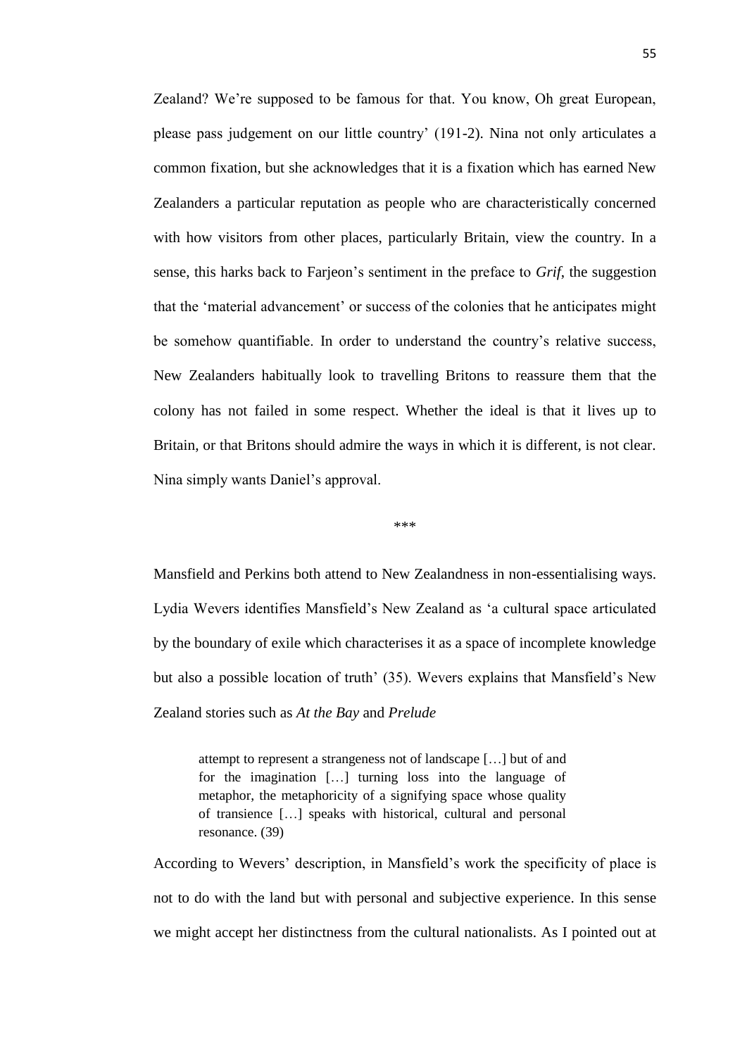Zealand? We're supposed to be famous for that. You know, Oh great European, please pass judgement on our little country' (191-2). Nina not only articulates a common fixation, but she acknowledges that it is a fixation which has earned New Zealanders a particular reputation as people who are characteristically concerned with how visitors from other places, particularly Britain, view the country. In a sense, this harks back to Farjeon's sentiment in the preface to *Grif*, the suggestion that the 'material advancement' or success of the colonies that he anticipates might be somehow quantifiable. In order to understand the country's relative success, New Zealanders habitually look to travelling Britons to reassure them that the colony has not failed in some respect. Whether the ideal is that it lives up to Britain, or that Britons should admire the ways in which it is different, is not clear. Nina simply wants Daniel's approval.

\*\*\*

Mansfield and Perkins both attend to New Zealandness in non-essentialising ways. Lydia Wevers identifies Mansfield's New Zealand as 'a cultural space articulated by the boundary of exile which characterises it as a space of incomplete knowledge but also a possible location of truth' (35). Wevers explains that Mansfield's New Zealand stories such as *At the Bay* and *Prelude*

> attempt to represent a strangeness not of landscape […] but of and for the imagination […] turning loss into the language of metaphor, the metaphoricity of a signifying space whose quality of transience […] speaks with historical, cultural and personal resonance. (39)

According to Wevers' description, in Mansfield's work the specificity of place is not to do with the land but with personal and subjective experience. In this sense we might accept her distinctness from the cultural nationalists. As I pointed out at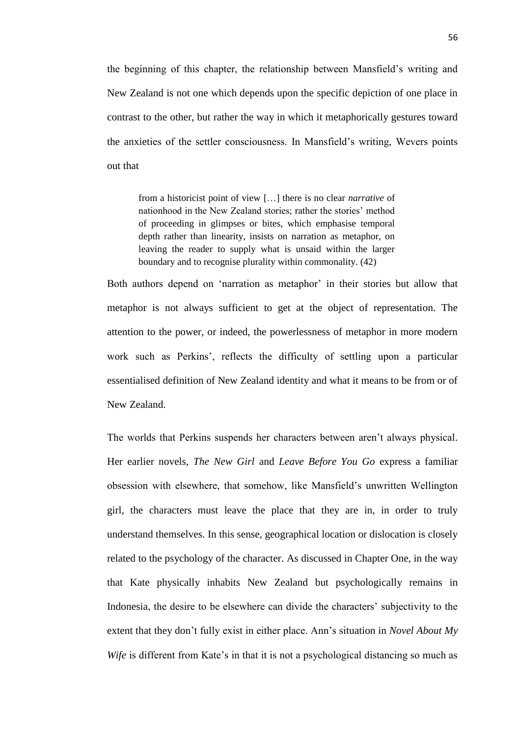the beginning of this chapter, the relationship between Mansfield's writing and New Zealand is not one which depends upon the specific depiction of one place in contrast to the other, but rather the way in which it metaphorically gestures toward the anxieties of the settler consciousness. In Mansfield's writing, Wevers points out that

> from a historicist point of view […] there is no clear *narrative* of nationhood in the New Zealand stories; rather the stories' method of proceeding in glimpses or bites, which emphasise temporal depth rather than linearity, insists on narration as metaphor, on leaving the reader to supply what is unsaid within the larger boundary and to recognise plurality within commonality. (42)

Both authors depend on 'narration as metaphor' in their stories but allow that metaphor is not always sufficient to get at the object of representation. The attention to the power, or indeed, the powerlessness of metaphor in more modern work such as Perkins', reflects the difficulty of settling upon a particular essentialised definition of New Zealand identity and what it means to be from or of New Zealand.

The worlds that Perkins suspends her characters between aren't always physical. Her earlier novels, *The New Girl* and *Leave Before You Go* express a familiar obsession with elsewhere, that somehow, like Mansfield's unwritten Wellington girl, the characters must leave the place that they are in, in order to truly understand themselves. In this sense, geographical location or dislocation is closely related to the psychology of the character. As discussed in Chapter One, in the way that Kate physically inhabits New Zealand but psychologically remains in Indonesia, the desire to be elsewhere can divide the characters' subjectivity to the extent that they don't fully exist in either place. Ann's situation in *Novel About My Wife* is different from Kate's in that it is not a psychological distancing so much as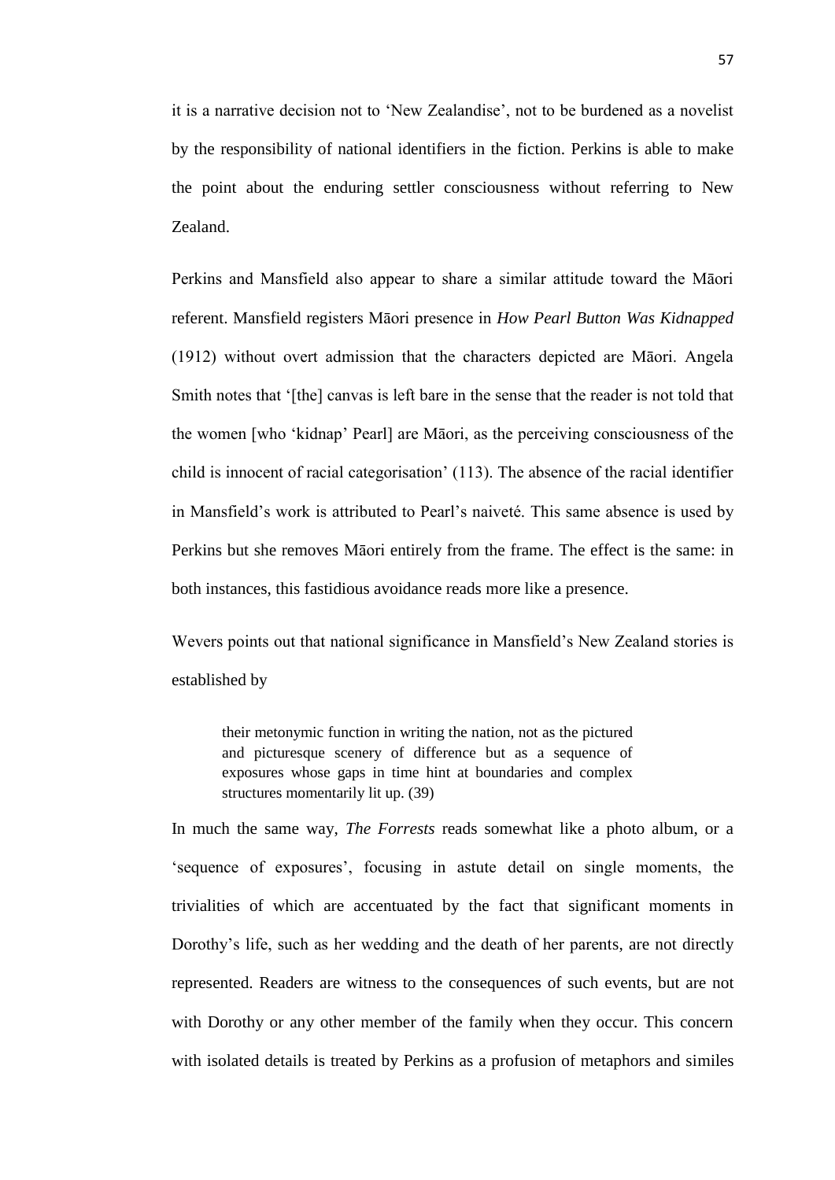it is a narrative decision not to 'New Zealandise', not to be burdened as a novelist by the responsibility of national identifiers in the fiction. Perkins is able to make the point about the enduring settler consciousness without referring to New Zealand.

Perkins and Mansfield also appear to share a similar attitude toward the Māori referent. Mansfield registers Māori presence in *How Pearl Button Was Kidnapped* (1912) without overt admission that the characters depicted are Māori. Angela Smith notes that '[the] canvas is left bare in the sense that the reader is not told that the women [who 'kidnap' Pearl] are Māori, as the perceiving consciousness of the child is innocent of racial categorisation' (113). The absence of the racial identifier in Mansfield's work is attributed to Pearl's naiveté. This same absence is used by Perkins but she removes Māori entirely from the frame. The effect is the same: in both instances, this fastidious avoidance reads more like a presence.

Wevers points out that national significance in Mansfield's New Zealand stories is established by

> their metonymic function in writing the nation, not as the pictured and picturesque scenery of difference but as a sequence of exposures whose gaps in time hint at boundaries and complex structures momentarily lit up. (39)

In much the same way, *The Forrests* reads somewhat like a photo album, or a 'sequence of exposures', focusing in astute detail on single moments, the trivialities of which are accentuated by the fact that significant moments in Dorothy's life, such as her wedding and the death of her parents, are not directly represented. Readers are witness to the consequences of such events, but are not with Dorothy or any other member of the family when they occur. This concern with isolated details is treated by Perkins as a profusion of metaphors and similes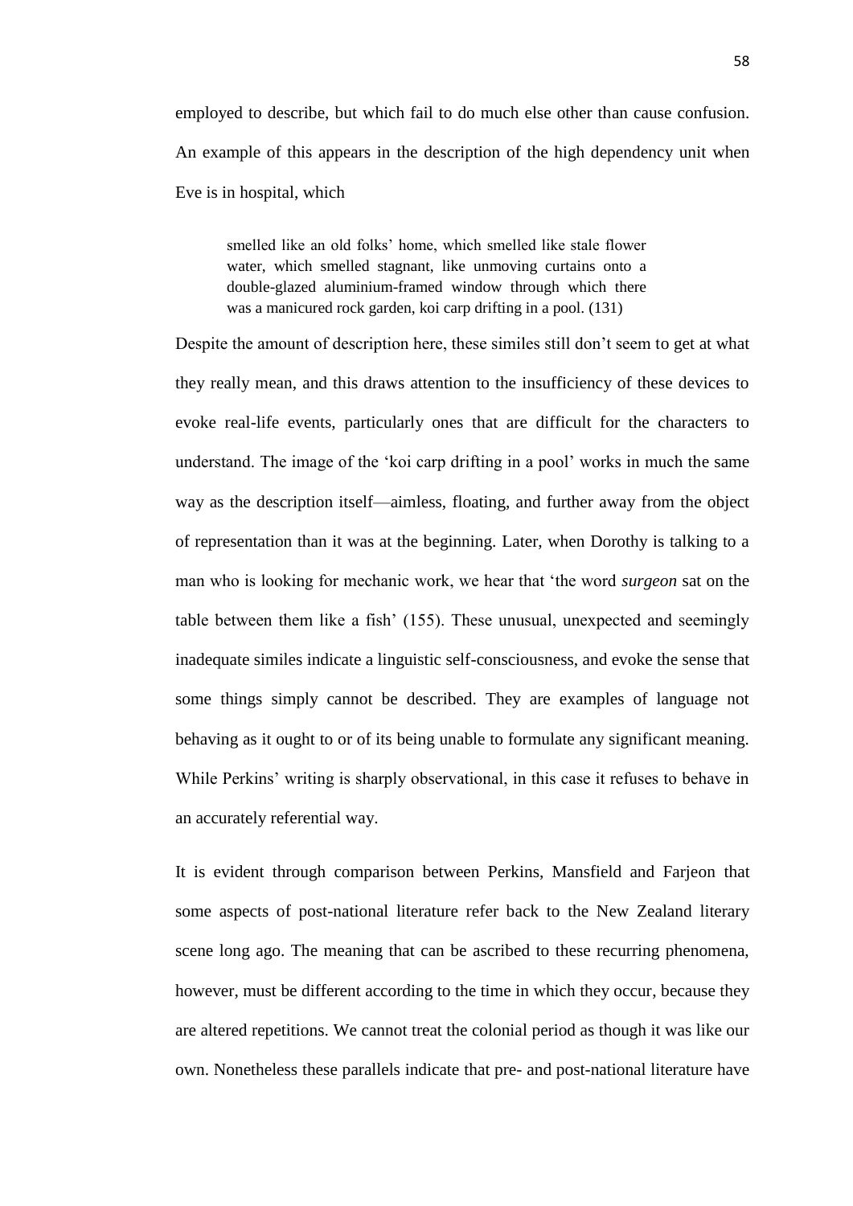employed to describe, but which fail to do much else other than cause confusion. An example of this appears in the description of the high dependency unit when Eve is in hospital, which

> smelled like an old folks' home, which smelled like stale flower water, which smelled stagnant, like unmoving curtains onto a double-glazed aluminium-framed window through which there was a manicured rock garden, koi carp drifting in a pool. (131)

Despite the amount of description here, these similes still don't seem to get at what they really mean, and this draws attention to the insufficiency of these devices to evoke real-life events, particularly ones that are difficult for the characters to understand. The image of the 'koi carp drifting in a pool' works in much the same way as the description itself—aimless, floating, and further away from the object of representation than it was at the beginning. Later, when Dorothy is talking to a man who is looking for mechanic work, we hear that 'the word *surgeon* sat on the table between them like a fish' (155). These unusual, unexpected and seemingly inadequate similes indicate a linguistic self-consciousness, and evoke the sense that some things simply cannot be described. They are examples of language not behaving as it ought to or of its being unable to formulate any significant meaning. While Perkins' writing is sharply observational, in this case it refuses to behave in an accurately referential way.

It is evident through comparison between Perkins, Mansfield and Farjeon that some aspects of post-national literature refer back to the New Zealand literary scene long ago. The meaning that can be ascribed to these recurring phenomena, however, must be different according to the time in which they occur, because they are altered repetitions. We cannot treat the colonial period as though it was like our own. Nonetheless these parallels indicate that pre- and post-national literature have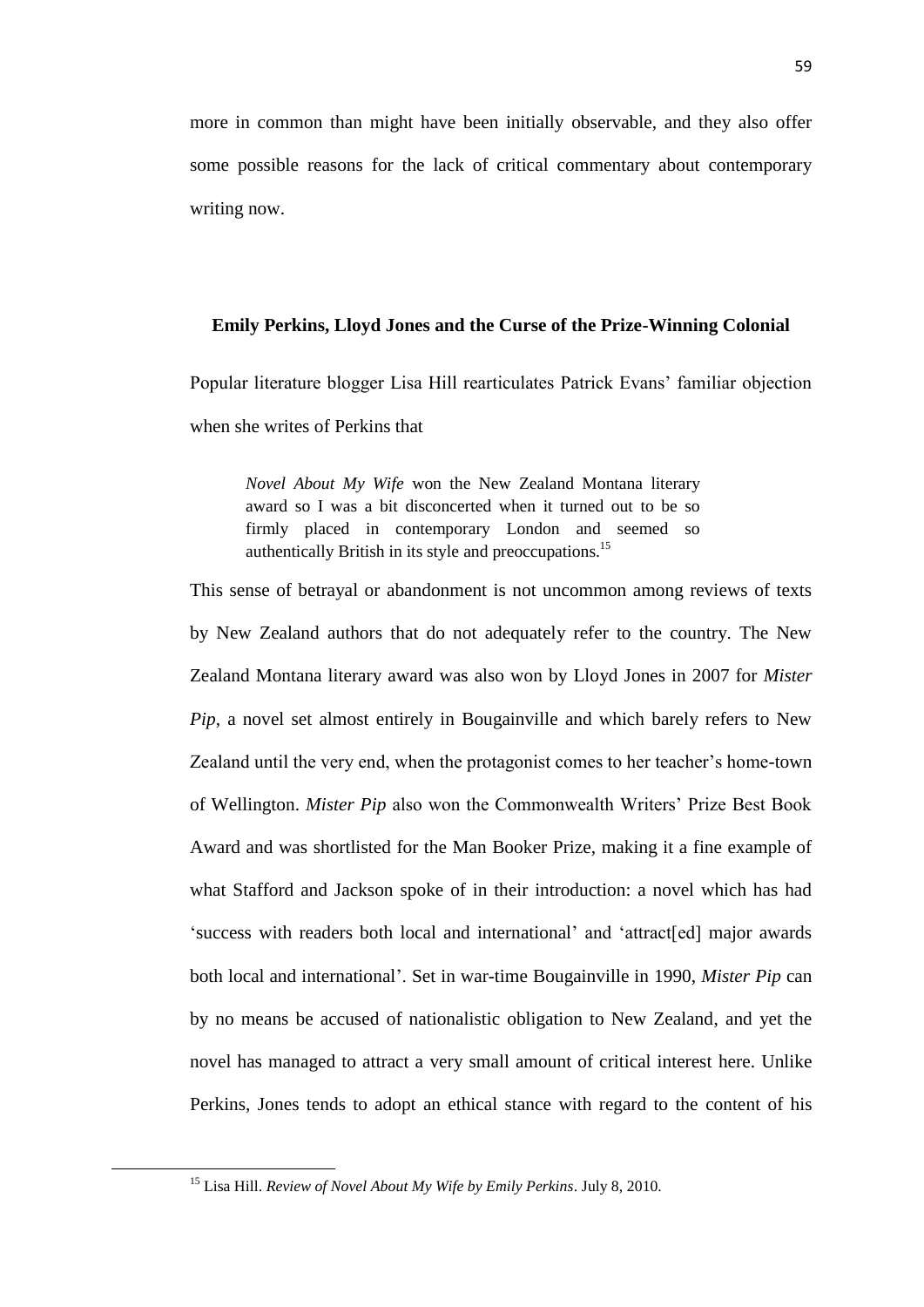more in common than might have been initially observable, and they also offer some possible reasons for the lack of critical commentary about contemporary writing now.

### Emily Perkins, Lloyd Jones and the Curse of the Prize-Winning Colonial

Popular literature blogger Lisa Hill rearticulates Patrick Evans' familiar objection when she writes of Perkins that

> *Novel About My Wife* won the New Zealand Montana literary award so I was a bit disconcerted when it turned out to be so firmly placed in contemporary London and seemed so authentically British in its style and preoccupations.[15]

This sense of betrayal or abandonment is not uncommon among reviews of texts by New Zealand authors that do not adequately refer to the country. The New Zealand Montana literary award was also won by Lloyd Jones in 2007 for *Mister Pip*, a novel set almost entirely in Bougainville and which barely refers to New Zealand until the very end, when the protagonist comes to her teacher's home-town of Wellington. *Mister Pip* also won the Commonwealth Writers' Prize Best Book Award and was shortlisted for the Man Booker Prize, making it a fine example of what Stafford and Jackson spoke of in their introduction: a novel which has had 'success with readers both local and international' and 'attract[ed] major awards both local and international'. Set in war-time Bougainville in 1990, *Mister Pip* can by no means be accused of nationalistic obligation to New Zealand, and yet the novel has managed to attract a very small amount of critical interest here. Unlike Perkins, Jones tends to adopt an ethical stance with regard to the content of his

[15] Lisa Hill. *Review of Novel About My Wife by Emily Perkins*. July 8, 2010.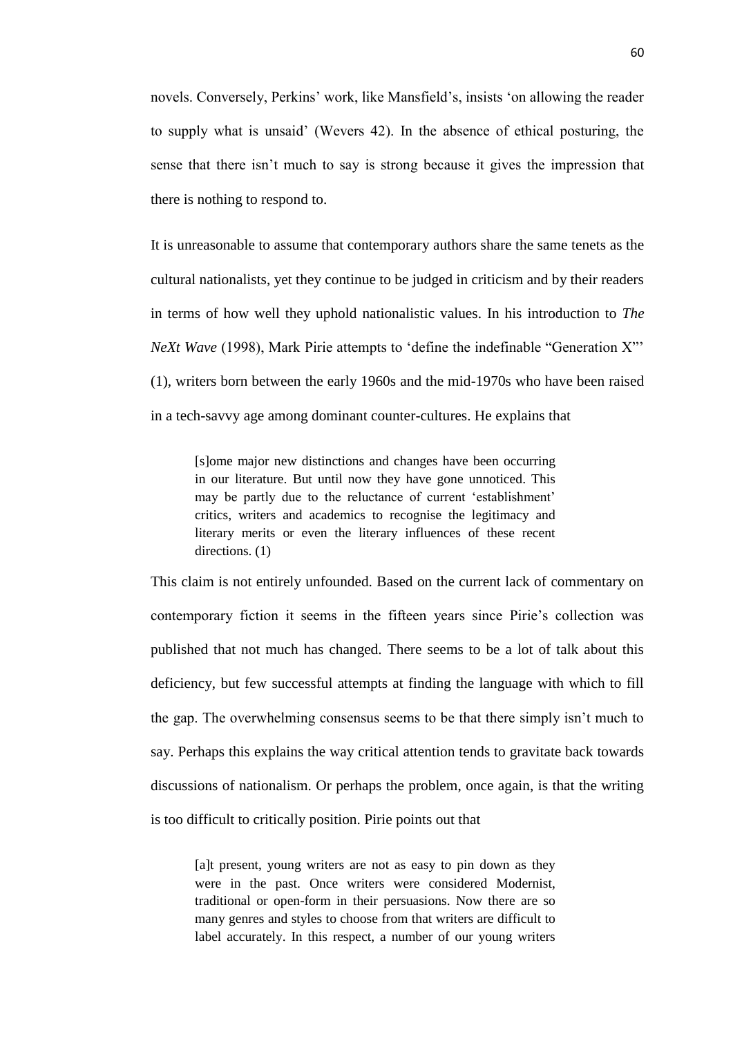novels. Conversely, Perkins' work, like Mansfield's, insists 'on allowing the reader to supply what is unsaid' (Wevers 42). In the absence of ethical posturing, the sense that there isn't much to say is strong because it gives the impression that there is nothing to respond to.

It is unreasonable to assume that contemporary authors share the same tenets as the cultural nationalists, yet they continue to be judged in criticism and by their readers in terms of how well they uphold nationalistic values. In his introduction to *The NeXt Wave* (1998), Mark Pirie attempts to 'define the indefinable "Generation X"' (1), writers born between the early 1960s and the mid-1970s who have been raised in a tech-savvy age among dominant counter-cultures. He explains that

> [s]ome major new distinctions and changes have been occurring in our literature. But until now they have gone unnoticed. This may be partly due to the reluctance of current 'establishment' critics, writers and academics to recognise the legitimacy and literary merits or even the literary influences of these recent directions. (1)

This claim is not entirely unfounded. Based on the current lack of commentary on contemporary fiction it seems in the fifteen years since Pirie's collection was published that not much has changed. There seems to be a lot of talk about this deficiency, but few successful attempts at finding the language with which to fill the gap. The overwhelming consensus seems to be that there simply isn't much to say. Perhaps this explains the way critical attention tends to gravitate back towards discussions of nationalism. Or perhaps the problem, once again, is that the writing is too difficult to critically position. Pirie points out that

> [a]t present, young writers are not as easy to pin down as they were in the past. Once writers were considered Modernist, traditional or open-form in their persuasions. Now there are so many genres and styles to choose from that writers are difficult to label accurately. In this respect, a number of our young writers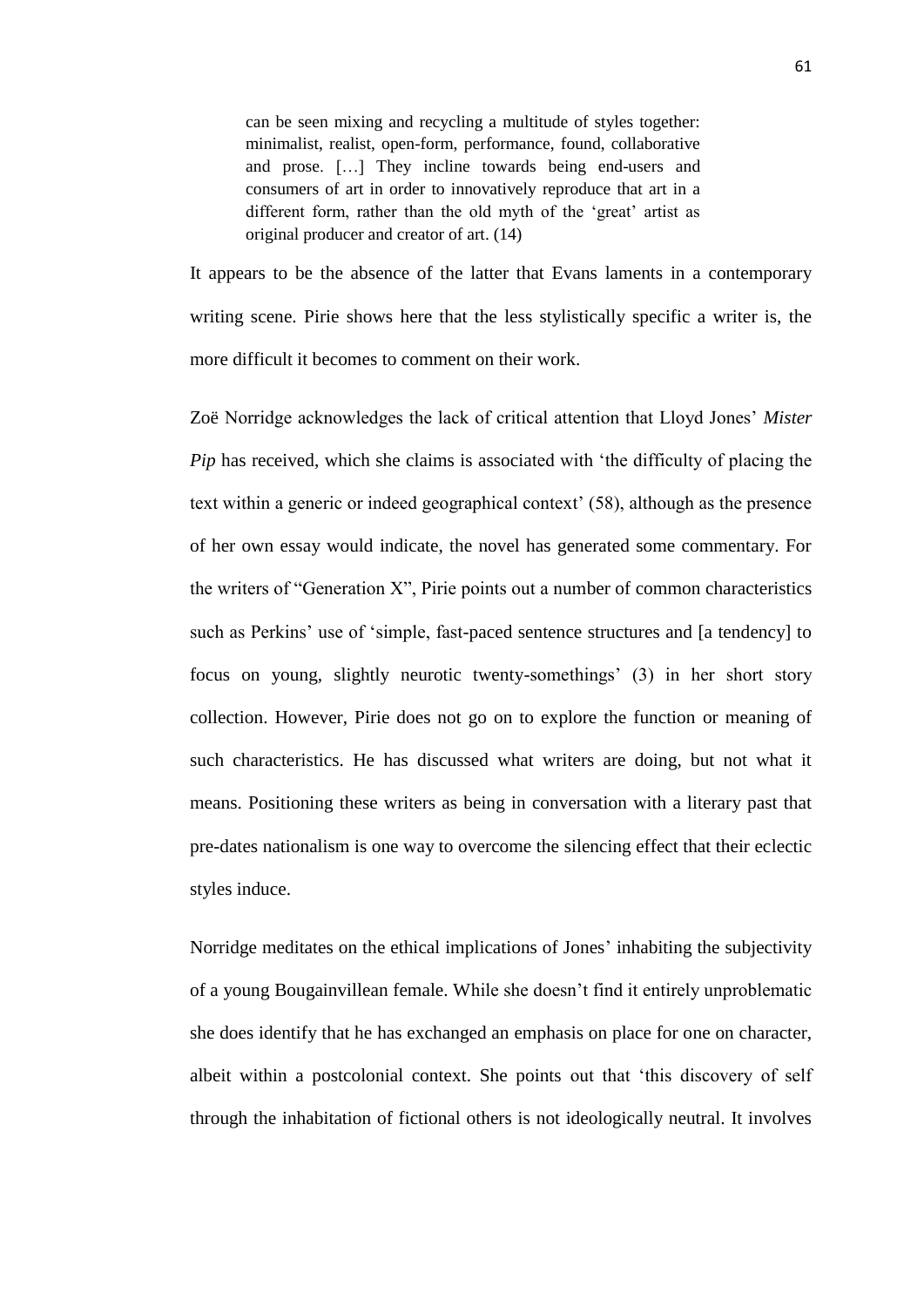> can be seen mixing and recycling a multitude of styles together: minimalist, realist, open-form, performance, found, collaborative and prose. […] They incline towards being end-users and consumers of art in order to innovatively reproduce that art in a different form, rather than the old myth of the 'great' artist as original producer and creator of art. (14)

It appears to be the absence of the latter that Evans laments in a contemporary writing scene. Pirie shows here that the less stylistically specific a writer is, the more difficult it becomes to comment on their work.

Zoë Norridge acknowledges the lack of critical attention that Lloyd Jones' *Mister Pip* has received, which she claims is associated with 'the difficulty of placing the text within a generic or indeed geographical context' (58), although as the presence of her own essay would indicate, the novel has generated some commentary. For the writers of "Generation X", Pirie points out a number of common characteristics such as Perkins' use of 'simple, fast-paced sentence structures and [a tendency] to focus on young, slightly neurotic twenty-somethings' (3) in her short story collection. However, Pirie does not go on to explore the function or meaning of such characteristics. He has discussed what writers are doing, but not what it means. Positioning these writers as being in conversation with a literary past that pre-dates nationalism is one way to overcome the silencing effect that their eclectic styles induce.

Norridge meditates on the ethical implications of Jones' inhabiting the subjectivity of a young Bougainvillean female. While she doesn't find it entirely unproblematic she does identify that he has exchanged an emphasis on place for one on character, albeit within a postcolonial context. She points out that 'this discovery of self through the inhabitation of fictional others is not ideologically neutral. It involves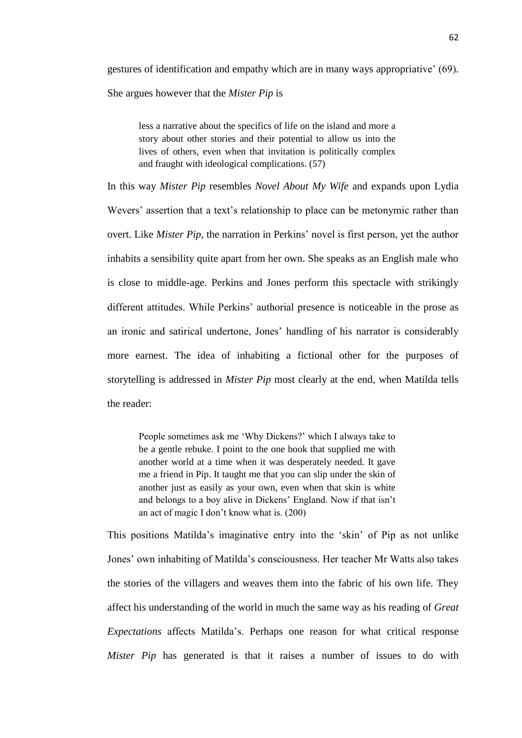gestures of identification and empathy which are in many ways appropriative' (69). She argues however that the *Mister Pip* is

> less a narrative about the specifics of life on the island and more a story about other stories and their potential to allow us into the lives of others, even when that invitation is politically complex and fraught with ideological complications. (57)

In this way *Mister Pip* resembles *Novel About My Wife* and expands upon Lydia Wevers' assertion that a text's relationship to place can be metonymic rather than overt. Like *Mister Pip*, the narration in Perkins' novel is first person, yet the author inhabits a sensibility quite apart from her own. She speaks as an English male who is close to middle-age. Perkins and Jones perform this spectacle with strikingly different attitudes. While Perkins' authorial presence is noticeable in the prose as an ironic and satirical undertone, Jones' handling of his narrator is considerably more earnest. The idea of inhabiting a fictional other for the purposes of storytelling is addressed in *Mister Pip* most clearly at the end, when Matilda tells the reader:

> People sometimes ask me 'Why Dickens?' which I always take to be a gentle rebuke. I point to the one book that supplied me with another world at a time when it was desperately needed. It gave me a friend in Pip. It taught me that you can slip under the skin of another just as easily as your own, even when that skin is white and belongs to a boy alive in Dickens' England. Now if that isn't an act of magic I don't know what is. (200)

This positions Matilda's imaginative entry into the 'skin' of Pip as not unlike Jones' own inhabiting of Matilda's consciousness. Her teacher Mr Watts also takes the stories of the villagers and weaves them into the fabric of his own life. They affect his understanding of the world in much the same way as his reading of *Great Expectations* affects Matilda's. Perhaps one reason for what critical response *Mister Pip* has generated is that it raises a number of issues to do with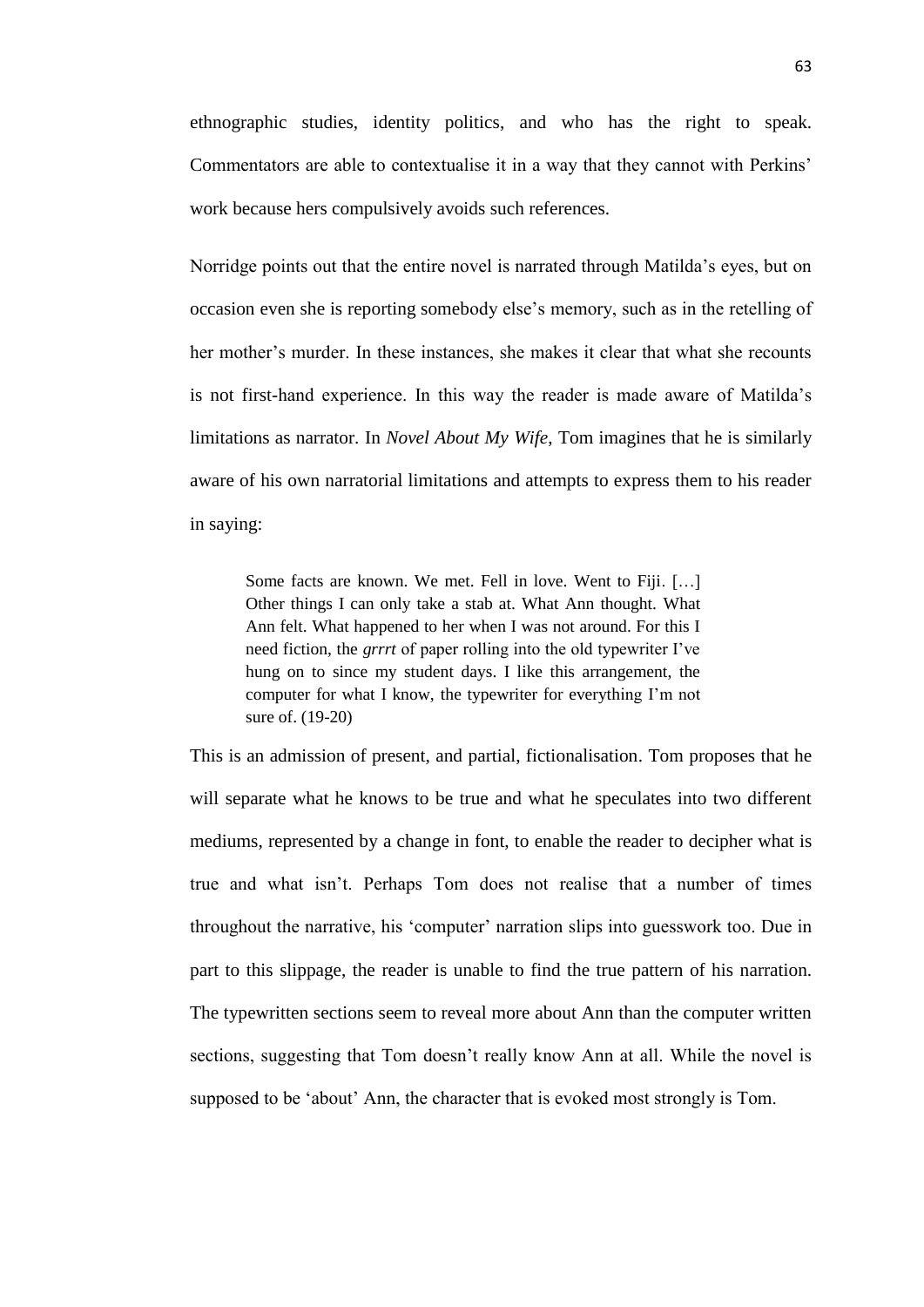ethnographic studies, identity politics, and who has the right to speak. Commentators are able to contextualise it in a way that they cannot with Perkins' work because hers compulsively avoids such references.

Norridge points out that the entire novel is narrated through Matilda's eyes, but on occasion even she is reporting somebody else's memory, such as in the retelling of her mother's murder. In these instances, she makes it clear that what she recounts is not first-hand experience. In this way the reader is made aware of Matilda's limitations as narrator. In *Novel About My Wife*, Tom imagines that he is similarly aware of his own narratorial limitations and attempts to express them to his reader in saying:

> Some facts are known. We met. Fell in love. Went to Fiji. […] Other things I can only take a stab at. What Ann thought. What Ann felt. What happened to her when I was not around. For this I need fiction, the *grrrt* of paper rolling into the old typewriter I've hung on to since my student days. I like this arrangement, the computer for what I know, the typewriter for everything I'm not sure of. (19-20)

This is an admission of present, and partial, fictionalisation. Tom proposes that he will separate what he knows to be true and what he speculates into two different mediums, represented by a change in font, to enable the reader to decipher what is true and what isn't. Perhaps Tom does not realise that a number of times throughout the narrative, his 'computer' narration slips into guesswork too. Due in part to this slippage, the reader is unable to find the true pattern of his narration. The typewritten sections seem to reveal more about Ann than the computer written sections, suggesting that Tom doesn't really know Ann at all. While the novel is supposed to be 'about' Ann, the character that is evoked most strongly is Tom.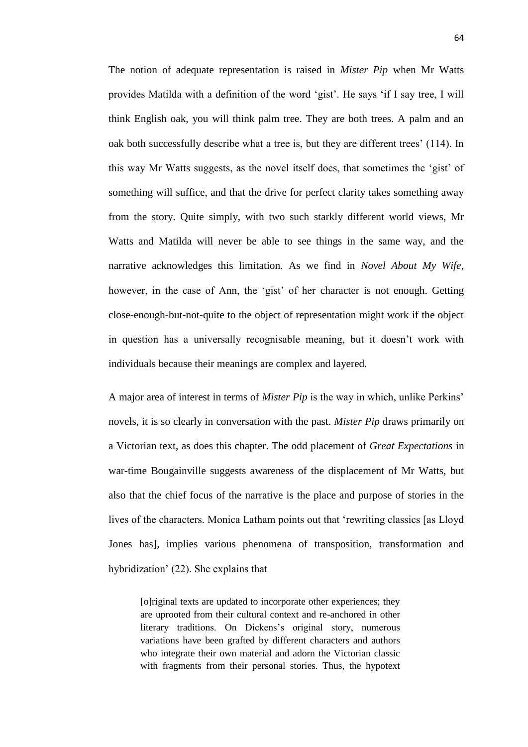The notion of adequate representation is raised in *Mister Pip* when Mr Watts provides Matilda with a definition of the word 'gist'. He says 'if I say tree, I will think English oak, you will think palm tree. They are both trees. A palm and an oak both successfully describe what a tree is, but they are different trees' (114). In this way Mr Watts suggests, as the novel itself does, that sometimes the 'gist' of something will suffice, and that the drive for perfect clarity takes something away from the story. Quite simply, with two such starkly different world views, Mr Watts and Matilda will never be able to see things in the same way, and the narrative acknowledges this limitation. As we find in *Novel About My Wife*, however, in the case of Ann, the 'gist' of her character is not enough. Getting close-enough-but-not-quite to the object of representation might work if the object in question has a universally recognisable meaning, but it doesn't work with individuals because their meanings are complex and layered.

A major area of interest in terms of *Mister Pip* is the way in which, unlike Perkins' novels, it is so clearly in conversation with the past. *Mister Pip* draws primarily on a Victorian text, as does this chapter. The odd placement of *Great Expectations* in war-time Bougainville suggests awareness of the displacement of Mr Watts, but also that the chief focus of the narrative is the place and purpose of stories in the lives of the characters. Monica Latham points out that 'rewriting classics [as Lloyd Jones has], implies various phenomena of transposition, transformation and hybridization' (22). She explains that

> [o]riginal texts are updated to incorporate other experiences; they are uprooted from their cultural context and re-anchored in other literary traditions. On Dickens's original story, numerous variations have been grafted by different characters and authors who integrate their own material and adorn the Victorian classic with fragments from their personal stories. Thus, the hypotext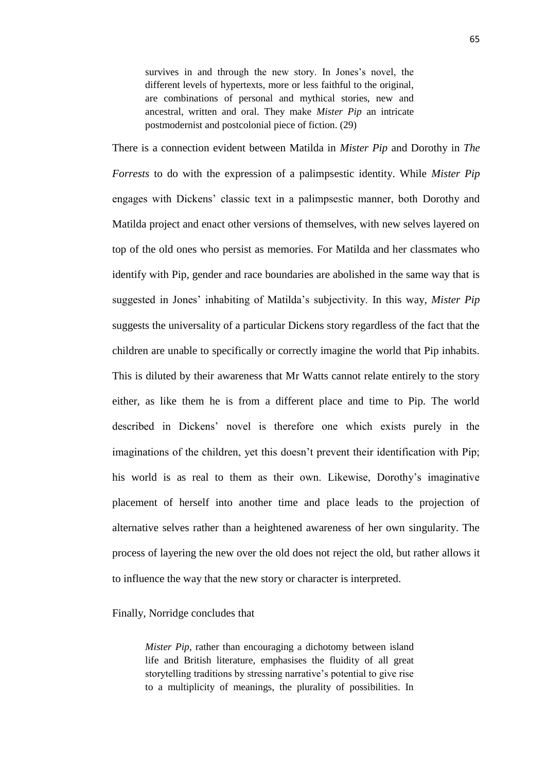> survives in and through the new story. In Jones's novel, the different levels of hypertexts, more or less faithful to the original, are combinations of personal and mythical stories, new and ancestral, written and oral. They make *Mister Pip* an intricate postmodernist and postcolonial piece of fiction. (29)

There is a connection evident between Matilda in *Mister Pip* and Dorothy in *The Forrests* to do with the expression of a palimpsestic identity. While *Mister Pip* engages with Dickens' classic text in a palimpsestic manner, both Dorothy and Matilda project and enact other versions of themselves, with new selves layered on top of the old ones who persist as memories. For Matilda and her classmates who identify with Pip, gender and race boundaries are abolished in the same way that is suggested in Jones' inhabiting of Matilda's subjectivity. In this way, *Mister Pip* suggests the universality of a particular Dickens story regardless of the fact that the children are unable to specifically or correctly imagine the world that Pip inhabits. This is diluted by their awareness that Mr Watts cannot relate entirely to the story either, as like them he is from a different place and time to Pip. The world described in Dickens' novel is therefore one which exists purely in the imaginations of the children, yet this doesn't prevent their identification with Pip; his world is as real to them as their own. Likewise, Dorothy's imaginative placement of herself into another time and place leads to the projection of alternative selves rather than a heightened awareness of her own singularity. The process of layering the new over the old does not reject the old, but rather allows it to influence the way that the new story or character is interpreted.

Finally, Norridge concludes that

> *Mister Pip*, rather than encouraging a dichotomy between island life and British literature, emphasises the fluidity of all great storytelling traditions by stressing narrative's potential to give rise to a multiplicity of meanings, the plurality of possibilities. In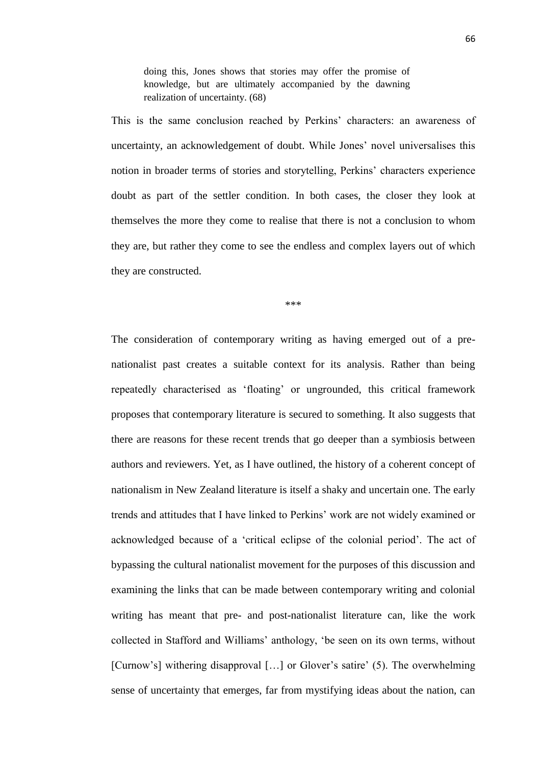> doing this, Jones shows that stories may offer the promise of knowledge, but are ultimately accompanied by the dawning realization of uncertainty. (68)

This is the same conclusion reached by Perkins' characters: an awareness of uncertainty, an acknowledgement of doubt. While Jones' novel universalises this notion in broader terms of stories and storytelling, Perkins' characters experience doubt as part of the settler condition. In both cases, the closer they look at themselves the more they come to realise that there is not a conclusion to whom they are, but rather they come to see the endless and complex layers out of which they are constructed.

\*\*\*

The consideration of contemporary writing as having emerged out of a pre-nationalist past creates a suitable context for its analysis. Rather than being repeatedly characterised as 'floating' or ungrounded, this critical framework proposes that contemporary literature is secured to something. It also suggests that there are reasons for these recent trends that go deeper than a symbiosis between authors and reviewers. Yet, as I have outlined, the history of a coherent concept of nationalism in New Zealand literature is itself a shaky and uncertain one. The early trends and attitudes that I have linked to Perkins' work are not widely examined or acknowledged because of a 'critical eclipse of the colonial period'. The act of bypassing the cultural nationalist movement for the purposes of this discussion and examining the links that can be made between contemporary writing and colonial writing has meant that pre- and post-nationalist literature can, like the work collected in Stafford and Williams' anthology, 'be seen on its own terms, without [Curnow's] withering disapproval […] or Glover's satire' (5). The overwhelming sense of uncertainty that emerges, far from mystifying ideas about the nation, can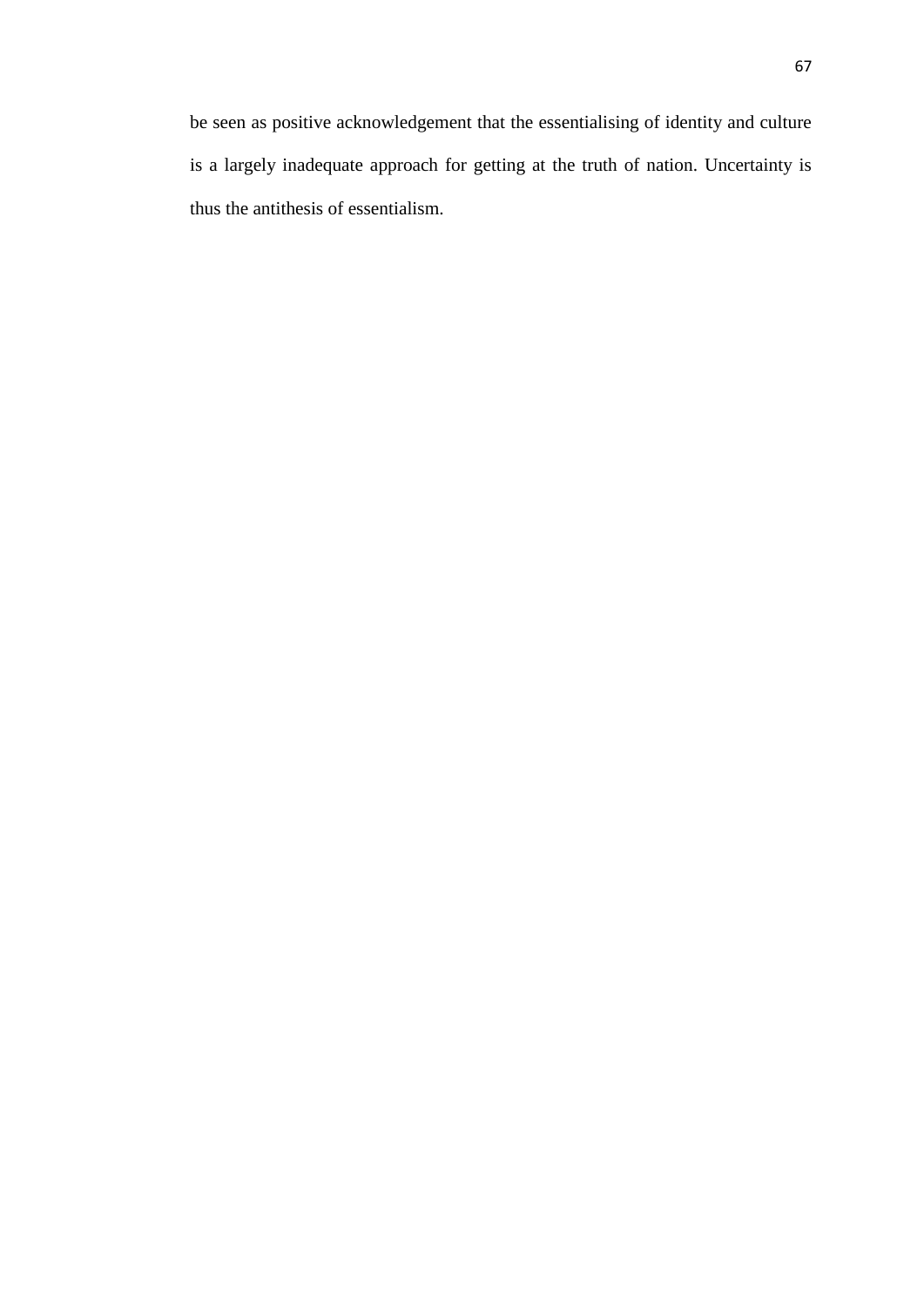be seen as positive acknowledgement that the essentialising of identity and culture is a largely inadequate approach for getting at the truth of nation. Uncertainty is thus the antithesis of essentialism.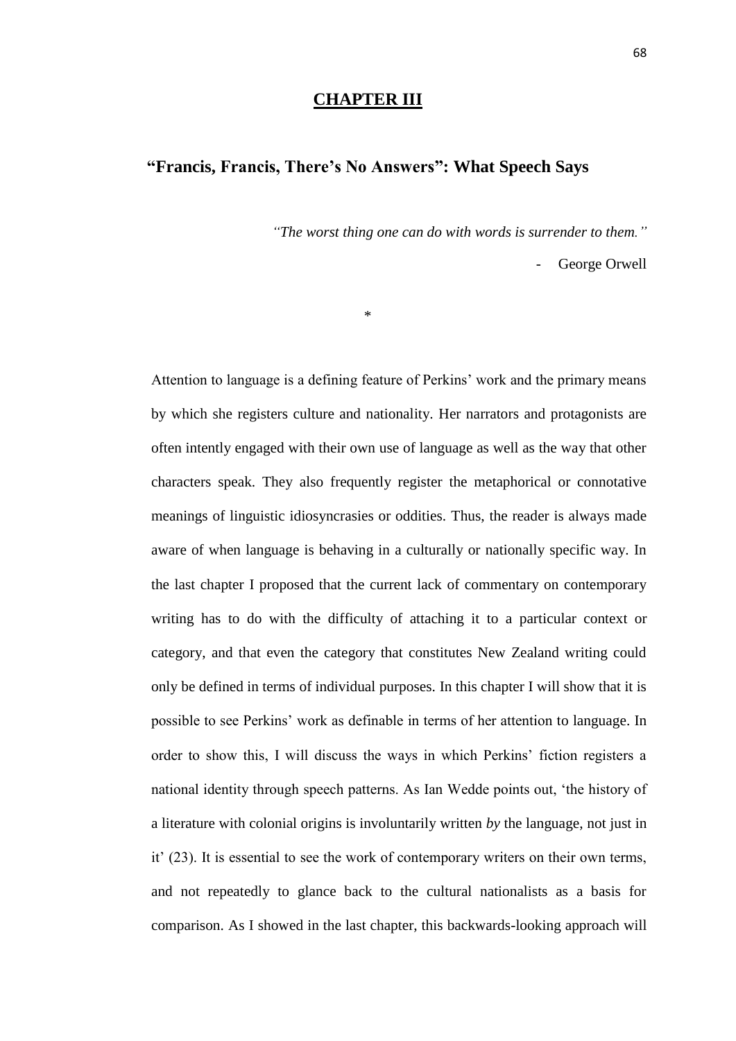# CHAPTER III

## "Francis, Francis, There's No Answers": What Speech Says

*"The worst thing one can do with words is surrender to them."*

- George Orwell

*

Attention to language is a defining feature of Perkins' work and the primary means by which she registers culture and nationality. Her narrators and protagonists are often intently engaged with their own use of language as well as the way that other characters speak. They also frequently register the metaphorical or connotative meanings of linguistic idiosyncrasies or oddities. Thus, the reader is always made aware of when language is behaving in a culturally or nationally specific way. In the last chapter I proposed that the current lack of commentary on contemporary writing has to do with the difficulty of attaching it to a particular context or category, and that even the category that constitutes New Zealand writing could only be defined in terms of individual purposes. In this chapter I will show that it is possible to see Perkins' work as definable in terms of her attention to language. In order to show this, I will discuss the ways in which Perkins' fiction registers a national identity through speech patterns. As Ian Wedde points out, 'the history of a literature with colonial origins is involuntarily written *by* the language, not just in it' (23). It is essential to see the work of contemporary writers on their own terms, and not repeatedly to glance back to the cultural nationalists as a basis for comparison. As I showed in the last chapter, this backwards-looking approach will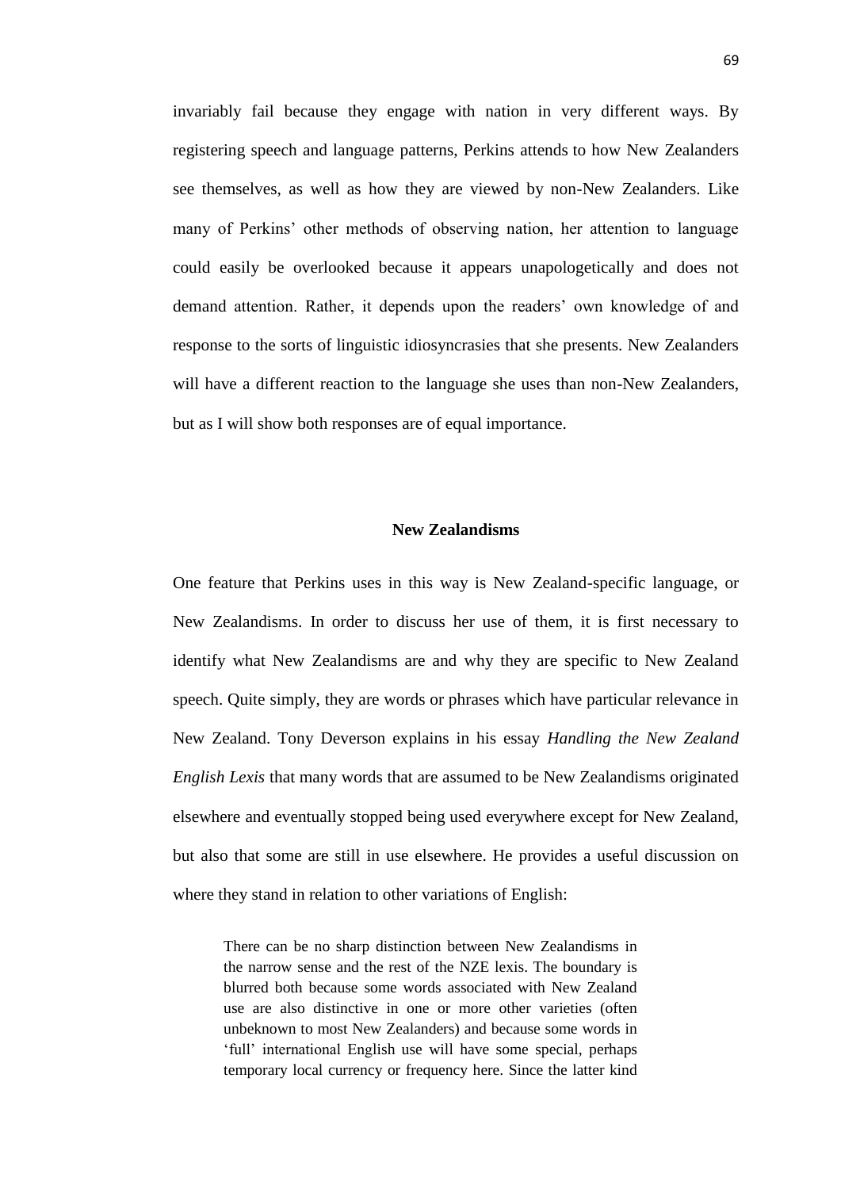invariably fail because they engage with nation in very different ways. By registering speech and language patterns, Perkins attends to how New Zealanders see themselves, as well as how they are viewed by non-New Zealanders. Like many of Perkins' other methods of observing nation, her attention to language could easily be overlooked because it appears unapologetically and does not demand attention. Rather, it depends upon the readers' own knowledge of and response to the sorts of linguistic idiosyncrasies that she presents. New Zealanders will have a different reaction to the language she uses than non-New Zealanders, but as I will show both responses are of equal importance.

## New Zealandisms

One feature that Perkins uses in this way is New Zealand-specific language, or New Zealandisms. In order to discuss her use of them, it is first necessary to identify what New Zealandisms are and why they are specific to New Zealand speech. Quite simply, they are words or phrases which have particular relevance in New Zealand. Tony Deverson explains in his essay *Handling the New Zealand English Lexis* that many words that are assumed to be New Zealandisms originated elsewhere and eventually stopped being used everywhere except for New Zealand, but also that some are still in use elsewhere. He provides a useful discussion on where they stand in relation to other variations of English:

> There can be no sharp distinction between New Zealandisms in the narrow sense and the rest of the NZE lexis. The boundary is blurred both because some words associated with New Zealand use are also distinctive in one or more other varieties (often unbeknown to most New Zealanders) and because some words in 'full' international English use will have some special, perhaps temporary local currency or frequency here. Since the latter kind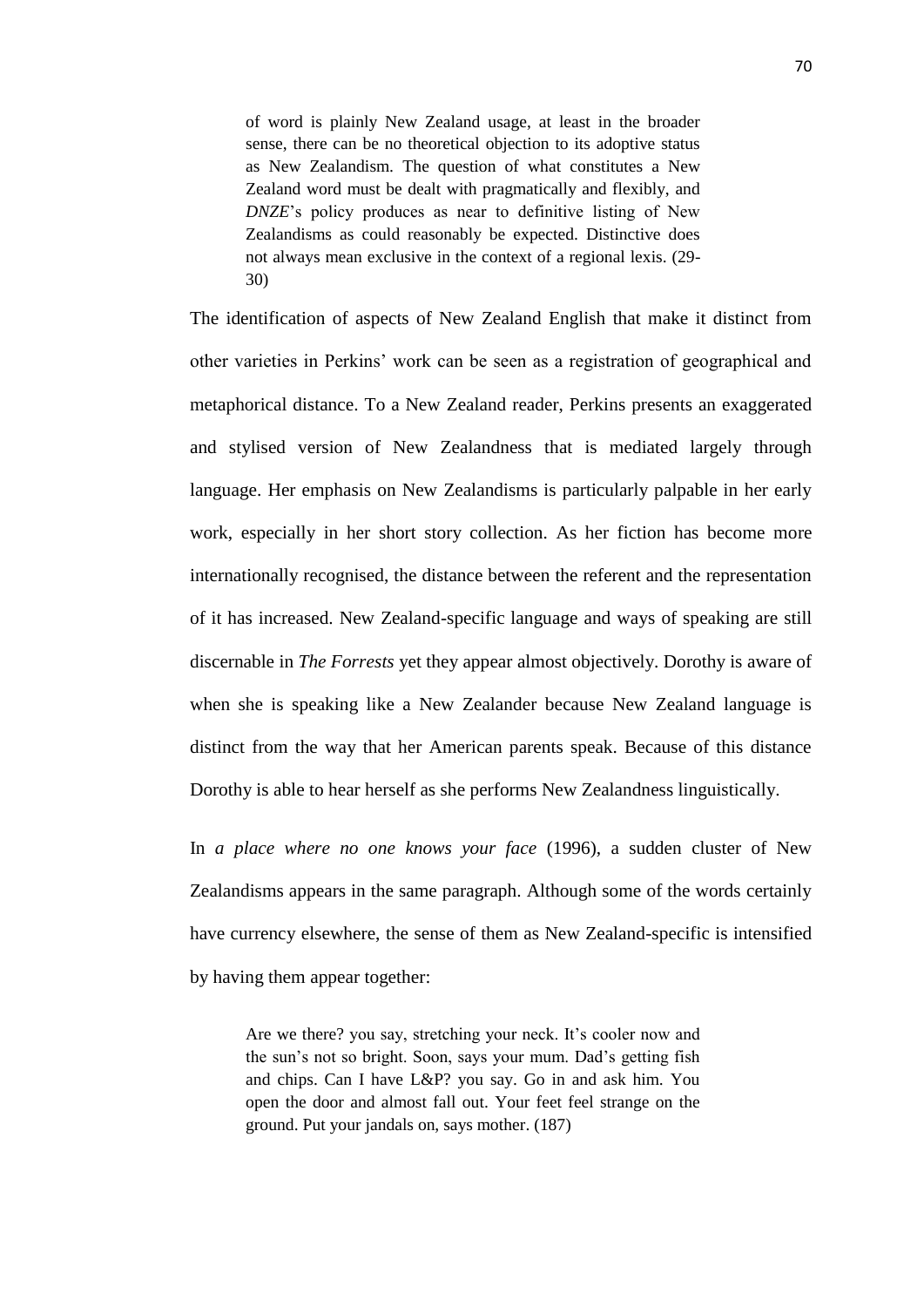> of word is plainly New Zealand usage, at least in the broader sense, there can be no theoretical objection to its adoptive status as New Zealandism. The question of what constitutes a New Zealand word must be dealt with pragmatically and flexibly, and *DNZE*'s policy produces as near to definitive listing of New Zealandisms as could reasonably be expected. Distinctive does not always mean exclusive in the context of a regional lexis. (29-30)

The identification of aspects of New Zealand English that make it distinct from other varieties in Perkins' work can be seen as a registration of geographical and metaphorical distance. To a New Zealand reader, Perkins presents an exaggerated and stylised version of New Zealandness that is mediated largely through language. Her emphasis on New Zealandisms is particularly palpable in her early work, especially in her short story collection. As her fiction has become more internationally recognised, the distance between the referent and the representation of it has increased. New Zealand-specific language and ways of speaking are still discernable in *The Forrests* yet they appear almost objectively. Dorothy is aware of when she is speaking like a New Zealander because New Zealand language is distinct from the way that her American parents speak. Because of this distance Dorothy is able to hear herself as she performs New Zealandness linguistically.

In *a place where no one knows your face* (1996), a sudden cluster of New Zealandisms appears in the same paragraph. Although some of the words certainly have currency elsewhere, the sense of them as New Zealand-specific is intensified by having them appear together:

> Are we there? you say, stretching your neck. It's cooler now and the sun's not so bright. Soon, says your mum. Dad's getting fish and chips. Can I have L&P? you say. Go in and ask him. You open the door and almost fall out. Your feet feel strange on the ground. Put your jandals on, says mother. (187)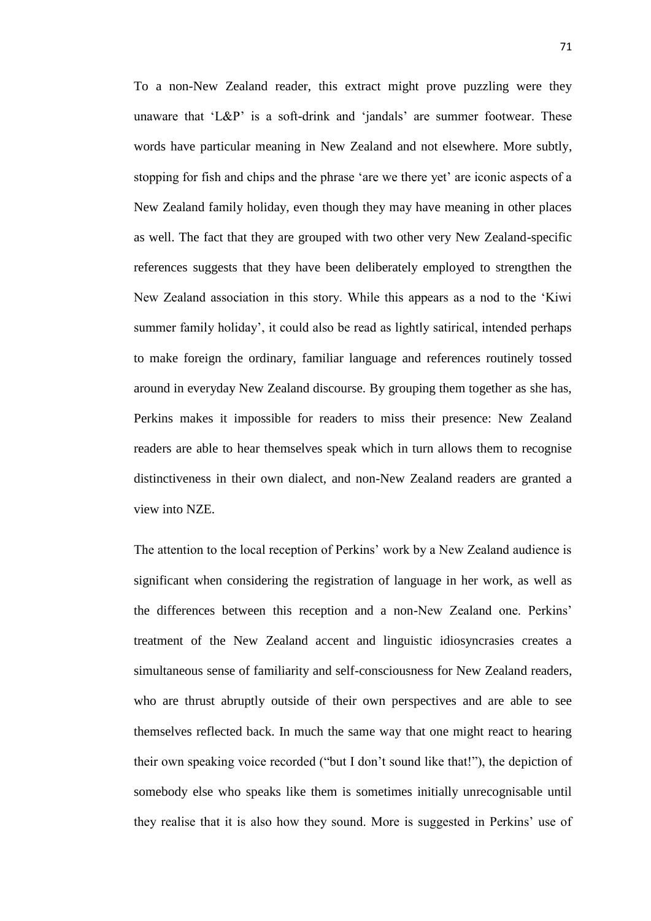To a non-New Zealand reader, this extract might prove puzzling were they unaware that 'L&P' is a soft-drink and 'jandals' are summer footwear. These words have particular meaning in New Zealand and not elsewhere. More subtly, stopping for fish and chips and the phrase 'are we there yet' are iconic aspects of a New Zealand family holiday, even though they may have meaning in other places as well. The fact that they are grouped with two other very New Zealand-specific references suggests that they have been deliberately employed to strengthen the New Zealand association in this story. While this appears as a nod to the 'Kiwi summer family holiday', it could also be read as lightly satirical, intended perhaps to make foreign the ordinary, familiar language and references routinely tossed around in everyday New Zealand discourse. By grouping them together as she has, Perkins makes it impossible for readers to miss their presence: New Zealand readers are able to hear themselves speak which in turn allows them to recognise distinctiveness in their own dialect, and non-New Zealand readers are granted a view into NZE.

The attention to the local reception of Perkins' work by a New Zealand audience is significant when considering the registration of language in her work, as well as the differences between this reception and a non-New Zealand one. Perkins' treatment of the New Zealand accent and linguistic idiosyncrasies creates a simultaneous sense of familiarity and self-consciousness for New Zealand readers, who are thrust abruptly outside of their own perspectives and are able to see themselves reflected back. In much the same way that one might react to hearing their own speaking voice recorded ("but I don't sound like that!"), the depiction of somebody else who speaks like them is sometimes initially unrecognisable until they realise that it is also how they sound. More is suggested in Perkins' use of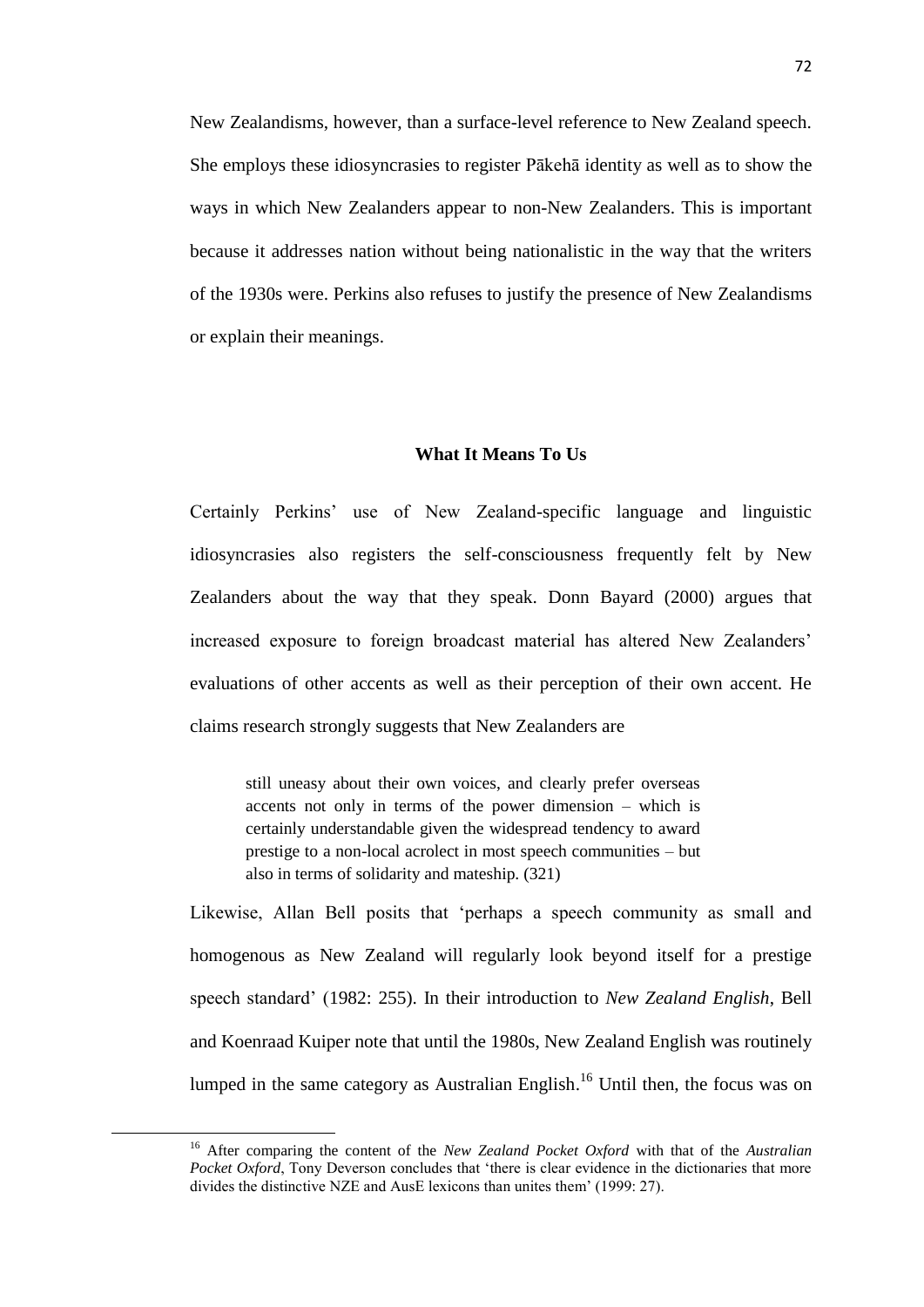New Zealandisms, however, than a surface-level reference to New Zealand speech. She employs these idiosyncrasies to register Pākehā identity as well as to show the ways in which New Zealanders appear to non-New Zealanders. This is important because it addresses nation without being nationalistic in the way that the writers of the 1930s were. Perkins also refuses to justify the presence of New Zealandisms or explain their meanings.

### What It Means To Us

Certainly Perkins' use of New Zealand-specific language and linguistic idiosyncrasies also registers the self-consciousness frequently felt by New Zealanders about the way that they speak. Donn Bayard (2000) argues that increased exposure to foreign broadcast material has altered New Zealanders' evaluations of other accents as well as their perception of their own accent. He claims research strongly suggests that New Zealanders are

> still uneasy about their own voices, and clearly prefer overseas accents not only in terms of the power dimension – which is certainly understandable given the widespread tendency to award prestige to a non-local acrolect in most speech communities – but also in terms of solidarity and mateship. (321)

Likewise, Allan Bell posits that 'perhaps a speech community as small and homogenous as New Zealand will regularly look beyond itself for a prestige speech standard' (1982: 255). In their introduction to *New Zealand English*, Bell and Koenraad Kuiper note that until the 1980s, New Zealand English was routinely lumped in the same category as Australian English.[16] Until then, the focus was on

---

[16] After comparing the content of the *New Zealand Pocket Oxford* with that of the *Australian Pocket Oxford*, Tony Deverson concludes that 'there is clear evidence in the dictionaries that more divides the distinctive NZE and AusE lexicons than unites them' (1999: 27).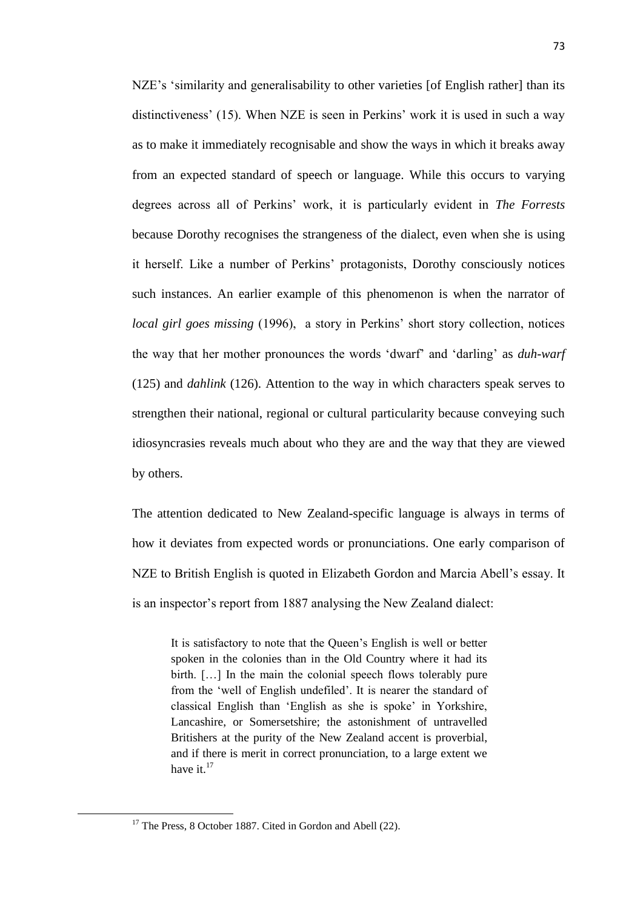NZE's 'similarity and generalisability to other varieties [of English rather] than its distinctiveness' (15). When NZE is seen in Perkins' work it is used in such a way as to make it immediately recognisable and show the ways in which it breaks away from an expected standard of speech or language. While this occurs to varying degrees across all of Perkins' work, it is particularly evident in *The Forrests* because Dorothy recognises the strangeness of the dialect, even when she is using it herself. Like a number of Perkins' protagonists, Dorothy consciously notices such instances. An earlier example of this phenomenon is when the narrator of *local girl goes missing* (1996), a story in Perkins' short story collection, notices the way that her mother pronounces the words 'dwarf' and 'darling' as *duh-warf* (125) and *dahlink* (126). Attention to the way in which characters speak serves to strengthen their national, regional or cultural particularity because conveying such idiosyncrasies reveals much about who they are and the way that they are viewed by others.

The attention dedicated to New Zealand-specific language is always in terms of how it deviates from expected words or pronunciations. One early comparison of NZE to British English is quoted in Elizabeth Gordon and Marcia Abell's essay. It is an inspector's report from 1887 analysing the New Zealand dialect:

> It is satisfactory to note that the Queen's English is well or better spoken in the colonies than in the Old Country where it had its birth. […] In the main the colonial speech flows tolerably pure from the 'well of English undefiled'. It is nearer the standard of classical English than 'English as she is spoke' in Yorkshire, Lancashire, or Somersetshire; the astonishment of untravelled Britishers at the purity of the New Zealand accent is proverbial, and if there is merit in correct pronunciation, to a large extent we have it.[17]

[17] The Press, 8 October 1887. Cited in Gordon and Abell (22).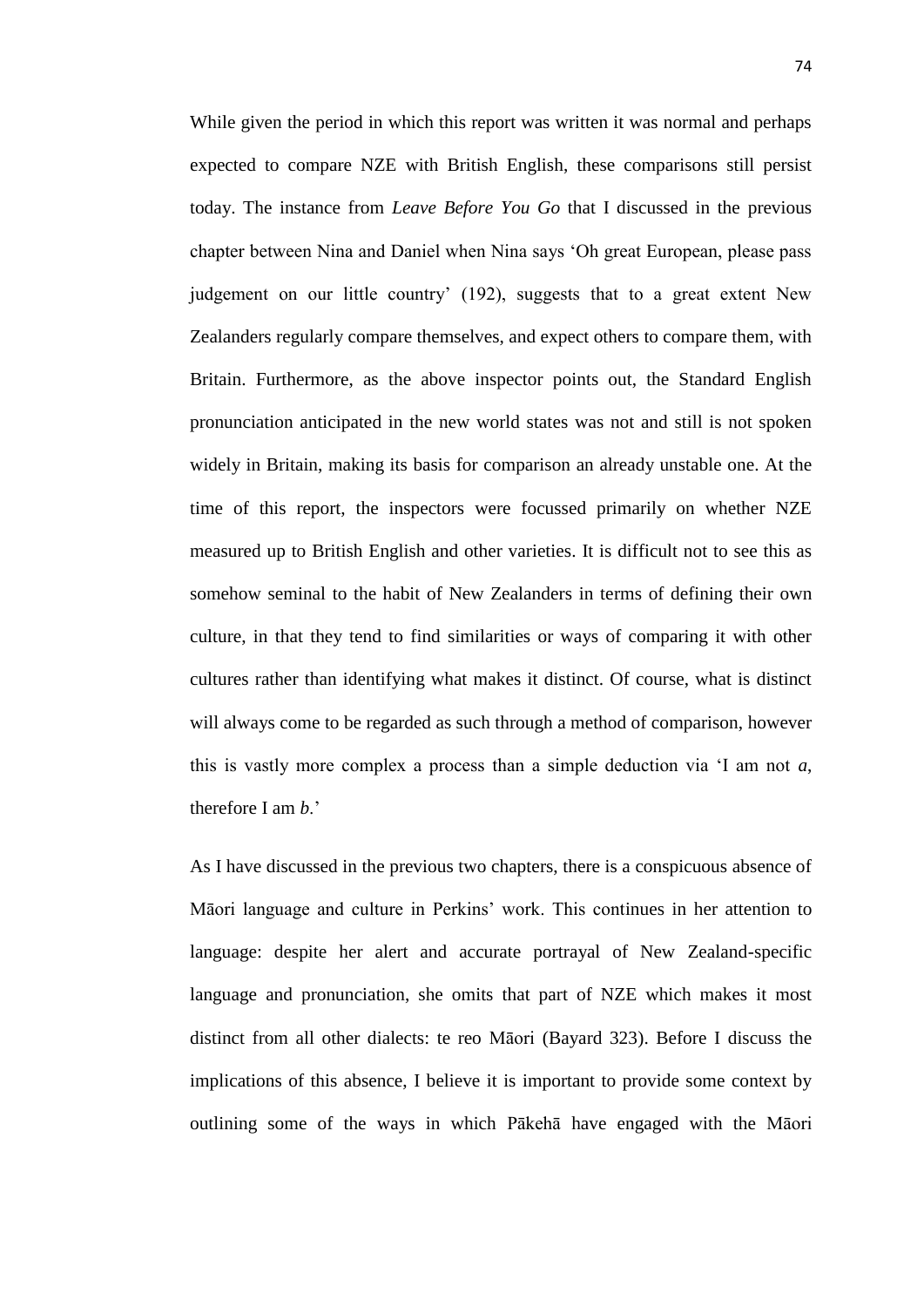While given the period in which this report was written it was normal and perhaps expected to compare NZE with British English, these comparisons still persist today. The instance from *Leave Before You Go* that I discussed in the previous chapter between Nina and Daniel when Nina says 'Oh great European, please pass judgement on our little country' (192), suggests that to a great extent New Zealanders regularly compare themselves, and expect others to compare them, with Britain. Furthermore, as the above inspector points out, the Standard English pronunciation anticipated in the new world states was not and still is not spoken widely in Britain, making its basis for comparison an already unstable one. At the time of this report, the inspectors were focussed primarily on whether NZE measured up to British English and other varieties. It is difficult not to see this as somehow seminal to the habit of New Zealanders in terms of defining their own culture, in that they tend to find similarities or ways of comparing it with other cultures rather than identifying what makes it distinct. Of course, what is distinct will always come to be regarded as such through a method of comparison, however this is vastly more complex a process than a simple deduction via 'I am not *a*, therefore I am *b*.'

As I have discussed in the previous two chapters, there is a conspicuous absence of Māori language and culture in Perkins' work. This continues in her attention to language: despite her alert and accurate portrayal of New Zealand-specific language and pronunciation, she omits that part of NZE which makes it most distinct from all other dialects: te reo Māori (Bayard 323). Before I discuss the implications of this absence, I believe it is important to provide some context by outlining some of the ways in which Pākehā have engaged with the Māori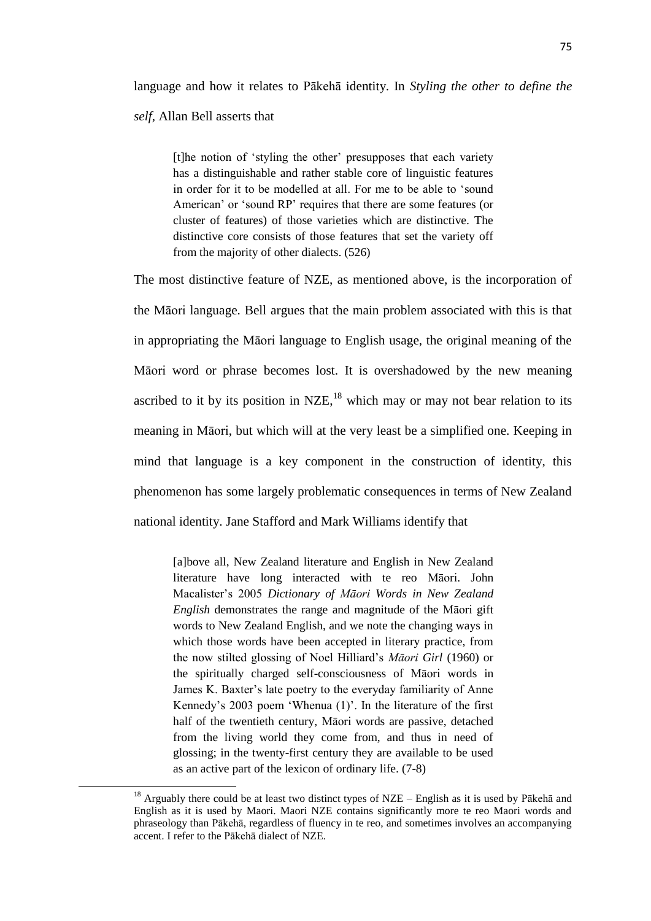language and how it relates to Pākehā identity. In *Styling the other to define the self*, Allan Bell asserts that

> [t]he notion of 'styling the other' presupposes that each variety has a distinguishable and rather stable core of linguistic features in order for it to be modelled at all. For me to be able to 'sound American' or 'sound RP' requires that there are some features (or cluster of features) of those varieties which are distinctive. The distinctive core consists of those features that set the variety off from the majority of other dialects. (526)

The most distinctive feature of NZE, as mentioned above, is the incorporation of the Māori language. Bell argues that the main problem associated with this is that in appropriating the Māori language to English usage, the original meaning of the Māori word or phrase becomes lost. It is overshadowed by the new meaning ascribed to it by its position in NZE,[18] which may or may not bear relation to its meaning in Māori, but which will at the very least be a simplified one. Keeping in mind that language is a key component in the construction of identity, this phenomenon has some largely problematic consequences in terms of New Zealand national identity. Jane Stafford and Mark Williams identify that

> [a]bove all, New Zealand literature and English in New Zealand literature have long interacted with te reo Māori. John Macalister's 2005 *Dictionary of Māori Words in New Zealand English* demonstrates the range and magnitude of the Māori gift words to New Zealand English, and we note the changing ways in which those words have been accepted in literary practice, from the now stilted glossing of Noel Hilliard's *Māori Girl* (1960) or the spiritually charged self-consciousness of Māori words in James K. Baxter's late poetry to the everyday familiarity of Anne Kennedy's 2003 poem 'Whenua (1)'. In the literature of the first half of the twentieth century, Māori words are passive, detached from the living world they come from, and thus in need of glossing; in the twenty-first century they are available to be used as an active part of the lexicon of ordinary life. (7-8)

[18] Arguably there could be at least two distinct types of NZE – English as it is used by Pākehā and English as it is used by Maori. Maori NZE contains significantly more te reo Maori words and phraseology than Pākehā, regardless of fluency in te reo, and sometimes involves an accompanying accent. I refer to the Pākehā dialect of NZE.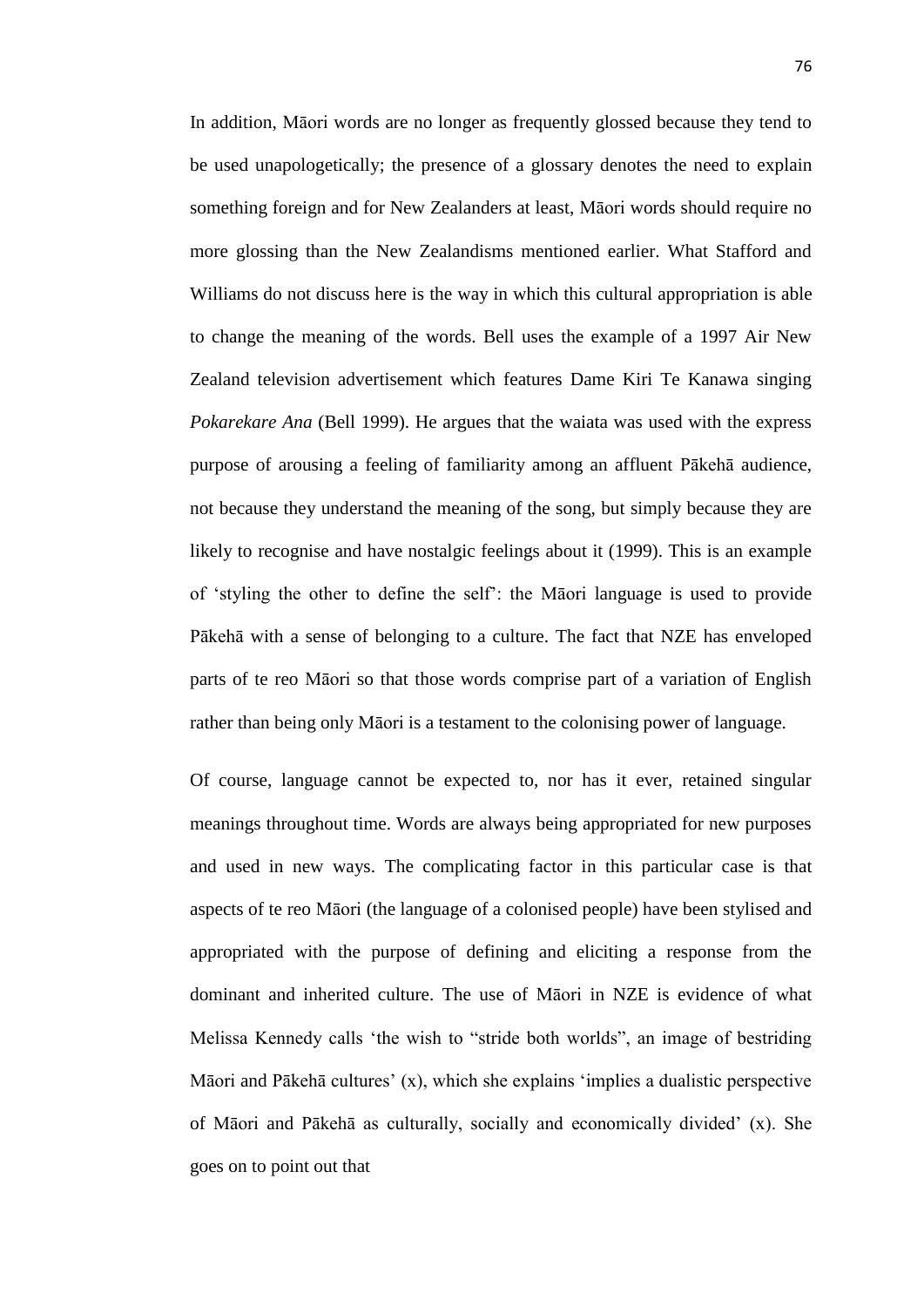In addition, Māori words are no longer as frequently glossed because they tend to be used unapologetically; the presence of a glossary denotes the need to explain something foreign and for New Zealanders at least, Māori words should require no more glossing than the New Zealandisms mentioned earlier. What Stafford and Williams do not discuss here is the way in which this cultural appropriation is able to change the meaning of the words. Bell uses the example of a 1997 Air New Zealand television advertisement which features Dame Kiri Te Kanawa singing *Pokarekare Ana* (Bell 1999). He argues that the waiata was used with the express purpose of arousing a feeling of familiarity among an affluent Pākehā audience, not because they understand the meaning of the song, but simply because they are likely to recognise and have nostalgic feelings about it (1999). This is an example of 'styling the other to define the self': the Māori language is used to provide Pākehā with a sense of belonging to a culture. The fact that NZE has enveloped parts of te reo Māori so that those words comprise part of a variation of English rather than being only Māori is a testament to the colonising power of language.

Of course, language cannot be expected to, nor has it ever, retained singular meanings throughout time. Words are always being appropriated for new purposes and used in new ways. The complicating factor in this particular case is that aspects of te reo Māori (the language of a colonised people) have been stylised and appropriated with the purpose of defining and eliciting a response from the dominant and inherited culture. The use of Māori in NZE is evidence of what Melissa Kennedy calls 'the wish to "stride both worlds", an image of bestriding Māori and Pākehā cultures' (x), which she explains 'implies a dualistic perspective of Māori and Pākehā as culturally, socially and economically divided' (x). She goes on to point out that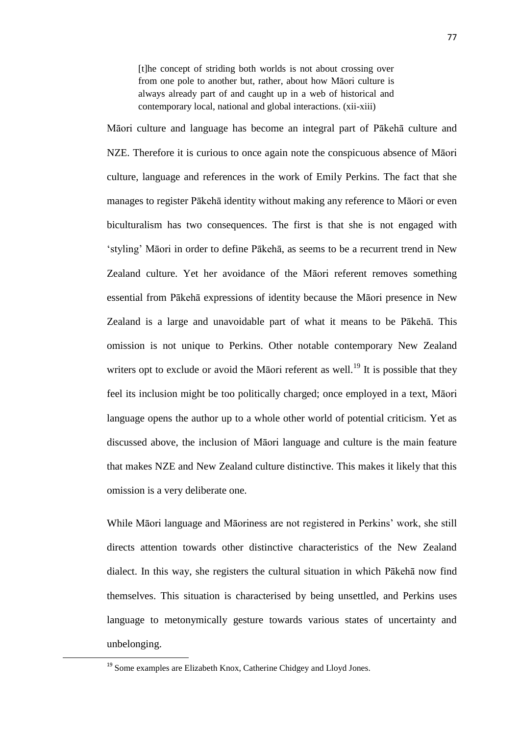> [t]he concept of striding both worlds is not about crossing over from one pole to another but, rather, about how Māori culture is always already part of and caught up in a web of historical and contemporary local, national and global interactions. (xii-xiii)

Māori culture and language has become an integral part of Pākehā culture and NZE. Therefore it is curious to once again note the conspicuous absence of Māori culture, language and references in the work of Emily Perkins. The fact that she manages to register Pākehā identity without making any reference to Māori or even biculturalism has two consequences. The first is that she is not engaged with 'styling' Māori in order to define Pākehā, as seems to be a recurrent trend in New Zealand culture. Yet her avoidance of the Māori referent removes something essential from Pākehā expressions of identity because the Māori presence in New Zealand is a large and unavoidable part of what it means to be Pākehā. This omission is not unique to Perkins. Other notable contemporary New Zealand writers opt to exclude or avoid the Māori referent as well.[19] It is possible that they feel its inclusion might be too politically charged; once employed in a text, Māori language opens the author up to a whole other world of potential criticism. Yet as discussed above, the inclusion of Māori language and culture is the main feature that makes NZE and New Zealand culture distinctive. This makes it likely that this omission is a very deliberate one.

While Māori language and Māoriness are not registered in Perkins' work, she still directs attention towards other distinctive characteristics of the New Zealand dialect. In this way, she registers the cultural situation in which Pākehā now find themselves. This situation is characterised by being unsettled, and Perkins uses language to metonymically gesture towards various states of uncertainty and unbelonging.

[19] Some examples are Elizabeth Knox, Catherine Chidgey and Lloyd Jones.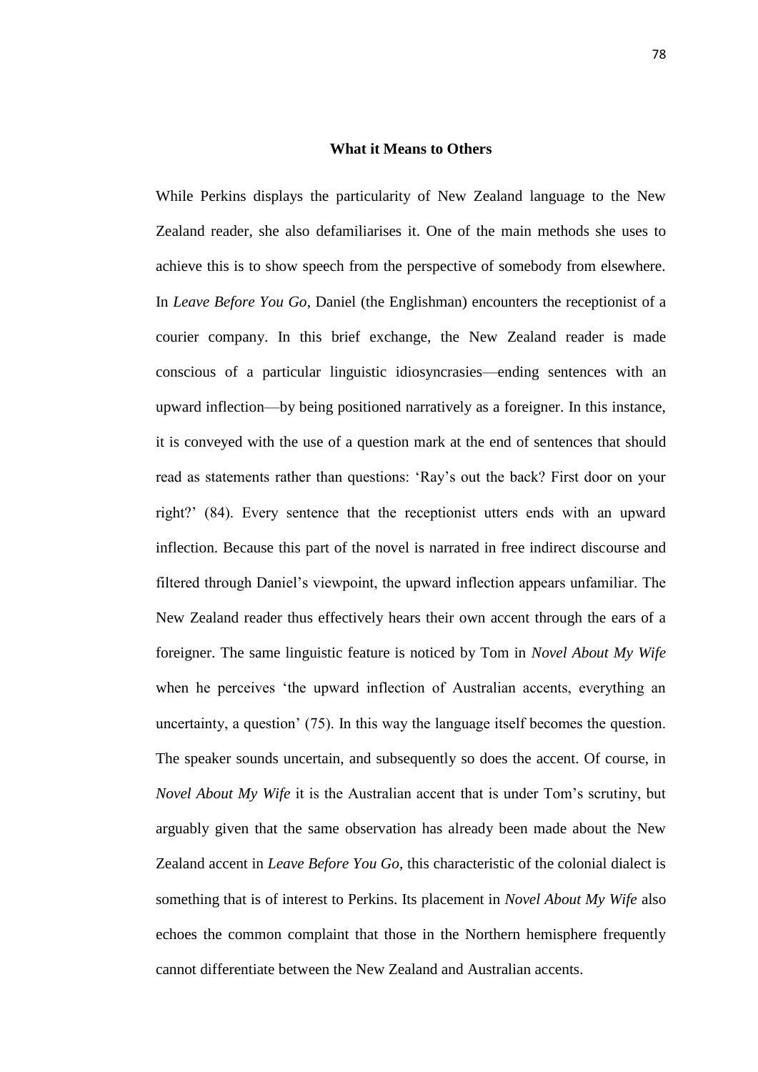### What it Means to Others

While Perkins displays the particularity of New Zealand language to the New Zealand reader, she also defamiliarises it. One of the main methods she uses to achieve this is to show speech from the perspective of somebody from elsewhere. In *Leave Before You Go*, Daniel (the Englishman) encounters the receptionist of a courier company. In this brief exchange, the New Zealand reader is made conscious of a particular linguistic idiosyncrasies—ending sentences with an upward inflection—by being positioned narratively as a foreigner. In this instance, it is conveyed with the use of a question mark at the end of sentences that should read as statements rather than questions: 'Ray's out the back? First door on your right?' (84). Every sentence that the receptionist utters ends with an upward inflection. Because this part of the novel is narrated in free indirect discourse and filtered through Daniel's viewpoint, the upward inflection appears unfamiliar. The New Zealand reader thus effectively hears their own accent through the ears of a foreigner. The same linguistic feature is noticed by Tom in *Novel About My Wife* when he perceives 'the upward inflection of Australian accents, everything an uncertainty, a question' (75). In this way the language itself becomes the question. The speaker sounds uncertain, and subsequently so does the accent. Of course, in *Novel About My Wife* it is the Australian accent that is under Tom's scrutiny, but arguably given that the same observation has already been made about the New Zealand accent in *Leave Before You Go*, this characteristic of the colonial dialect is something that is of interest to Perkins. Its placement in *Novel About My Wife* also echoes the common complaint that those in the Northern hemisphere frequently cannot differentiate between the New Zealand and Australian accents.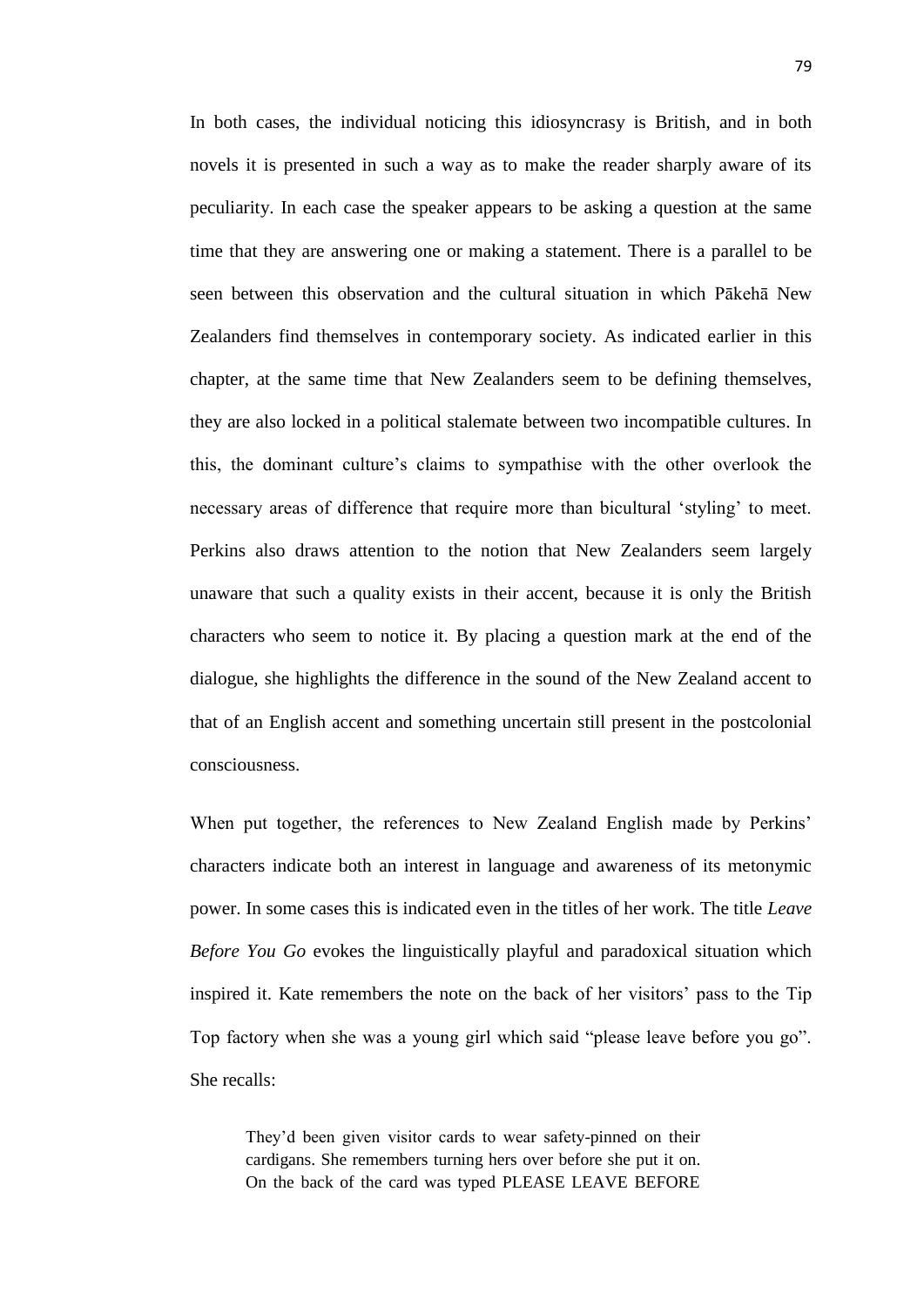In both cases, the individual noticing this idiosyncrasy is British, and in both novels it is presented in such a way as to make the reader sharply aware of its peculiarity. In each case the speaker appears to be asking a question at the same time that they are answering one or making a statement. There is a parallel to be seen between this observation and the cultural situation in which Pākehā New Zealanders find themselves in contemporary society. As indicated earlier in this chapter, at the same time that New Zealanders seem to be defining themselves, they are also locked in a political stalemate between two incompatible cultures. In this, the dominant culture's claims to sympathise with the other overlook the necessary areas of difference that require more than bicultural 'styling' to meet. Perkins also draws attention to the notion that New Zealanders seem largely unaware that such a quality exists in their accent, because it is only the British characters who seem to notice it. By placing a question mark at the end of the dialogue, she highlights the difference in the sound of the New Zealand accent to that of an English accent and something uncertain still present in the postcolonial consciousness.

When put together, the references to New Zealand English made by Perkins' characters indicate both an interest in language and awareness of its metonymic power. In some cases this is indicated even in the titles of her work. The title *Leave Before You Go* evokes the linguistically playful and paradoxical situation which inspired it. Kate remembers the note on the back of her visitors' pass to the Tip Top factory when she was a young girl which said "please leave before you go". She recalls:

> They'd been given visitor cards to wear safety-pinned on their cardigans. She remembers turning hers over before she put it on. On the back of the card was typed PLEASE LEAVE BEFORE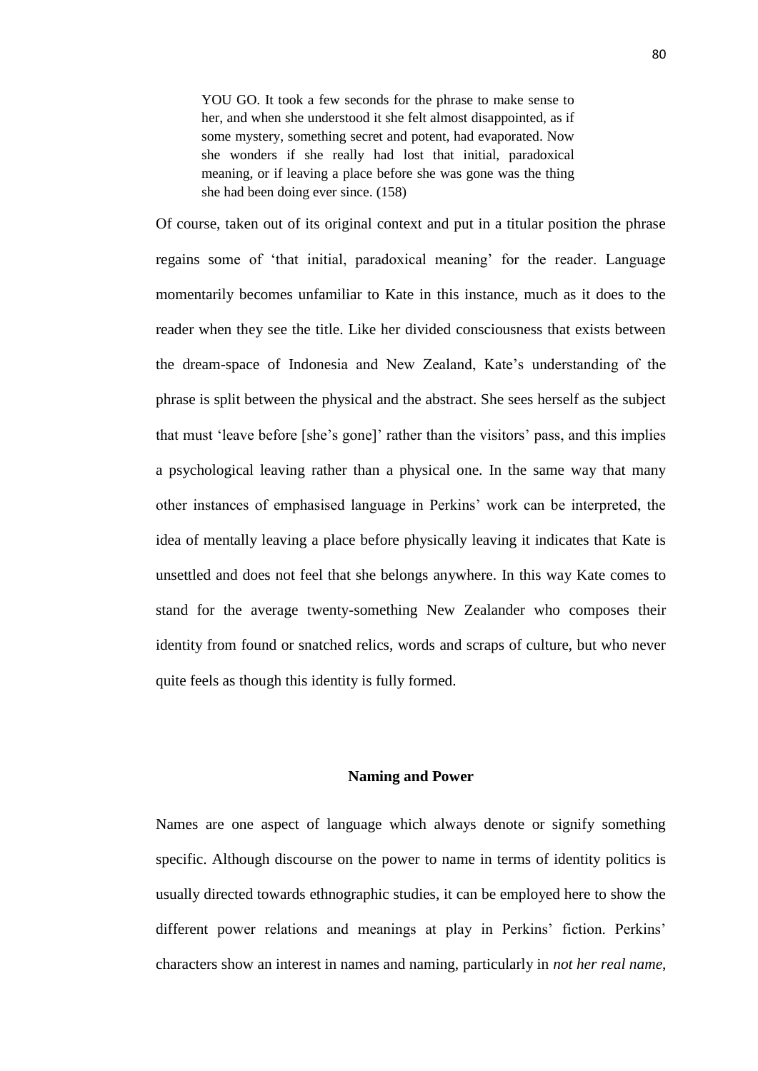> YOU GO. It took a few seconds for the phrase to make sense to her, and when she understood it she felt almost disappointed, as if some mystery, something secret and potent, had evaporated. Now she wonders if she really had lost that initial, paradoxical meaning, or if leaving a place before she was gone was the thing she had been doing ever since. (158)

Of course, taken out of its original context and put in a titular position the phrase regains some of 'that initial, paradoxical meaning' for the reader. Language momentarily becomes unfamiliar to Kate in this instance, much as it does to the reader when they see the title. Like her divided consciousness that exists between the dream-space of Indonesia and New Zealand, Kate's understanding of the phrase is split between the physical and the abstract. She sees herself as the subject that must 'leave before [she's gone]' rather than the visitors' pass, and this implies a psychological leaving rather than a physical one. In the same way that many other instances of emphasised language in Perkins' work can be interpreted, the idea of mentally leaving a place before physically leaving it indicates that Kate is unsettled and does not feel that she belongs anywhere. In this way Kate comes to stand for the average twenty-something New Zealander who composes their identity from found or snatched relics, words and scraps of culture, but who never quite feels as though this identity is fully formed.

## Naming and Power

Names are one aspect of language which always denote or signify something specific. Although discourse on the power to name in terms of identity politics is usually directed towards ethnographic studies, it can be employed here to show the different power relations and meanings at play in Perkins' fiction. Perkins' characters show an interest in names and naming, particularly in *not her real name*,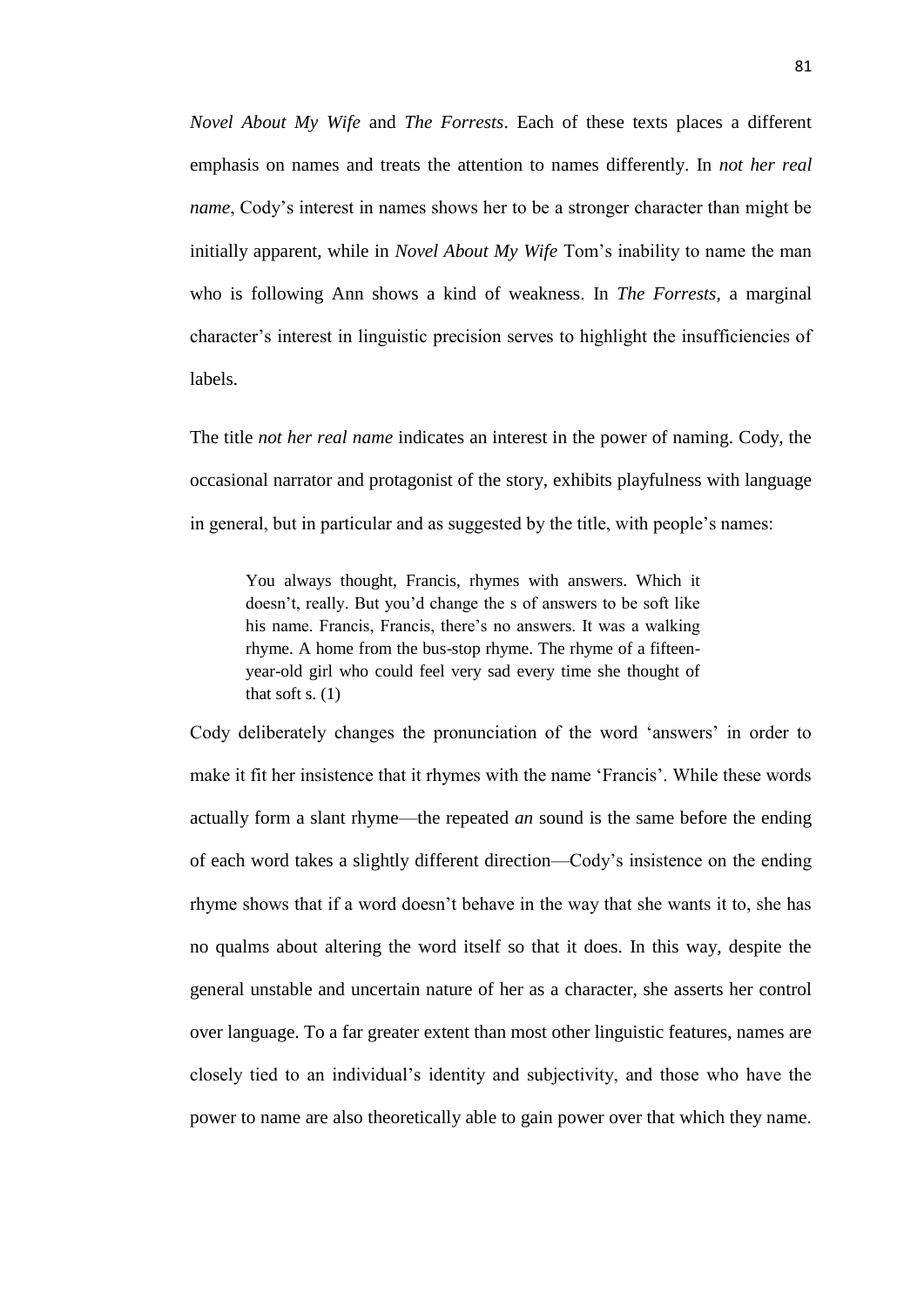*Novel About My Wife* and *The Forrests*. Each of these texts places a different emphasis on names and treats the attention to names differently. In *not her real name*, Cody's interest in names shows her to be a stronger character than might be initially apparent, while in *Novel About My Wife* Tom's inability to name the man who is following Ann shows a kind of weakness. In *The Forrests*, a marginal character's interest in linguistic precision serves to highlight the insufficiencies of labels.

The title *not her real name* indicates an interest in the power of naming. Cody, the occasional narrator and protagonist of the story, exhibits playfulness with language in general, but in particular and as suggested by the title, with people's names:

> You always thought, Francis, rhymes with answers. Which it doesn't, really. But you'd change the s of answers to be soft like his name. Francis, Francis, there's no answers. It was a walking rhyme. A home from the bus-stop rhyme. The rhyme of a fifteen-year-old girl who could feel very sad every time she thought of that soft s. (1)

Cody deliberately changes the pronunciation of the word 'answers' in order to make it fit her insistence that it rhymes with the name 'Francis'. While these words actually form a slant rhyme—the repeated *an* sound is the same before the ending of each word takes a slightly different direction—Cody's insistence on the ending rhyme shows that if a word doesn't behave in the way that she wants it to, she has no qualms about altering the word itself so that it does. In this way, despite the general unstable and uncertain nature of her as a character, she asserts her control over language. To a far greater extent than most other linguistic features, names are closely tied to an individual's identity and subjectivity, and those who have the power to name are also theoretically able to gain power over that which they name.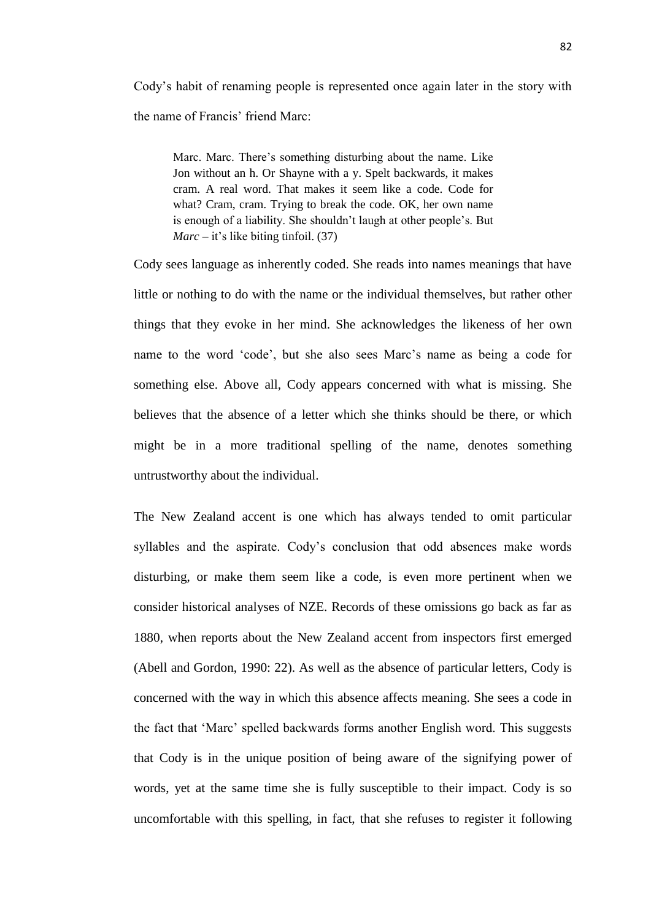Cody's habit of renaming people is represented once again later in the story with the name of Francis' friend Marc:

> Marc. Marc. There's something disturbing about the name. Like Jon without an h. Or Shayne with a y. Spelt backwards, it makes cram. A real word. That makes it seem like a code. Code for what? Cram, cram. Trying to break the code. OK, her own name is enough of a liability. She shouldn't laugh at other people's. But *Marc* – it's like biting tinfoil. (37)

Cody sees language as inherently coded. She reads into names meanings that have little or nothing to do with the name or the individual themselves, but rather other things that they evoke in her mind. She acknowledges the likeness of her own name to the word 'code', but she also sees Marc's name as being a code for something else. Above all, Cody appears concerned with what is missing. She believes that the absence of a letter which she thinks should be there, or which might be in a more traditional spelling of the name, denotes something untrustworthy about the individual.

The New Zealand accent is one which has always tended to omit particular syllables and the aspirate. Cody's conclusion that odd absences make words disturbing, or make them seem like a code, is even more pertinent when we consider historical analyses of NZE. Records of these omissions go back as far as 1880, when reports about the New Zealand accent from inspectors first emerged (Abell and Gordon, 1990: 22). As well as the absence of particular letters, Cody is concerned with the way in which this absence affects meaning. She sees a code in the fact that 'Marc' spelled backwards forms another English word. This suggests that Cody is in the unique position of being aware of the signifying power of words, yet at the same time she is fully susceptible to their impact. Cody is so uncomfortable with this spelling, in fact, that she refuses to register it following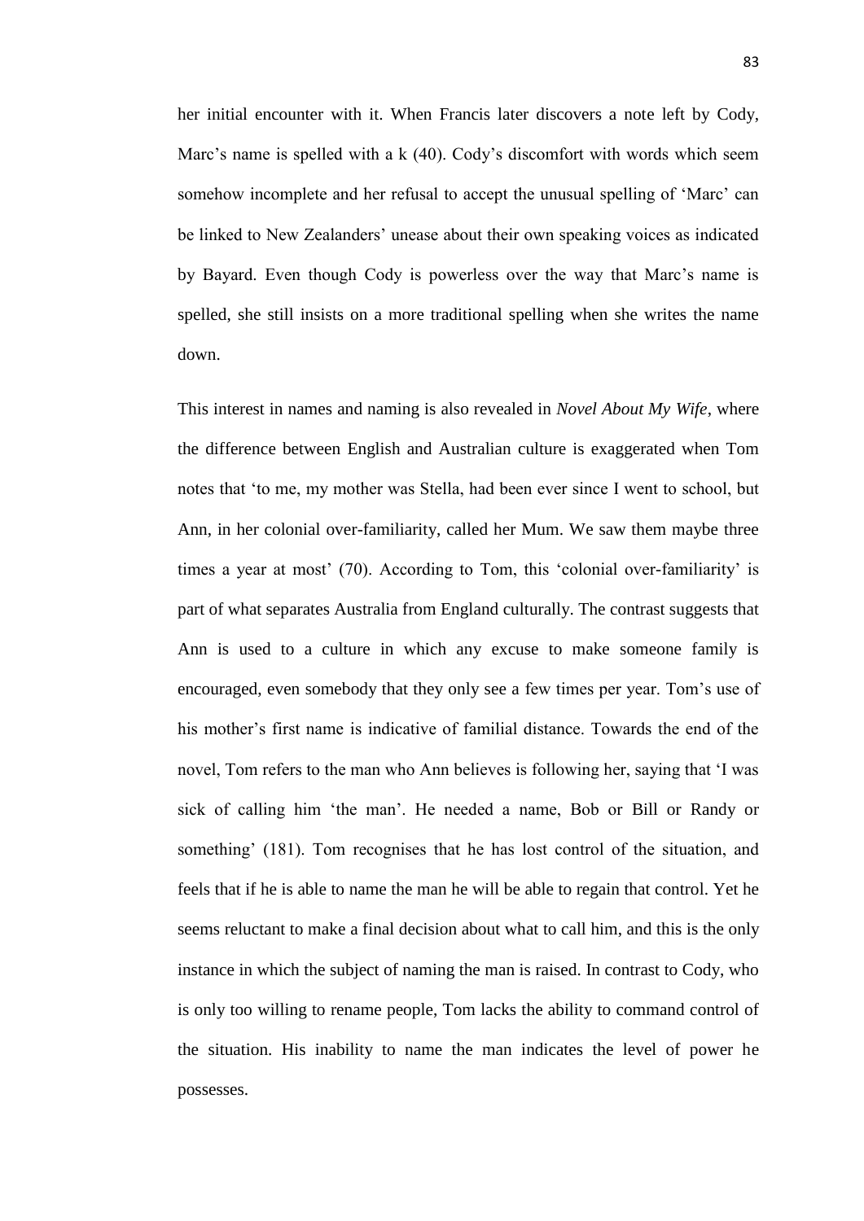her initial encounter with it. When Francis later discovers a note left by Cody, Marc's name is spelled with a k (40). Cody's discomfort with words which seem somehow incomplete and her refusal to accept the unusual spelling of 'Marc' can be linked to New Zealanders' unease about their own speaking voices as indicated by Bayard. Even though Cody is powerless over the way that Marc's name is spelled, she still insists on a more traditional spelling when she writes the name down.

This interest in names and naming is also revealed in *Novel About My Wife*, where the difference between English and Australian culture is exaggerated when Tom notes that 'to me, my mother was Stella, had been ever since I went to school, but Ann, in her colonial over-familiarity, called her Mum. We saw them maybe three times a year at most' (70). According to Tom, this 'colonial over-familiarity' is part of what separates Australia from England culturally. The contrast suggests that Ann is used to a culture in which any excuse to make someone family is encouraged, even somebody that they only see a few times per year. Tom's use of his mother's first name is indicative of familial distance. Towards the end of the novel, Tom refers to the man who Ann believes is following her, saying that 'I was sick of calling him 'the man'. He needed a name, Bob or Bill or Randy or something' (181). Tom recognises that he has lost control of the situation, and feels that if he is able to name the man he will be able to regain that control. Yet he seems reluctant to make a final decision about what to call him, and this is the only instance in which the subject of naming the man is raised. In contrast to Cody, who is only too willing to rename people, Tom lacks the ability to command control of the situation. His inability to name the man indicates the level of power he possesses.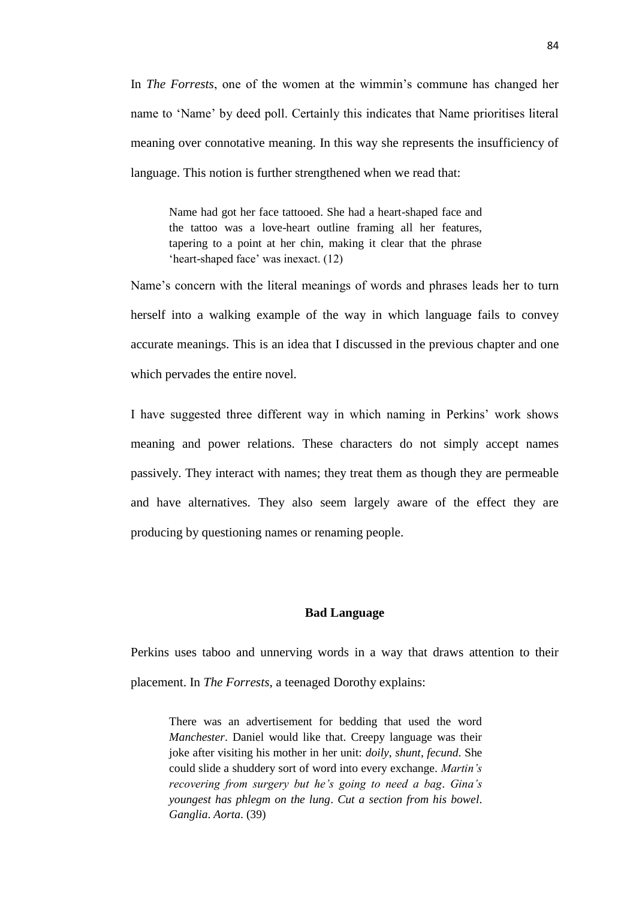In *The Forrests*, one of the women at the wimmin's commune has changed her name to 'Name' by deed poll. Certainly this indicates that Name prioritises literal meaning over connotative meaning. In this way she represents the insufficiency of language. This notion is further strengthened when we read that:

> Name had got her face tattooed. She had a heart-shaped face and the tattoo was a love-heart outline framing all her features, tapering to a point at her chin, making it clear that the phrase 'heart-shaped face' was inexact. (12)

Name's concern with the literal meanings of words and phrases leads her to turn herself into a walking example of the way in which language fails to convey accurate meanings. This is an idea that I discussed in the previous chapter and one which pervades the entire novel.

I have suggested three different way in which naming in Perkins' work shows meaning and power relations. These characters do not simply accept names passively. They interact with names; they treat them as though they are permeable and have alternatives. They also seem largely aware of the effect they are producing by questioning names or renaming people.

### Bad Language

Perkins uses taboo and unnerving words in a way that draws attention to their placement. In *The Forrests*, a teenaged Dorothy explains:

> There was an advertisement for bedding that used the word *Manchester*. Daniel would like that. Creepy language was their joke after visiting his mother in her unit: *doily*, *shunt*, *fecund*. She could slide a shuddery sort of word into every exchange. *Martin's recovering from surgery but he's going to need a bag*. *Gina's youngest has phlegm on the lung*. *Cut a section from his bowel*. *Ganglia*. *Aorta*. (39)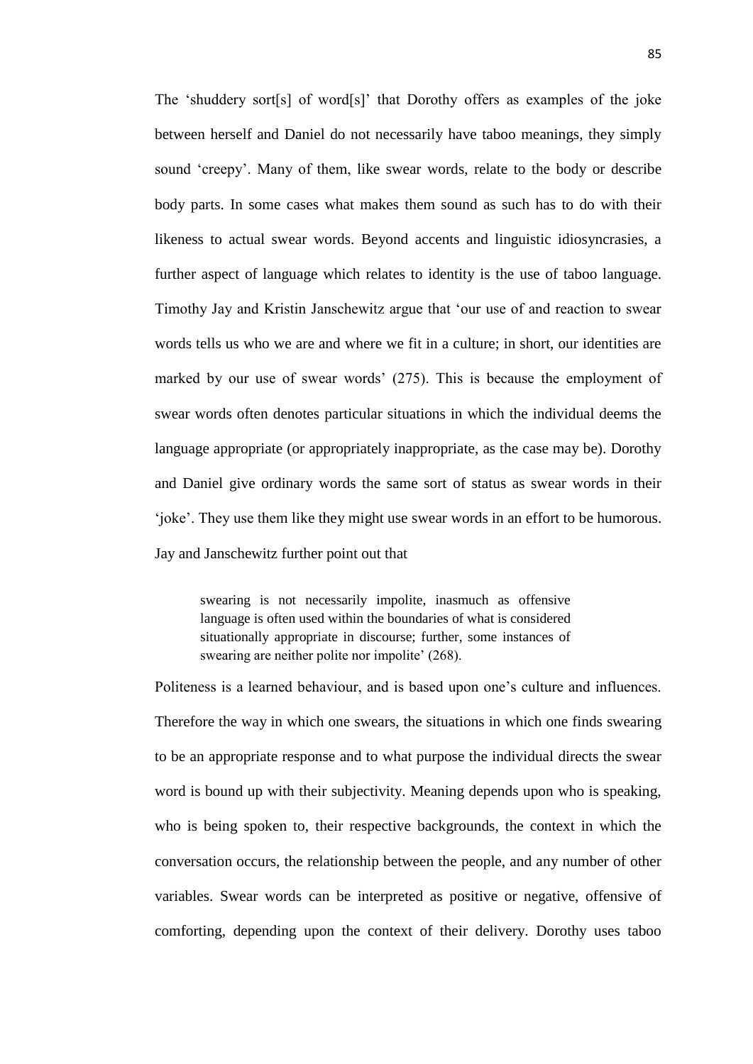The 'shuddery sort[s] of word[s]' that Dorothy offers as examples of the joke between herself and Daniel do not necessarily have taboo meanings, they simply sound 'creepy'. Many of them, like swear words, relate to the body or describe body parts. In some cases what makes them sound as such has to do with their likeness to actual swear words. Beyond accents and linguistic idiosyncrasies, a further aspect of language which relates to identity is the use of taboo language. Timothy Jay and Kristin Janschewitz argue that 'our use of and reaction to swear words tells us who we are and where we fit in a culture; in short, our identities are marked by our use of swear words' (275). This is because the employment of swear words often denotes particular situations in which the individual deems the language appropriate (or appropriately inappropriate, as the case may be). Dorothy and Daniel give ordinary words the same sort of status as swear words in their 'joke'. They use them like they might use swear words in an effort to be humorous. Jay and Janschewitz further point out that

> swearing is not necessarily impolite, inasmuch as offensive language is often used within the boundaries of what is considered situationally appropriate in discourse; further, some instances of swearing are neither polite nor impolite' (268).

Politeness is a learned behaviour, and is based upon one's culture and influences. Therefore the way in which one swears, the situations in which one finds swearing to be an appropriate response and to what purpose the individual directs the swear word is bound up with their subjectivity. Meaning depends upon who is speaking, who is being spoken to, their respective backgrounds, the context in which the conversation occurs, the relationship between the people, and any number of other variables. Swear words can be interpreted as positive or negative, offensive of comforting, depending upon the context of their delivery. Dorothy uses taboo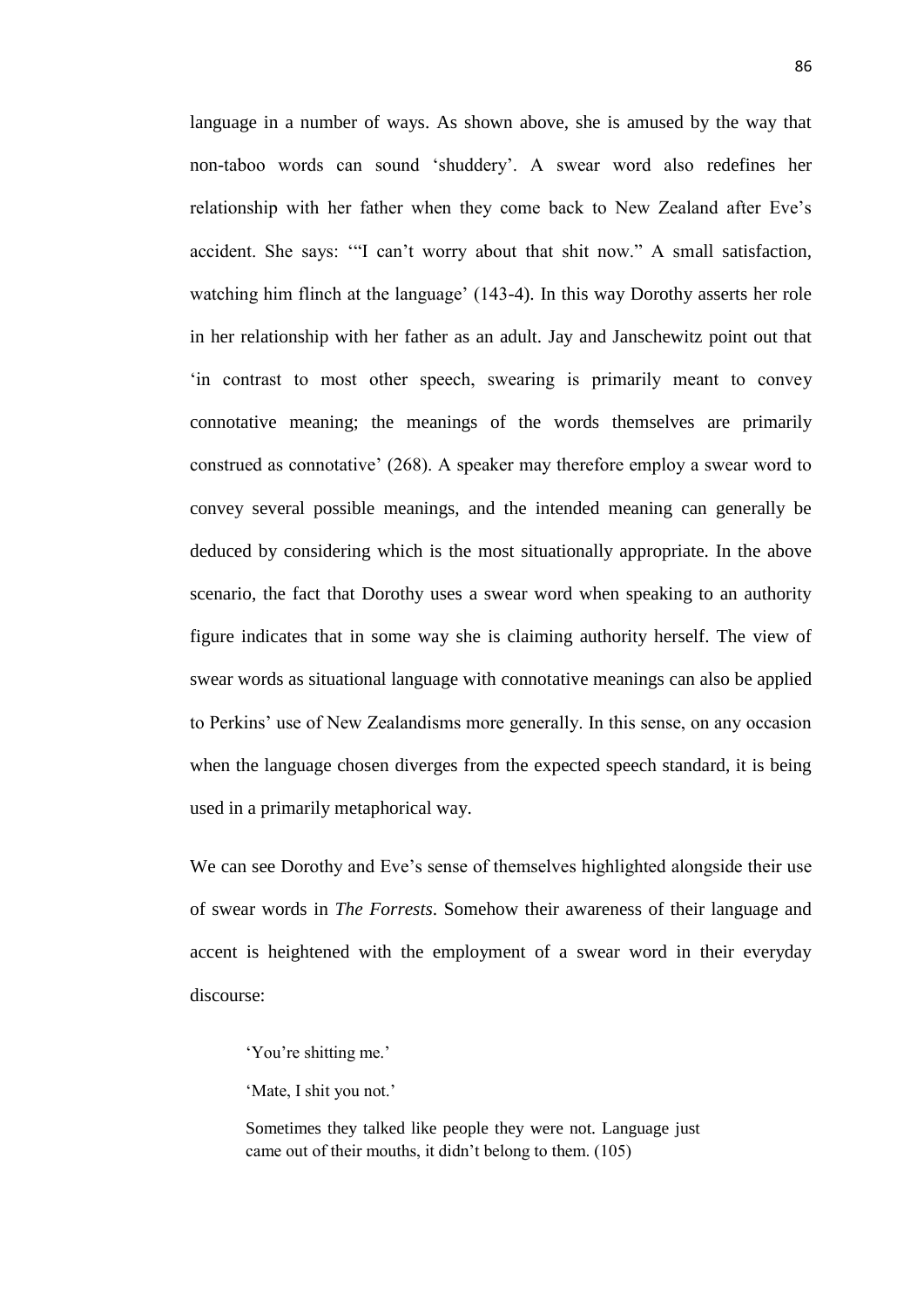language in a number of ways. As shown above, she is amused by the way that non-taboo words can sound 'shuddery'. A swear word also redefines her relationship with her father when they come back to New Zealand after Eve's accident. She says: '"I can't worry about that shit now." A small satisfaction, watching him flinch at the language' (143-4). In this way Dorothy asserts her role in her relationship with her father as an adult. Jay and Janschewitz point out that 'in contrast to most other speech, swearing is primarily meant to convey connotative meaning; the meanings of the words themselves are primarily construed as connotative' (268). A speaker may therefore employ a swear word to convey several possible meanings, and the intended meaning can generally be deduced by considering which is the most situationally appropriate. In the above scenario, the fact that Dorothy uses a swear word when speaking to an authority figure indicates that in some way she is claiming authority herself. The view of swear words as situational language with connotative meanings can also be applied to Perkins' use of New Zealandisms more generally. In this sense, on any occasion when the language chosen diverges from the expected speech standard, it is being used in a primarily metaphorical way.

We can see Dorothy and Eve's sense of themselves highlighted alongside their use of swear words in *The Forrests*. Somehow their awareness of their language and accent is heightened with the employment of a swear word in their everyday discourse:

> 'You're shitting me.'
>
> 'Mate, I shit you not.'
>
> Sometimes they talked like people they were not. Language just came out of their mouths, it didn't belong to them. (105)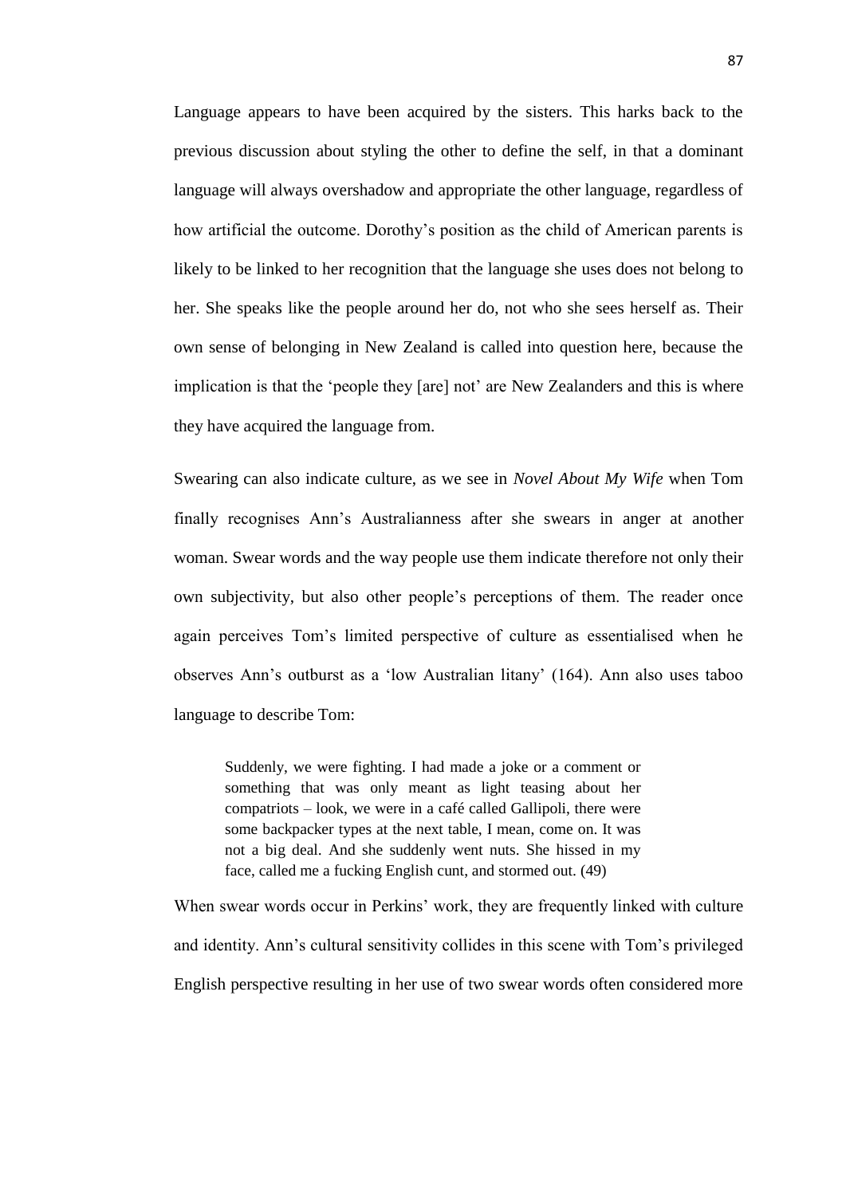Language appears to have been acquired by the sisters. This harks back to the previous discussion about styling the other to define the self, in that a dominant language will always overshadow and appropriate the other language, regardless of how artificial the outcome. Dorothy's position as the child of American parents is likely to be linked to her recognition that the language she uses does not belong to her. She speaks like the people around her do, not who she sees herself as. Their own sense of belonging in New Zealand is called into question here, because the implication is that the 'people they [are] not' are New Zealanders and this is where they have acquired the language from.

Swearing can also indicate culture, as we see in *Novel About My Wife* when Tom finally recognises Ann's Australianness after she swears in anger at another woman. Swear words and the way people use them indicate therefore not only their own subjectivity, but also other people's perceptions of them. The reader once again perceives Tom's limited perspective of culture as essentialised when he observes Ann's outburst as a 'low Australian litany' (164). Ann also uses taboo language to describe Tom:

> Suddenly, we were fighting. I had made a joke or a comment or something that was only meant as light teasing about her compatriots – look, we were in a café called Gallipoli, there were some backpacker types at the next table, I mean, come on. It was not a big deal. And she suddenly went nuts. She hissed in my face, called me a fucking English cunt, and stormed out. (49)

When swear words occur in Perkins' work, they are frequently linked with culture and identity. Ann's cultural sensitivity collides in this scene with Tom's privileged English perspective resulting in her use of two swear words often considered more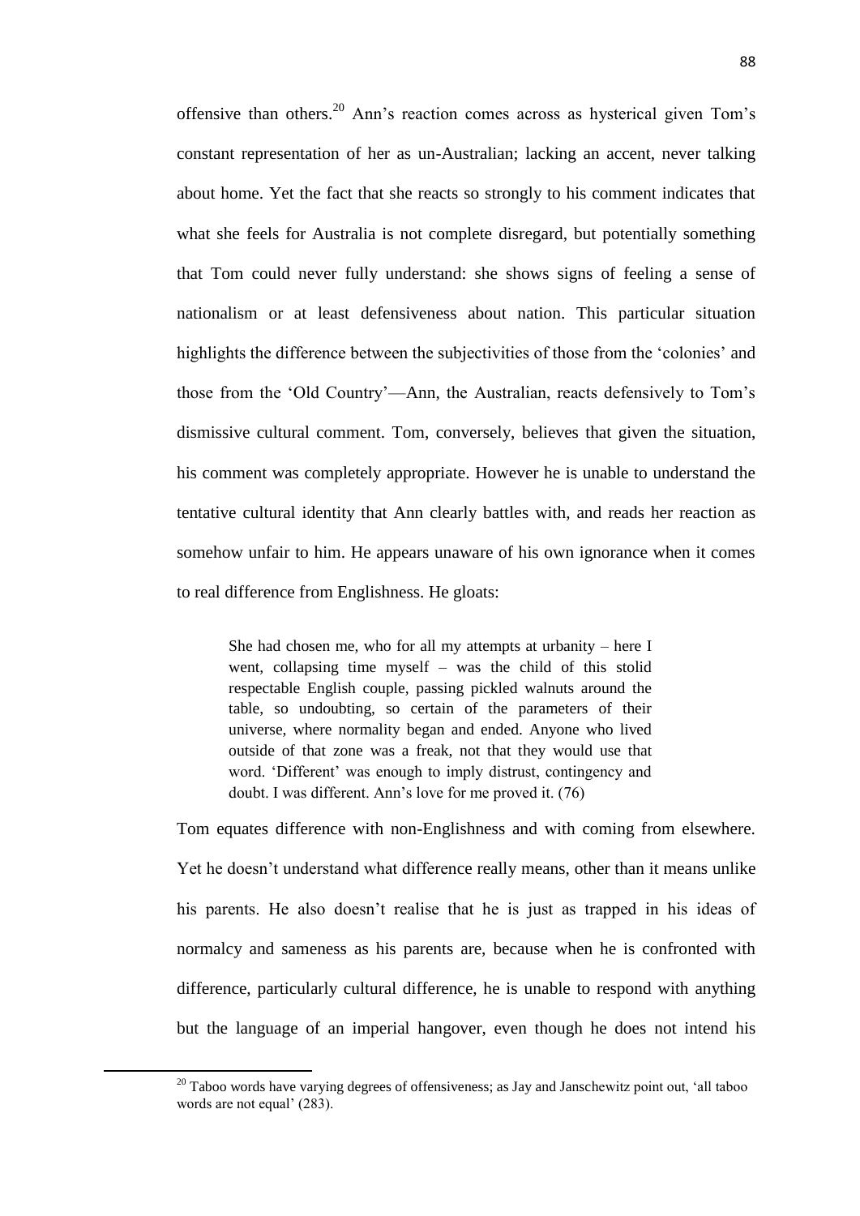offensive than others.[20] Ann's reaction comes across as hysterical given Tom's constant representation of her as un-Australian; lacking an accent, never talking about home. Yet the fact that she reacts so strongly to his comment indicates that what she feels for Australia is not complete disregard, but potentially something that Tom could never fully understand: she shows signs of feeling a sense of nationalism or at least defensiveness about nation. This particular situation highlights the difference between the subjectivities of those from the 'colonies' and those from the 'Old Country'—Ann, the Australian, reacts defensively to Tom's dismissive cultural comment. Tom, conversely, believes that given the situation, his comment was completely appropriate. However he is unable to understand the tentative cultural identity that Ann clearly battles with, and reads her reaction as somehow unfair to him. He appears unaware of his own ignorance when it comes to real difference from Englishness. He gloats:

> She had chosen me, who for all my attempts at urbanity – here I went, collapsing time myself – was the child of this stolid respectable English couple, passing pickled walnuts around the table, so undoubting, so certain of the parameters of their universe, where normality began and ended. Anyone who lived outside of that zone was a freak, not that they would use that word. 'Different' was enough to imply distrust, contingency and doubt. I was different. Ann's love for me proved it. (76)

Tom equates difference with non-Englishness and with coming from elsewhere. Yet he doesn't understand what difference really means, other than it means unlike his parents. He also doesn't realise that he is just as trapped in his ideas of normalcy and sameness as his parents are, because when he is confronted with difference, particularly cultural difference, he is unable to respond with anything but the language of an imperial hangover, even though he does not intend his

[20] Taboo words have varying degrees of offensiveness; as Jay and Janschewitz point out, 'all taboo words are not equal' (283).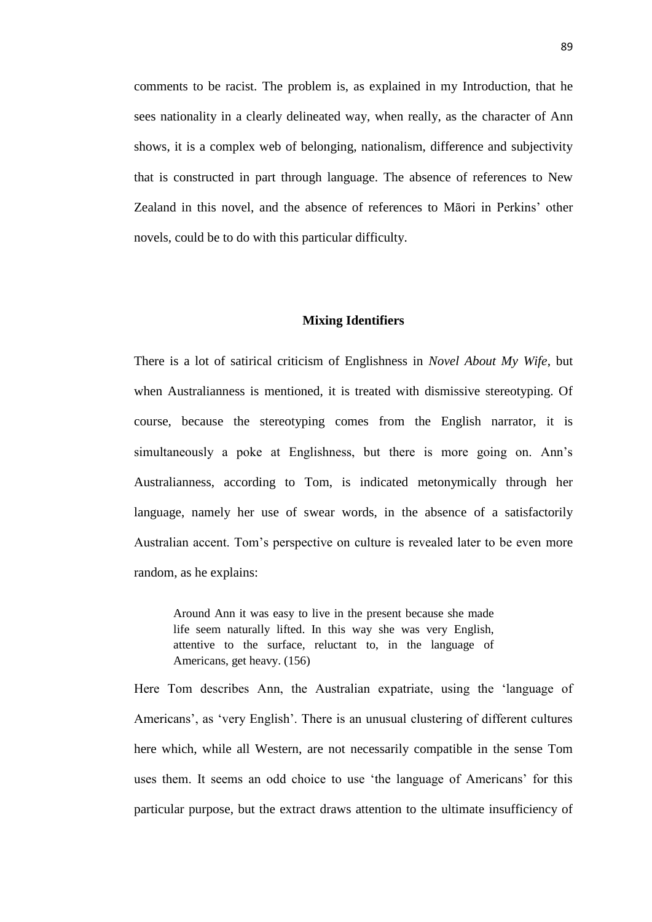comments to be racist. The problem is, as explained in my Introduction, that he sees nationality in a clearly delineated way, when really, as the character of Ann shows, it is a complex web of belonging, nationalism, difference and subjectivity that is constructed in part through language. The absence of references to New Zealand in this novel, and the absence of references to Māori in Perkins' other novels, could be to do with this particular difficulty.

## Mixing Identifiers

There is a lot of satirical criticism of Englishness in *Novel About My Wife*, but when Australianness is mentioned, it is treated with dismissive stereotyping. Of course, because the stereotyping comes from the English narrator, it is simultaneously a poke at Englishness, but there is more going on. Ann's Australianness, according to Tom, is indicated metonymically through her language, namely her use of swear words, in the absence of a satisfactorily Australian accent. Tom's perspective on culture is revealed later to be even more random, as he explains:

> Around Ann it was easy to live in the present because she made life seem naturally lifted. In this way she was very English, attentive to the surface, reluctant to, in the language of Americans, get heavy. (156)

Here Tom describes Ann, the Australian expatriate, using the 'language of Americans', as 'very English'. There is an unusual clustering of different cultures here which, while all Western, are not necessarily compatible in the sense Tom uses them. It seems an odd choice to use 'the language of Americans' for this particular purpose, but the extract draws attention to the ultimate insufficiency of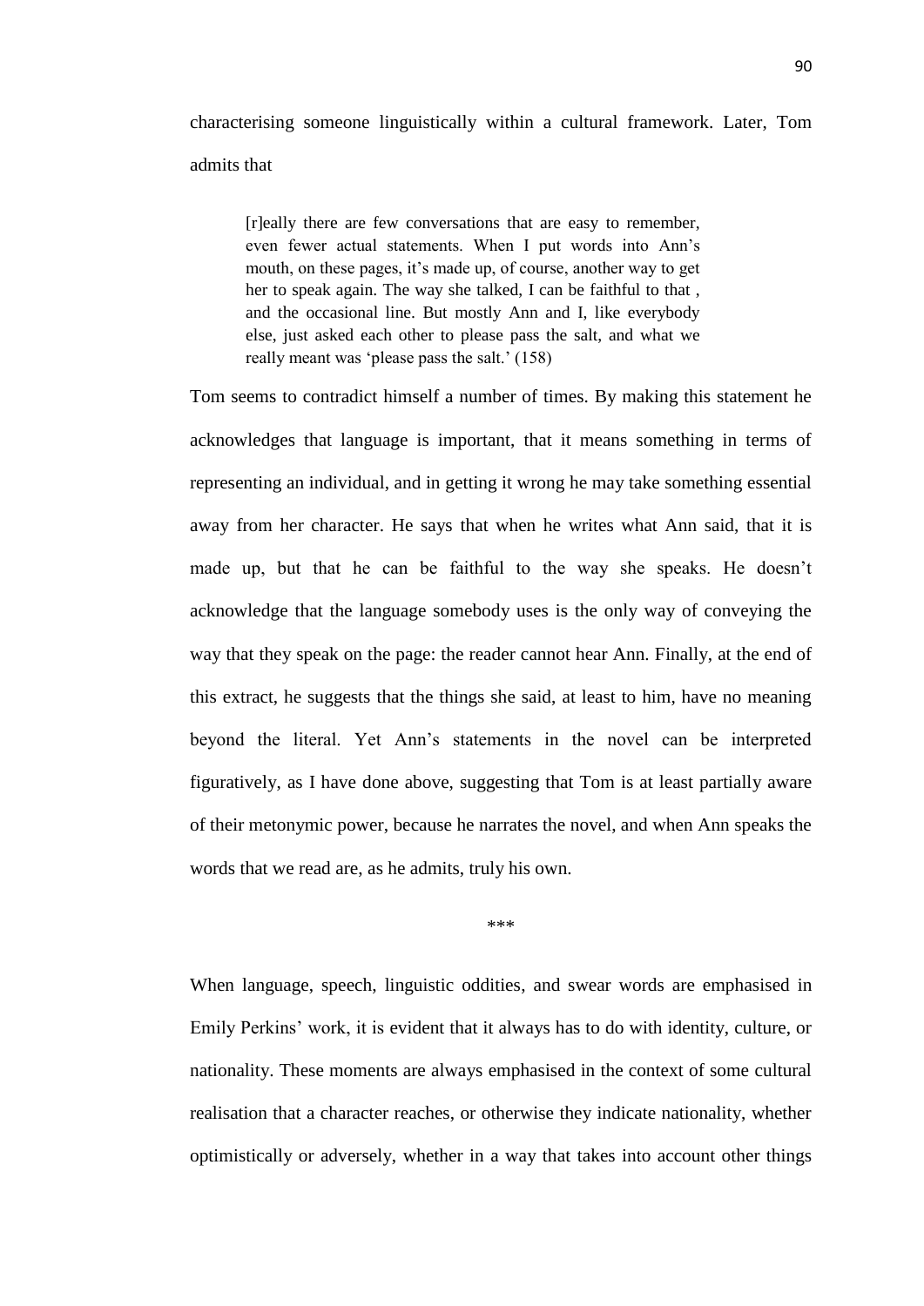characterising someone linguistically within a cultural framework. Later, Tom admits that

> [r]eally there are few conversations that are easy to remember, even fewer actual statements. When I put words into Ann's mouth, on these pages, it's made up, of course, another way to get her to speak again. The way she talked, I can be faithful to that , and the occasional line. But mostly Ann and I, like everybody else, just asked each other to please pass the salt, and what we really meant was 'please pass the salt.' (158)

Tom seems to contradict himself a number of times. By making this statement he acknowledges that language is important, that it means something in terms of representing an individual, and in getting it wrong he may take something essential away from her character. He says that when he writes what Ann said, that it is made up, but that he can be faithful to the way she speaks. He doesn't acknowledge that the language somebody uses is the only way of conveying the way that they speak on the page: the reader cannot hear Ann. Finally, at the end of this extract, he suggests that the things she said, at least to him, have no meaning beyond the literal. Yet Ann's statements in the novel can be interpreted figuratively, as I have done above, suggesting that Tom is at least partially aware of their metonymic power, because he narrates the novel, and when Ann speaks the words that we read are, as he admits, truly his own.

\*\*\*

When language, speech, linguistic oddities, and swear words are emphasised in Emily Perkins' work, it is evident that it always has to do with identity, culture, or nationality. These moments are always emphasised in the context of some cultural realisation that a character reaches, or otherwise they indicate nationality, whether optimistically or adversely, whether in a way that takes into account other things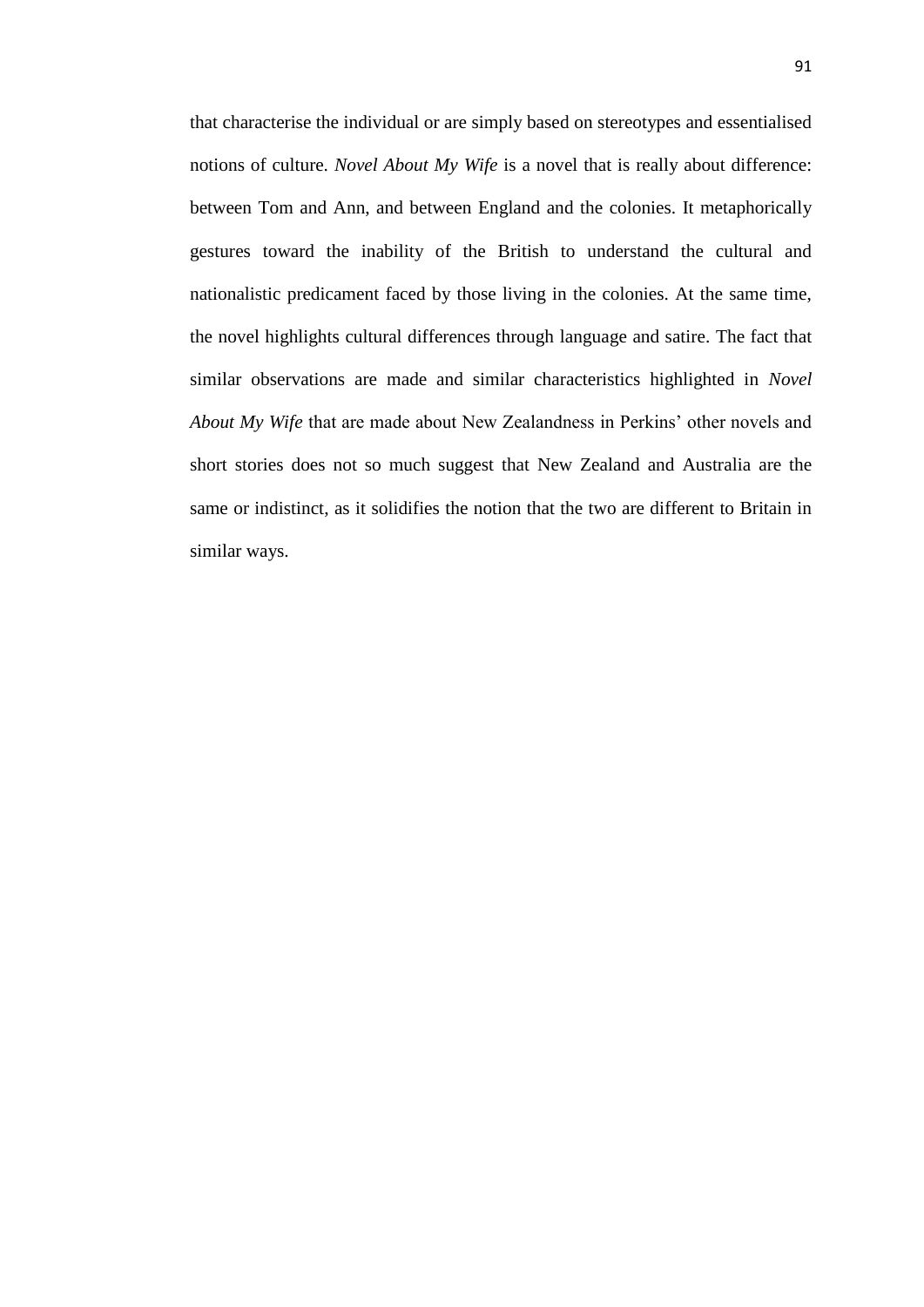that characterise the individual or are simply based on stereotypes and essentialised notions of culture. *Novel About My Wife* is a novel that is really about difference: between Tom and Ann, and between England and the colonies. It metaphorically gestures toward the inability of the British to understand the cultural and nationalistic predicament faced by those living in the colonies. At the same time, the novel highlights cultural differences through language and satire. The fact that similar observations are made and similar characteristics highlighted in *Novel About My Wife* that are made about New Zealandness in Perkins' other novels and short stories does not so much suggest that New Zealand and Australia are the same or indistinct, as it solidifies the notion that the two are different to Britain in similar ways.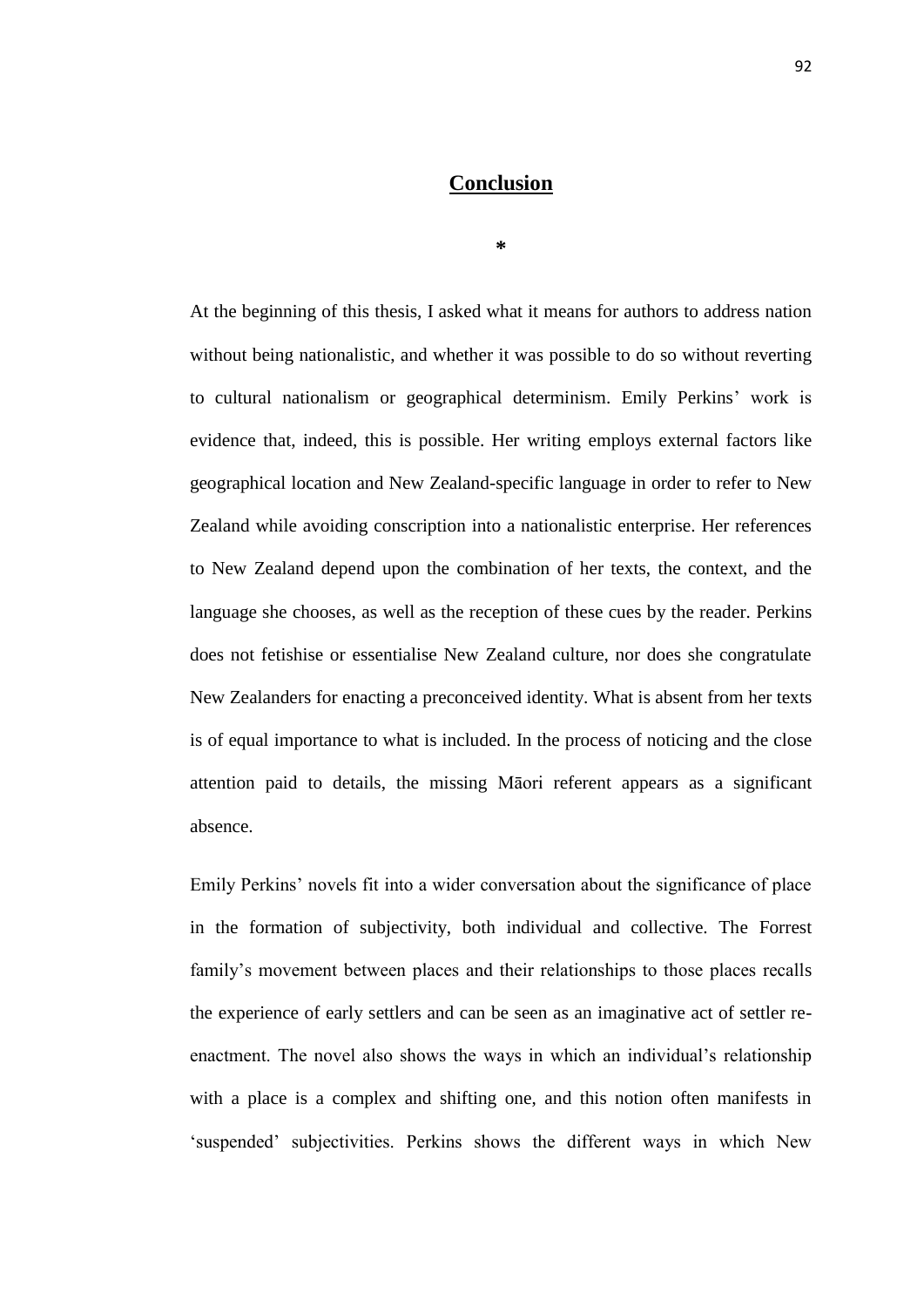# Conclusion

*

At the beginning of this thesis, I asked what it means for authors to address nation without being nationalistic, and whether it was possible to do so without reverting to cultural nationalism or geographical determinism. Emily Perkins' work is evidence that, indeed, this is possible. Her writing employs external factors like geographical location and New Zealand-specific language in order to refer to New Zealand while avoiding conscription into a nationalistic enterprise. Her references to New Zealand depend upon the combination of her texts, the context, and the language she chooses, as well as the reception of these cues by the reader. Perkins does not fetishise or essentialise New Zealand culture, nor does she congratulate New Zealanders for enacting a preconceived identity. What is absent from her texts is of equal importance to what is included. In the process of noticing and the close attention paid to details, the missing Māori referent appears as a significant absence.

Emily Perkins' novels fit into a wider conversation about the significance of place in the formation of subjectivity, both individual and collective. The Forrest family's movement between places and their relationships to those places recalls the experience of early settlers and can be seen as an imaginative act of settler re-enactment. The novel also shows the ways in which an individual's relationship with a place is a complex and shifting one, and this notion often manifests in 'suspended' subjectivities. Perkins shows the different ways in which New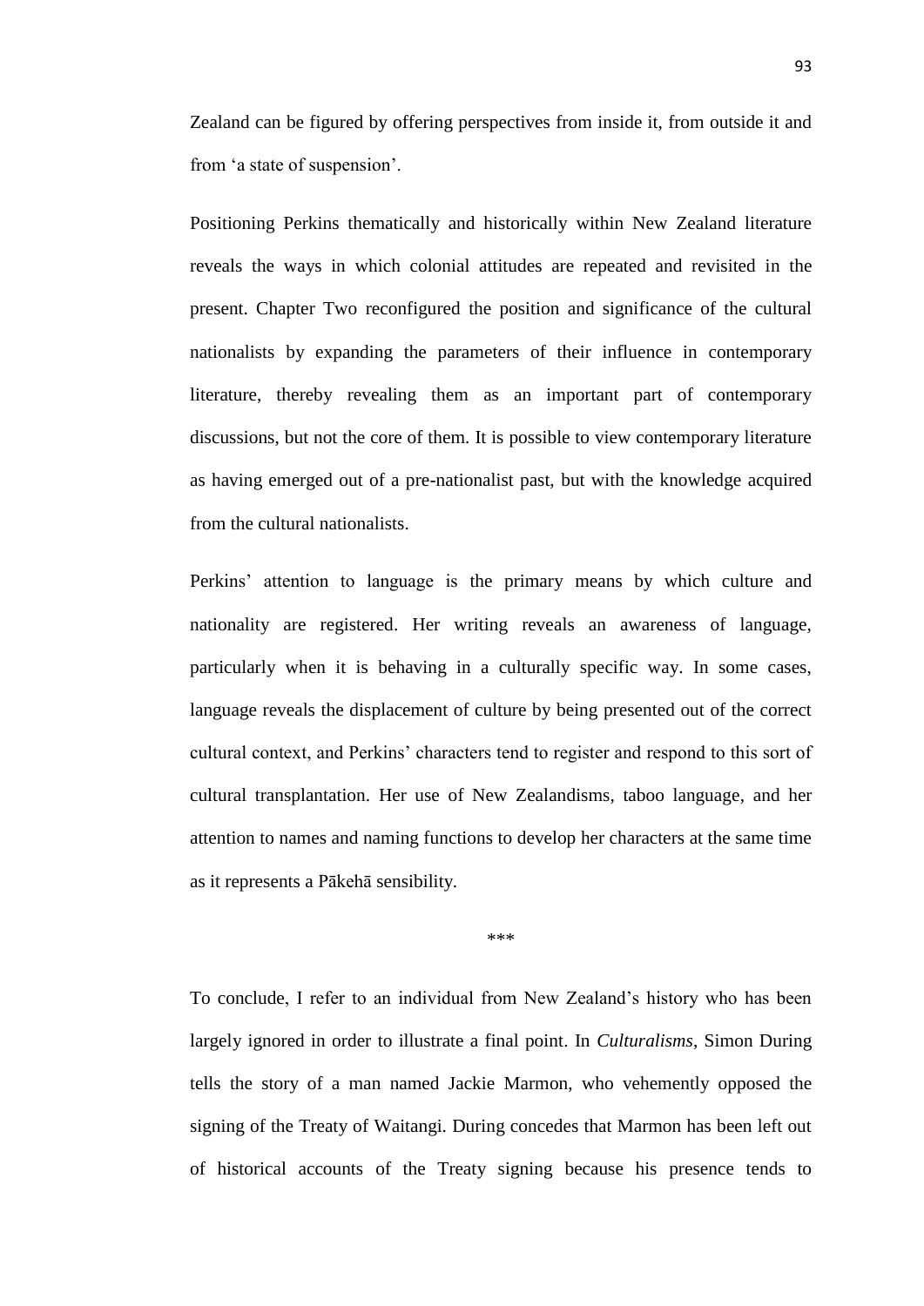Zealand can be figured by offering perspectives from inside it, from outside it and from 'a state of suspension'.

Positioning Perkins thematically and historically within New Zealand literature reveals the ways in which colonial attitudes are repeated and revisited in the present. Chapter Two reconfigured the position and significance of the cultural nationalists by expanding the parameters of their influence in contemporary literature, thereby revealing them as an important part of contemporary discussions, but not the core of them. It is possible to view contemporary literature as having emerged out of a pre-nationalist past, but with the knowledge acquired from the cultural nationalists.

Perkins' attention to language is the primary means by which culture and nationality are registered. Her writing reveals an awareness of language, particularly when it is behaving in a culturally specific way. In some cases, language reveals the displacement of culture by being presented out of the correct cultural context, and Perkins' characters tend to register and respond to this sort of cultural transplantation. Her use of New Zealandisms, taboo language, and her attention to names and naming functions to develop her characters at the same time as it represents a Pākehā sensibility.

***

To conclude, I refer to an individual from New Zealand's history who has been largely ignored in order to illustrate a final point. In *Culturalisms*, Simon During tells the story of a man named Jackie Marmon, who vehemently opposed the signing of the Treaty of Waitangi. During concedes that Marmon has been left out of historical accounts of the Treaty signing because his presence tends to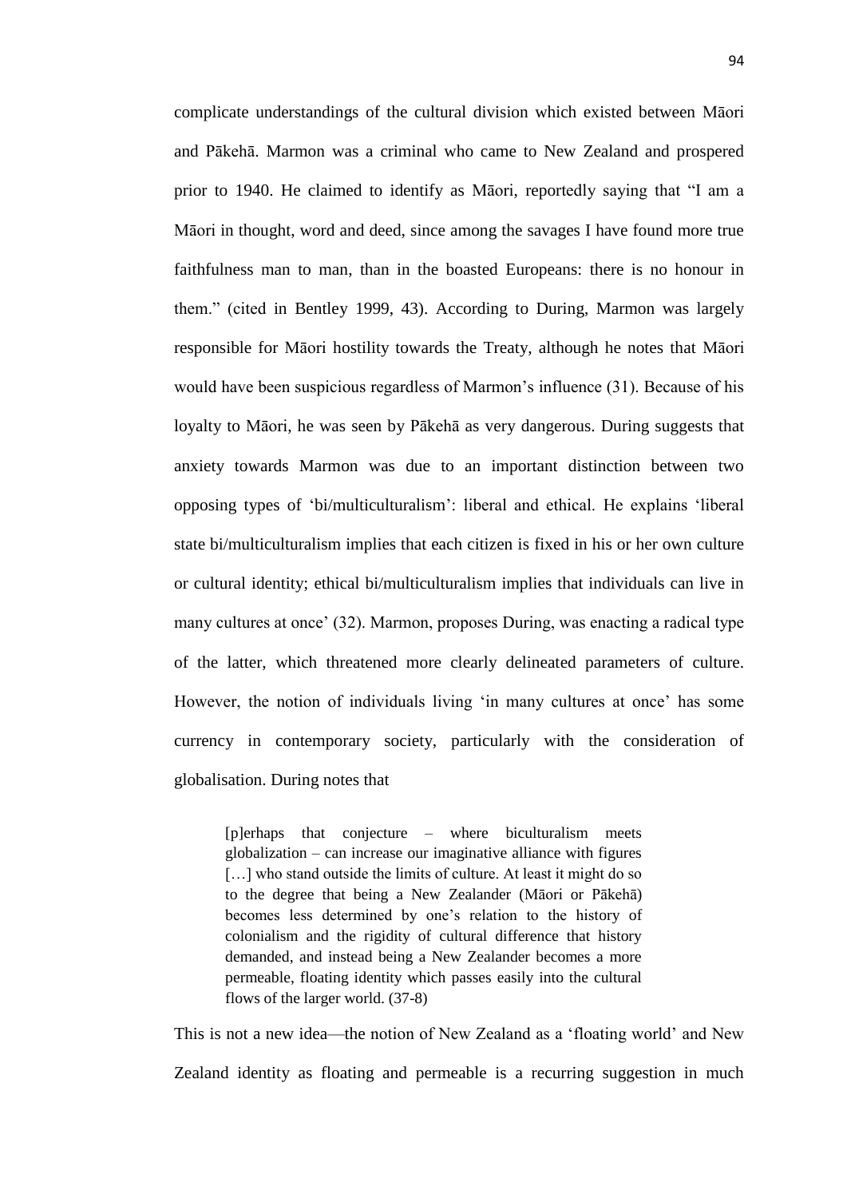complicate understandings of the cultural division which existed between Māori and Pākehā. Marmon was a criminal who came to New Zealand and prospered prior to 1940. He claimed to identify as Māori, reportedly saying that "I am a Māori in thought, word and deed, since among the savages I have found more true faithfulness man to man, than in the boasted Europeans: there is no honour in them." (cited in Bentley 1999, 43). According to During, Marmon was largely responsible for Māori hostility towards the Treaty, although he notes that Māori would have been suspicious regardless of Marmon's influence (31). Because of his loyalty to Māori, he was seen by Pākehā as very dangerous. During suggests that anxiety towards Marmon was due to an important distinction between two opposing types of 'bi/multiculturalism': liberal and ethical. He explains 'liberal state bi/multiculturalism implies that each citizen is fixed in his or her own culture or cultural identity; ethical bi/multiculturalism implies that individuals can live in many cultures at once' (32). Marmon, proposes During, was enacting a radical type of the latter, which threatened more clearly delineated parameters of culture. However, the notion of individuals living 'in many cultures at once' has some currency in contemporary society, particularly with the consideration of globalisation. During notes that

> [p]erhaps that conjecture – where biculturalism meets globalization – can increase our imaginative alliance with figures […] who stand outside the limits of culture. At least it might do so to the degree that being a New Zealander (Māori or Pākehā) becomes less determined by one's relation to the history of colonialism and the rigidity of cultural difference that history demanded, and instead being a New Zealander becomes a more permeable, floating identity which passes easily into the cultural flows of the larger world. (37-8)

This is not a new idea—the notion of New Zealand as a 'floating world' and New Zealand identity as floating and permeable is a recurring suggestion in much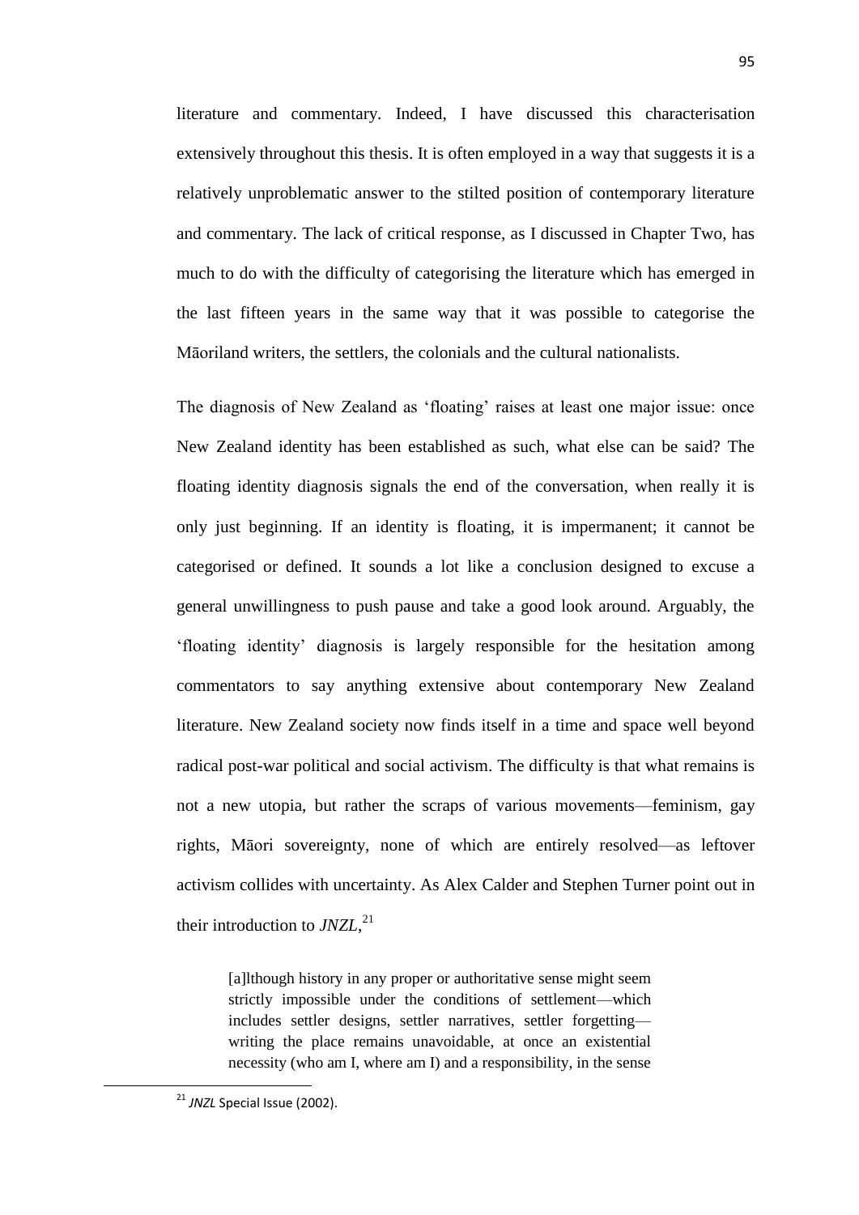literature and commentary. Indeed, I have discussed this characterisation extensively throughout this thesis. It is often employed in a way that suggests it is a relatively unproblematic answer to the stilted position of contemporary literature and commentary. The lack of critical response, as I discussed in Chapter Two, has much to do with the difficulty of categorising the literature which has emerged in the last fifteen years in the same way that it was possible to categorise the Māoriland writers, the settlers, the colonials and the cultural nationalists.

The diagnosis of New Zealand as 'floating' raises at least one major issue: once New Zealand identity has been established as such, what else can be said? The floating identity diagnosis signals the end of the conversation, when really it is only just beginning. If an identity is floating, it is impermanent; it cannot be categorised or defined. It sounds a lot like a conclusion designed to excuse a general unwillingness to push pause and take a good look around. Arguably, the 'floating identity' diagnosis is largely responsible for the hesitation among commentators to say anything extensive about contemporary New Zealand literature. New Zealand society now finds itself in a time and space well beyond radical post-war political and social activism. The difficulty is that what remains is not a new utopia, but rather the scraps of various movements—feminism, gay rights, Māori sovereignty, none of which are entirely resolved—as leftover activism collides with uncertainty. As Alex Calder and Stephen Turner point out in their introduction to *JNZL*,[21]

> [a]lthough history in any proper or authoritative sense might seem strictly impossible under the conditions of settlement—which includes settler designs, settler narratives, settler forgetting—writing the place remains unavoidable, at once an existential necessity (who am I, where am I) and a responsibility, in the sense

[21] *JNZL* Special Issue (2002).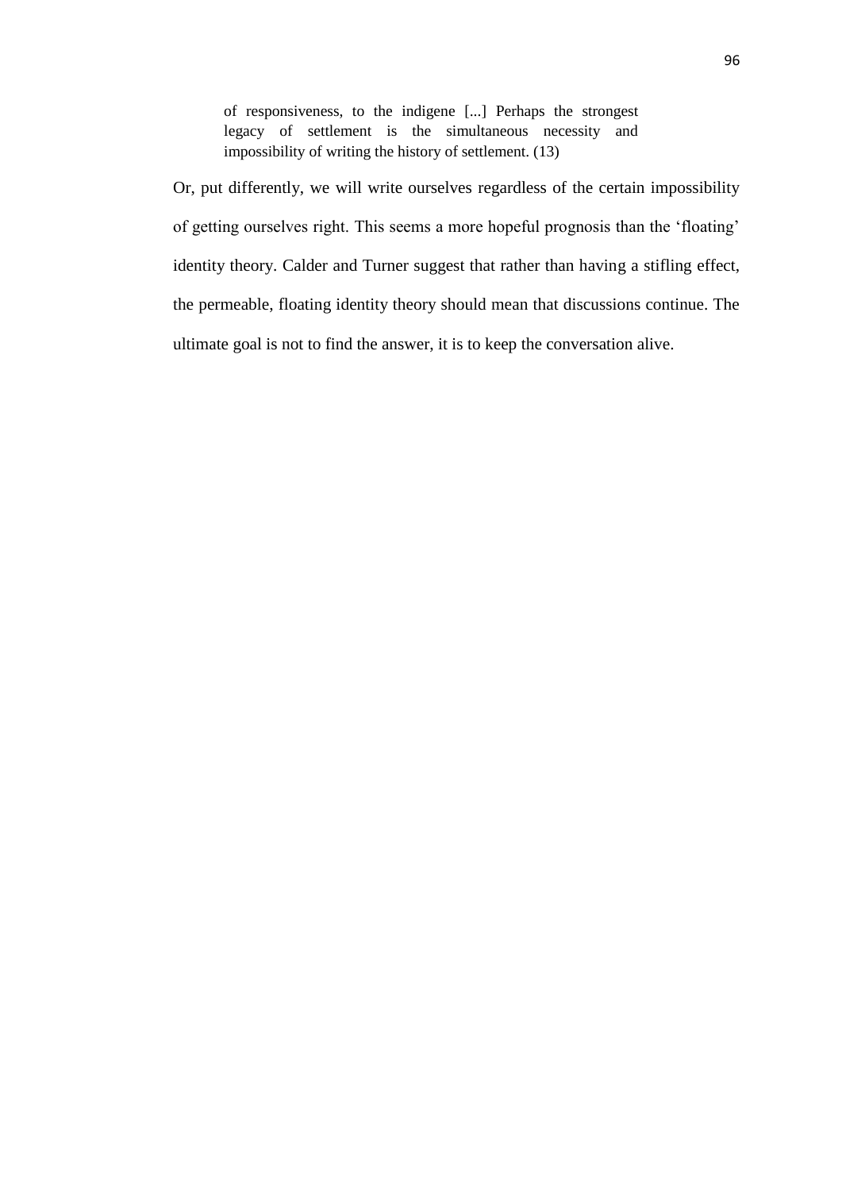> of responsiveness, to the indigene [...] Perhaps the strongest legacy of settlement is the simultaneous necessity and impossibility of writing the history of settlement. (13)

Or, put differently, we will write ourselves regardless of the certain impossibility of getting ourselves right. This seems a more hopeful prognosis than the 'floating' identity theory. Calder and Turner suggest that rather than having a stifling effect, the permeable, floating identity theory should mean that discussions continue. The ultimate goal is not to find the answer, it is to keep the conversation alive.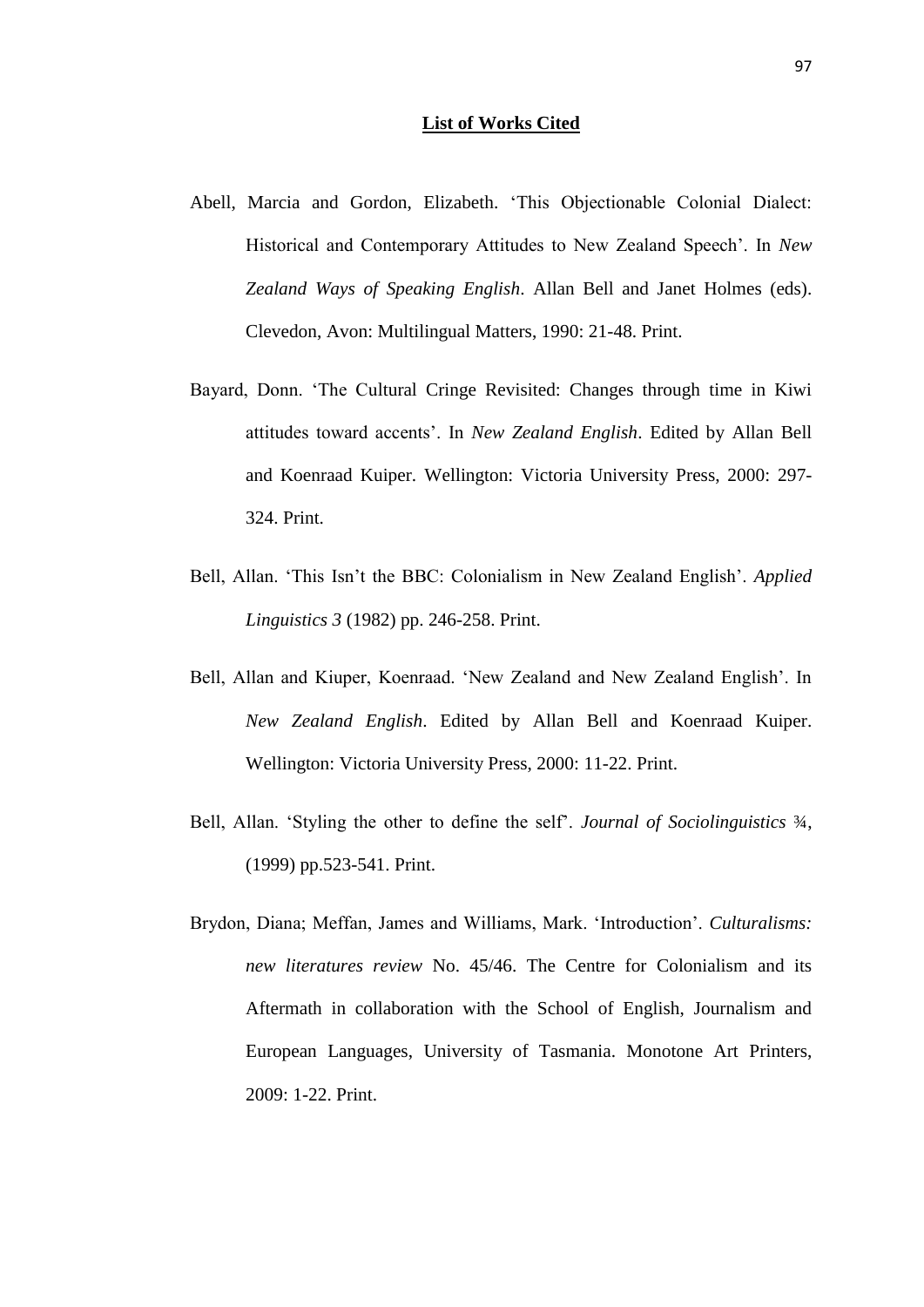## List of Works Cited

Abell, Marcia and Gordon, Elizabeth. 'This Objectionable Colonial Dialect: Historical and Contemporary Attitudes to New Zealand Speech'. In *New Zealand Ways of Speaking English*. Allan Bell and Janet Holmes (eds). Clevedon, Avon: Multilingual Matters, 1990: 21-48. Print.

Bayard, Donn. 'The Cultural Cringe Revisited: Changes through time in Kiwi attitudes toward accents'. In *New Zealand English*. Edited by Allan Bell and Koenraad Kuiper. Wellington: Victoria University Press, 2000: 297-324. Print.

Bell, Allan. 'This Isn't the BBC: Colonialism in New Zealand English'. *Applied Linguistics 3* (1982) pp. 246-258. Print.

Bell, Allan and Kiuper, Koenraad. 'New Zealand and New Zealand English'. In *New Zealand English*. Edited by Allan Bell and Koenraad Kuiper. Wellington: Victoria University Press, 2000: 11-22. Print.

Bell, Allan. 'Styling the other to define the self'. *Journal of Sociolinguistics* ¾, (1999) pp.523-541. Print.

Brydon, Diana; Meffan, James and Williams, Mark. 'Introduction'. *Culturalisms: new literatures review* No. 45/46. The Centre for Colonialism and its Aftermath in collaboration with the School of English, Journalism and European Languages, University of Tasmania. Monotone Art Printers, 2009: 1-22. Print.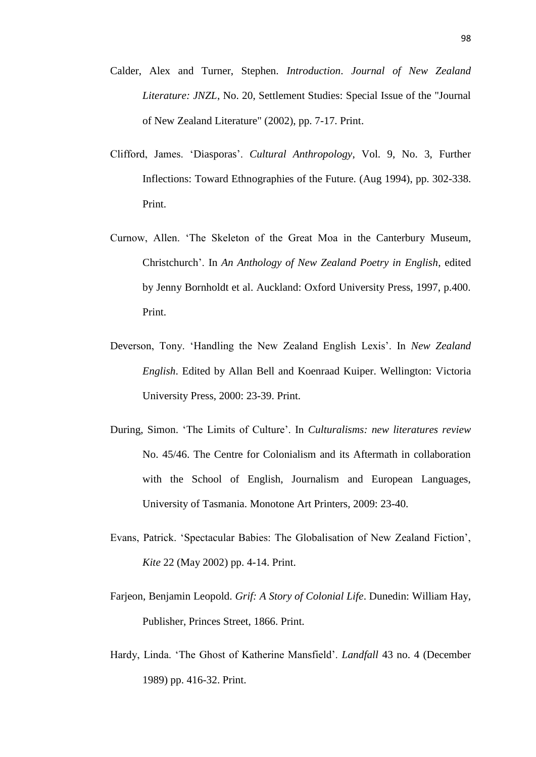Calder, Alex and Turner, Stephen. *Introduction*. *Journal of New Zealand Literature: JNZL*, No. 20, Settlement Studies: Special Issue of the "Journal of New Zealand Literature" (2002), pp. 7-17. Print.

Clifford, James. 'Diasporas'. *Cultural Anthropology*, Vol. 9, No. 3, Further Inflections: Toward Ethnographies of the Future. (Aug 1994), pp. 302-338. Print.

Curnow, Allen. 'The Skeleton of the Great Moa in the Canterbury Museum, Christchurch'. In *An Anthology of New Zealand Poetry in English*, edited by Jenny Bornholdt et al. Auckland: Oxford University Press, 1997, p.400. Print.

Deverson, Tony. 'Handling the New Zealand English Lexis'. In *New Zealand English*. Edited by Allan Bell and Koenraad Kuiper. Wellington: Victoria University Press, 2000: 23-39. Print.

During, Simon. 'The Limits of Culture'. In *Culturalisms: new literatures review* No. 45/46. The Centre for Colonialism and its Aftermath in collaboration with the School of English, Journalism and European Languages, University of Tasmania. Monotone Art Printers, 2009: 23-40.

Evans, Patrick. 'Spectacular Babies: The Globalisation of New Zealand Fiction', *Kite* 22 (May 2002) pp. 4-14. Print.

Farjeon, Benjamin Leopold. *Grif: A Story of Colonial Life*. Dunedin: William Hay, Publisher, Princes Street, 1866. Print.

Hardy, Linda. 'The Ghost of Katherine Mansfield'. *Landfall* 43 no. 4 (December 1989) pp. 416-32. Print.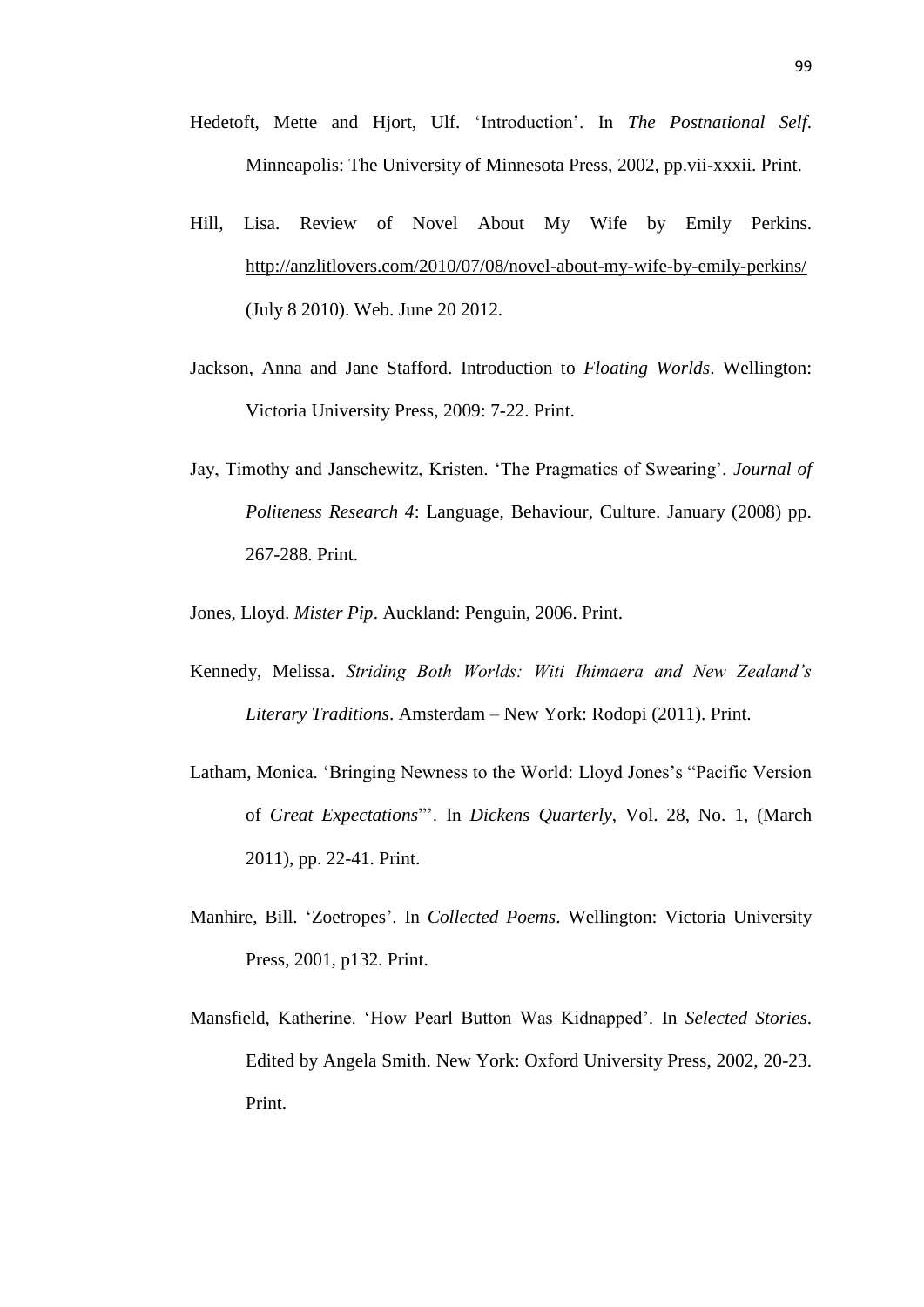Hedetoft, Mette and Hjort, Ulf. 'Introduction'. In *The Postnational Self*. Minneapolis: The University of Minnesota Press, 2002, pp.vii-xxxii. Print.

Hill, Lisa. Review of Novel About My Wife by Emily Perkins. http://anzlitlovers.com/2010/07/08/novel-about-my-wife-by-emily-perkins/ (July 8 2010). Web. June 20 2012.

Jackson, Anna and Jane Stafford. Introduction to *Floating Worlds*. Wellington: Victoria University Press, 2009: 7-22. Print.

Jay, Timothy and Janschewitz, Kristen. 'The Pragmatics of Swearing'. *Journal of Politeness Research 4*: Language, Behaviour, Culture. January (2008) pp. 267-288. Print.

Jones, Lloyd. *Mister Pip*. Auckland: Penguin, 2006. Print.

Kennedy, Melissa. *Striding Both Worlds: Witi Ihimaera and New Zealand's Literary Traditions*. Amsterdam – New York: Rodopi (2011). Print.

Latham, Monica. 'Bringing Newness to the World: Lloyd Jones's "Pacific Version of *Great Expectations*"'. In *Dickens Quarterly*, Vol. 28, No. 1, (March 2011), pp. 22-41. Print.

Manhire, Bill. 'Zoetropes'. In *Collected Poems*. Wellington: Victoria University Press, 2001, p132. Print.

Mansfield, Katherine. 'How Pearl Button Was Kidnapped'. In *Selected Stories*. Edited by Angela Smith. New York: Oxford University Press, 2002, 20-23. Print.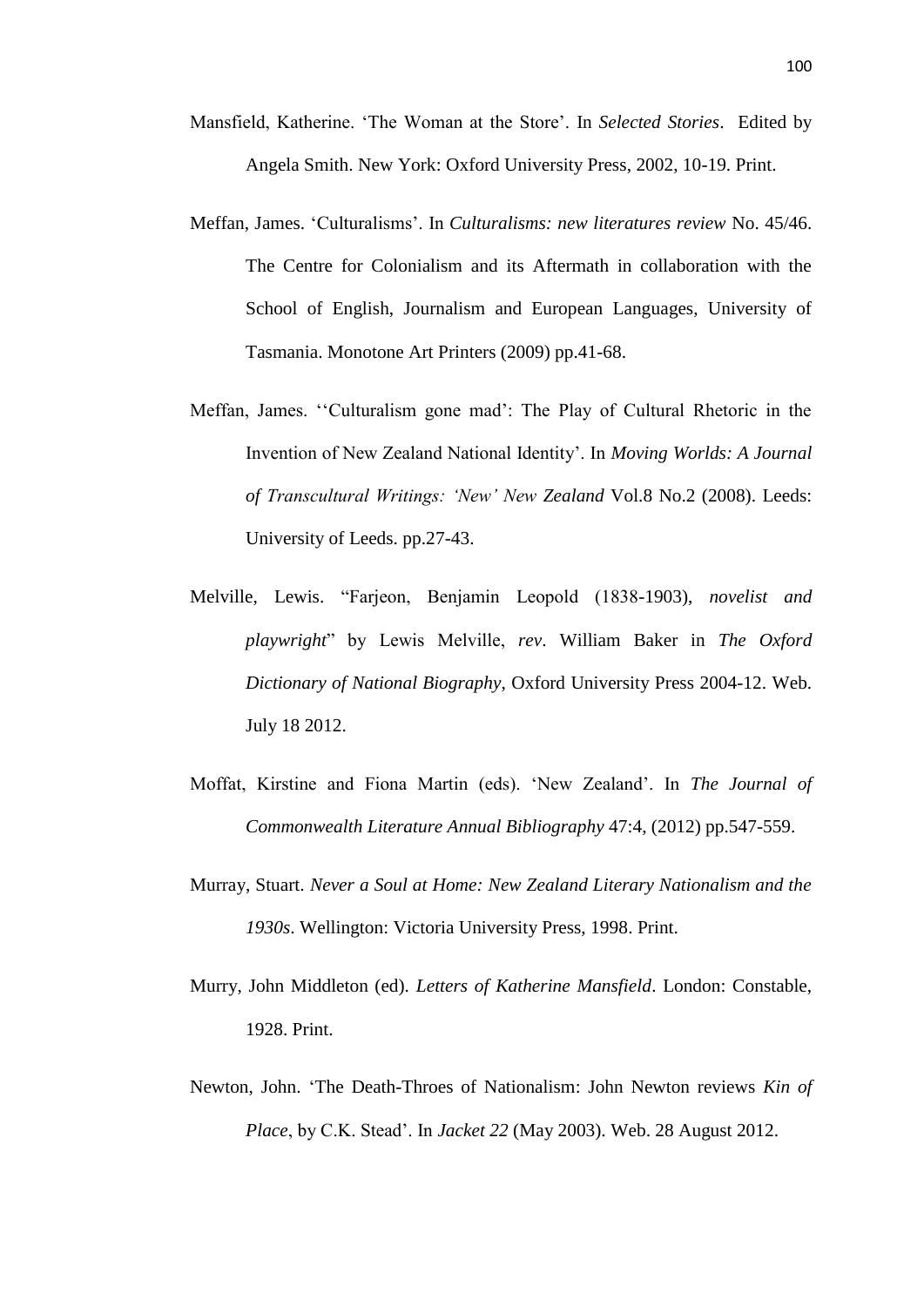Mansfield, Katherine. 'The Woman at the Store'. In *Selected Stories*. Edited by Angela Smith. New York: Oxford University Press, 2002, 10-19. Print.

Meffan, James. 'Culturalisms'. In *Culturalisms: new literatures review* No. 45/46. The Centre for Colonialism and its Aftermath in collaboration with the School of English, Journalism and European Languages, University of Tasmania. Monotone Art Printers (2009) pp.41-68.

Meffan, James. ''Culturalism gone mad': The Play of Cultural Rhetoric in the Invention of New Zealand National Identity'. In *Moving Worlds: A Journal of Transcultural Writings: 'New' New Zealand* Vol.8 No.2 (2008). Leeds: University of Leeds. pp.27-43.

Melville, Lewis. "Farjeon, Benjamin Leopold (1838-1903), *novelist and playwright*" by Lewis Melville, *rev*. William Baker in *The Oxford Dictionary of National Biography*, Oxford University Press 2004-12. Web. July 18 2012.

Moffat, Kirstine and Fiona Martin (eds). 'New Zealand'. In *The Journal of Commonwealth Literature Annual Bibliography* 47:4, (2012) pp.547-559.

Murray, Stuart. *Never a Soul at Home: New Zealand Literary Nationalism and the 1930s*. Wellington: Victoria University Press, 1998. Print.

Murry, John Middleton (ed). *Letters of Katherine Mansfield*. London: Constable, 1928. Print.

Newton, John. 'The Death-Throes of Nationalism: John Newton reviews *Kin of Place*, by C.K. Stead'. In *Jacket 22* (May 2003). Web. 28 August 2012.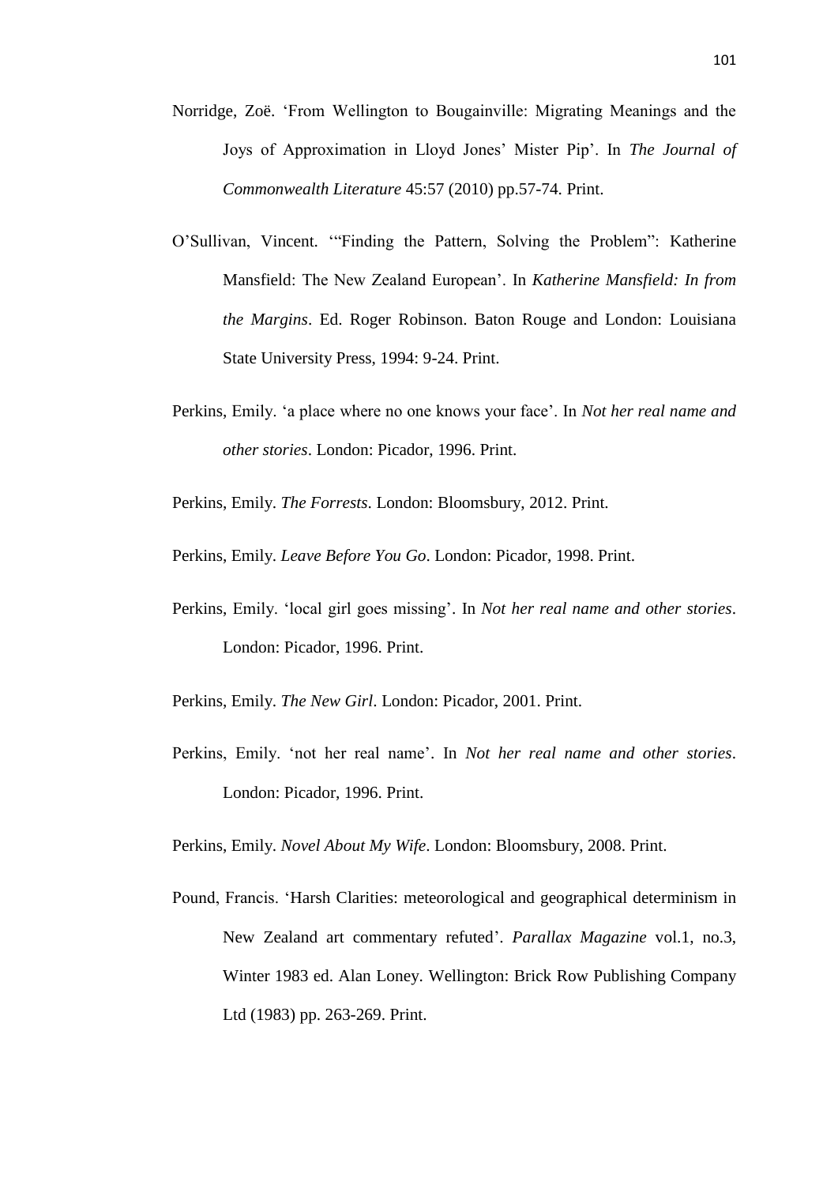Norridge, Zoë. 'From Wellington to Bougainville: Migrating Meanings and the Joys of Approximation in Lloyd Jones' Mister Pip'. In *The Journal of Commonwealth Literature* 45:57 (2010) pp.57-74. Print.

O'Sullivan, Vincent. '"Finding the Pattern, Solving the Problem": Katherine Mansfield: The New Zealand European'. In *Katherine Mansfield: In from the Margins*. Ed. Roger Robinson. Baton Rouge and London: Louisiana State University Press, 1994: 9-24. Print.

Perkins, Emily. 'a place where no one knows your face'. In *Not her real name and other stories*. London: Picador, 1996. Print.

Perkins, Emily. *The Forrests*. London: Bloomsbury, 2012. Print.

Perkins, Emily. *Leave Before You Go*. London: Picador, 1998. Print.

Perkins, Emily. 'local girl goes missing'. In *Not her real name and other stories*. London: Picador, 1996. Print.

Perkins, Emily. *The New Girl*. London: Picador, 2001. Print.

Perkins, Emily. 'not her real name'. In *Not her real name and other stories*. London: Picador, 1996. Print.

Perkins, Emily. *Novel About My Wife*. London: Bloomsbury, 2008. Print.

Pound, Francis. 'Harsh Clarities: meteorological and geographical determinism in New Zealand art commentary refuted'. *Parallax Magazine* vol.1, no.3, Winter 1983 ed. Alan Loney. Wellington: Brick Row Publishing Company Ltd (1983) pp. 263-269. Print.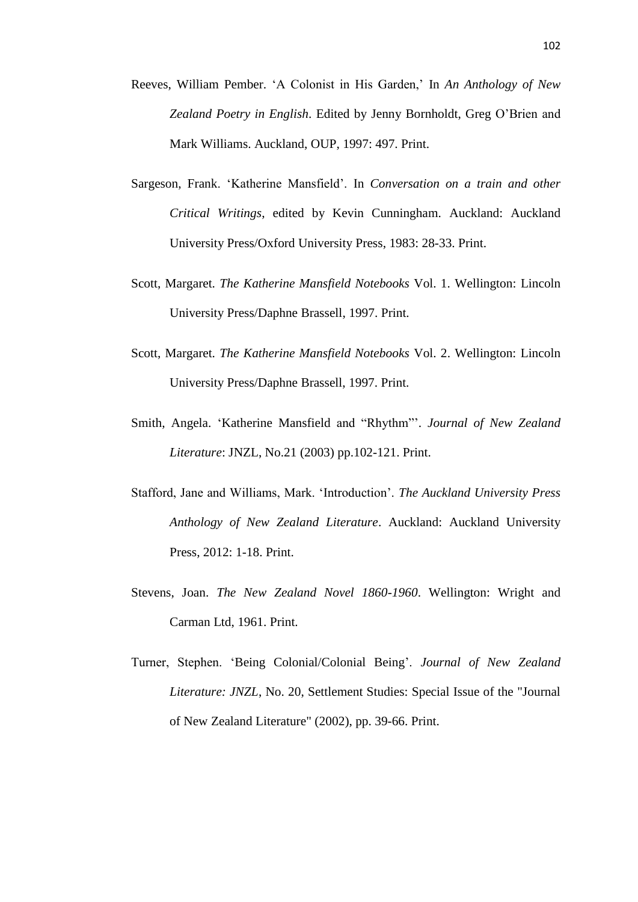Reeves, William Pember. 'A Colonist in His Garden,' In *An Anthology of New Zealand Poetry in English*. Edited by Jenny Bornholdt, Greg O'Brien and Mark Williams. Auckland, OUP, 1997: 497. Print.

Sargeson, Frank. 'Katherine Mansfield'. In *Conversation on a train and other Critical Writings*, edited by Kevin Cunningham. Auckland: Auckland University Press/Oxford University Press, 1983: 28-33. Print.

Scott, Margaret. *The Katherine Mansfield Notebooks* Vol. 1. Wellington: Lincoln University Press/Daphne Brassell, 1997. Print.

Scott, Margaret. *The Katherine Mansfield Notebooks* Vol. 2. Wellington: Lincoln University Press/Daphne Brassell, 1997. Print.

Smith, Angela. 'Katherine Mansfield and "Rhythm"'. *Journal of New Zealand Literature*: JNZL, No.21 (2003) pp.102-121. Print.

Stafford, Jane and Williams, Mark. 'Introduction'. *The Auckland University Press Anthology of New Zealand Literature*. Auckland: Auckland University Press, 2012: 1-18. Print.

Stevens, Joan. *The New Zealand Novel 1860-1960*. Wellington: Wright and Carman Ltd, 1961. Print.

Turner, Stephen. 'Being Colonial/Colonial Being'. *Journal of New Zealand Literature: JNZL*, No. 20, Settlement Studies: Special Issue of the "Journal of New Zealand Literature" (2002), pp. 39-66. Print.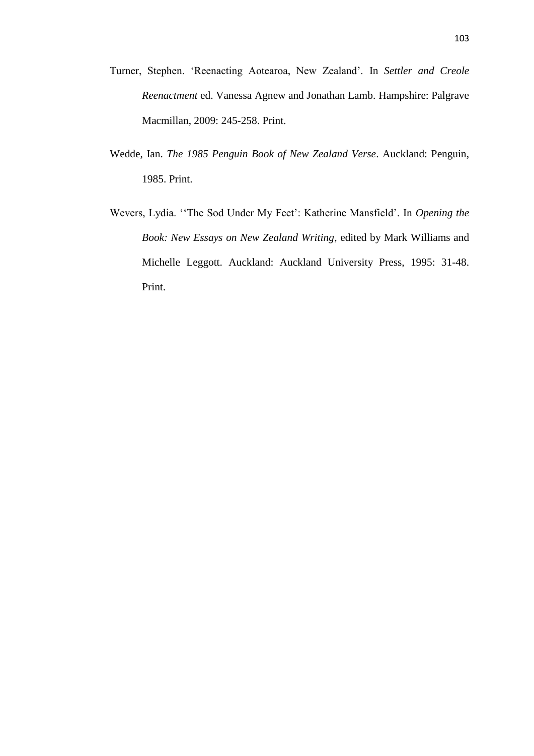Turner, Stephen. 'Reenacting Aotearoa, New Zealand'. In *Settler and Creole Reenactment* ed. Vanessa Agnew and Jonathan Lamb. Hampshire: Palgrave Macmillan, 2009: 245-258. Print.

Wedde, Ian. *The 1985 Penguin Book of New Zealand Verse*. Auckland: Penguin, 1985. Print.

Wevers, Lydia. ''The Sod Under My Feet': Katherine Mansfield'. In *Opening the Book: New Essays on New Zealand Writing*, edited by Mark Williams and Michelle Leggott. Auckland: Auckland University Press, 1995: 31-48. Print.